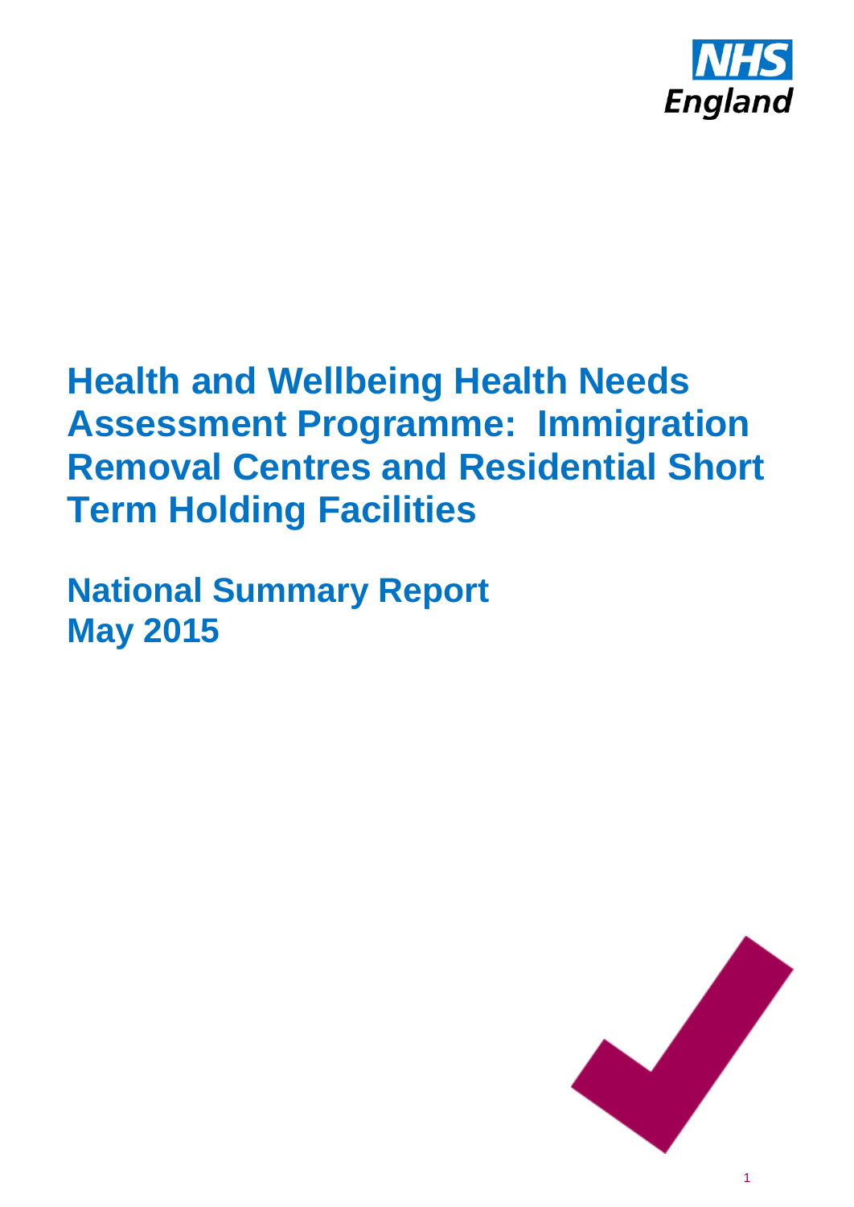# Health and Wellbeing Health Needs Assessment Programme: Immigration Removal Centres and Residential Short Term Holding Facilities

## National Summary Report
## May 2015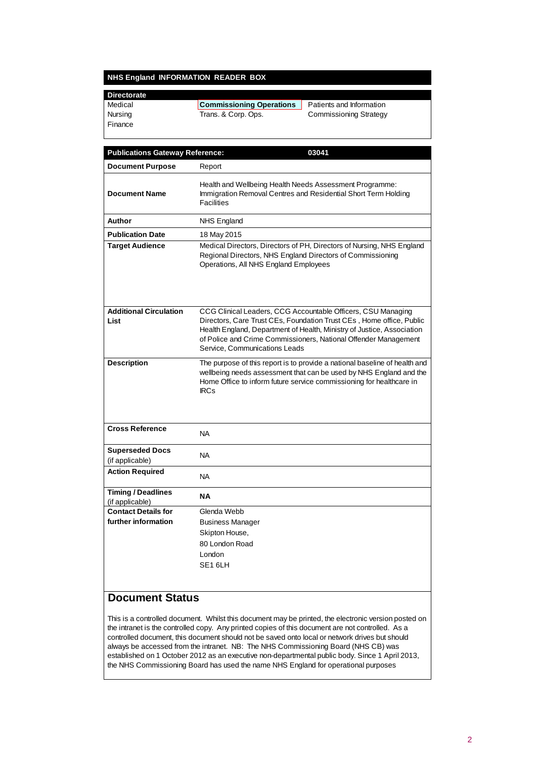## NHS England INFORMATION READER BOX

| Directorate | | |
|---|---|---|
| Medical | **Commissioning Operations** | Patients and Information |
| Nursing | Trans. & Corp. Ops. | Commissioning Strategy |
| Finance | | |

| Publications Gateway Reference: | 03041 |
|---|---|
| **Document Purpose** | Report |
| **Document Name** | Health and Wellbeing Health Needs Assessment Programme: Immigration Removal Centres and Residential Short Term Holding Facilities |
| **Author** | NHS England |
| **Publication Date** | 18 May 2015 |
| **Target Audience** | Medical Directors, Directors of PH, Directors of Nursing, NHS England Regional Directors, NHS England Directors of Commissioning Operations, All NHS England Employees |
| **Additional Circulation List** | CCG Clinical Leaders, CCG Accountable Officers, CSU Managing Directors, Care Trust CEs, Foundation Trust CEs , Home office, Public Health England, Department of Health, Ministry of Justice, Association of Police and Crime Commissioners, National Offender Management Service, Communications Leads |
| **Description** | The purpose of this report is to provide a national baseline of health and wellbeing needs assessment that can be used by NHS England and the Home Office to inform future service commissioning for healthcare in IRCs |
| **Cross Reference** | NA |
| **Superseded Docs** (if applicable) | NA |
| **Action Required** | NA |
| **Timing / Deadlines** (if applicable) | **NA** |
| **Contact Details for further information** | Glenda Webb<br>Business Manager<br>Skipton House,<br>80 London Road<br>London<br>SE1 6LH |

## Document Status

This is a controlled document. Whilst this document may be printed, the electronic version posted on the intranet is the controlled copy. Any printed copies of this document are not controlled. As a controlled document, this document should not be saved onto local or network drives but should always be accessed from the intranet. NB: The NHS Commissioning Board (NHS CB) was established on 1 October 2012 as an executive non-departmental public body. Since 1 April 2013, the NHS Commissioning Board has used the name NHS England for operational purposes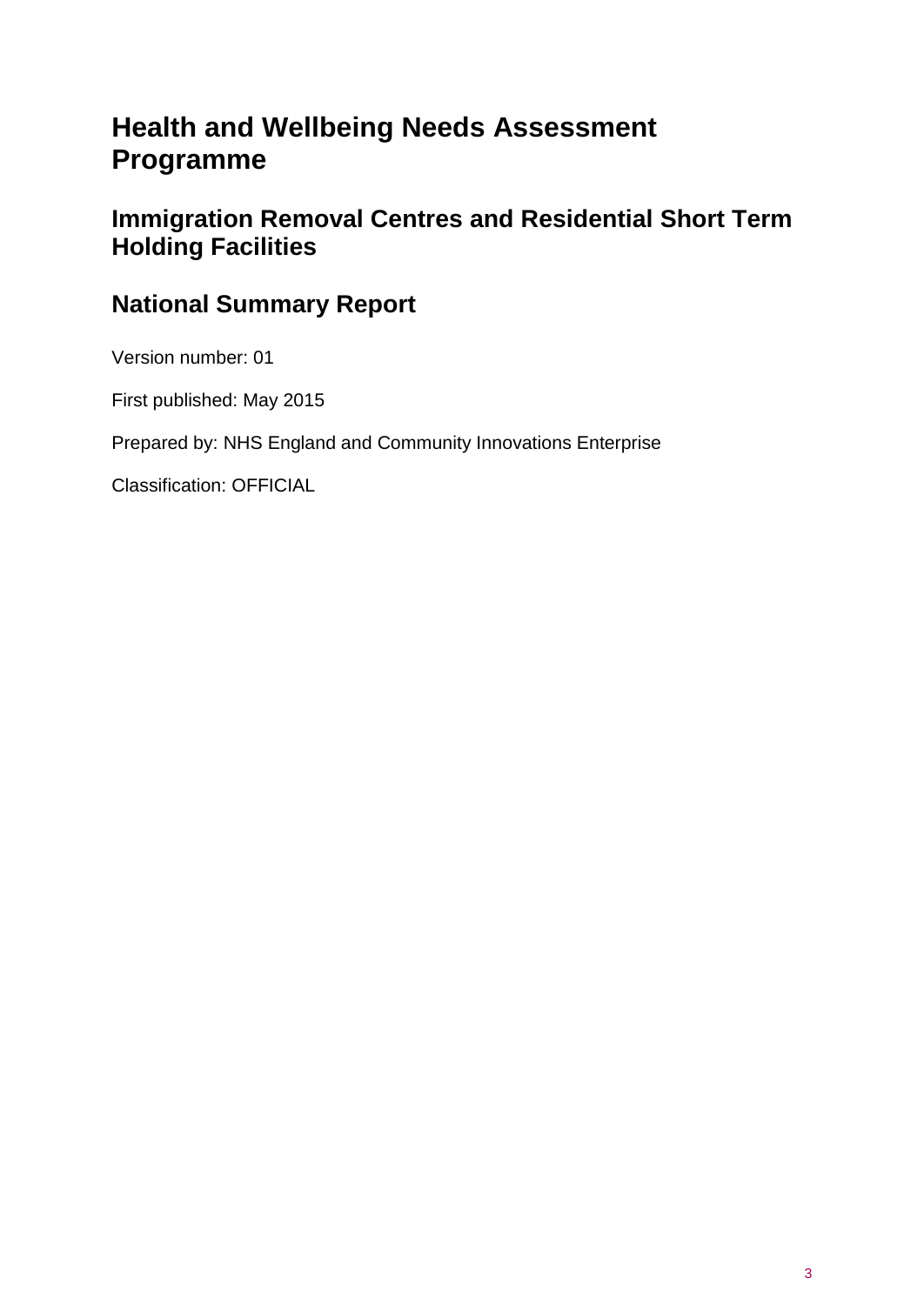# Health and Wellbeing Needs Assessment Programme

## Immigration Removal Centres and Residential Short Term Holding Facilities

## National Summary Report

Version number: 01

First published: May 2015

Prepared by: NHS England and Community Innovations Enterprise

Classification: OFFICIAL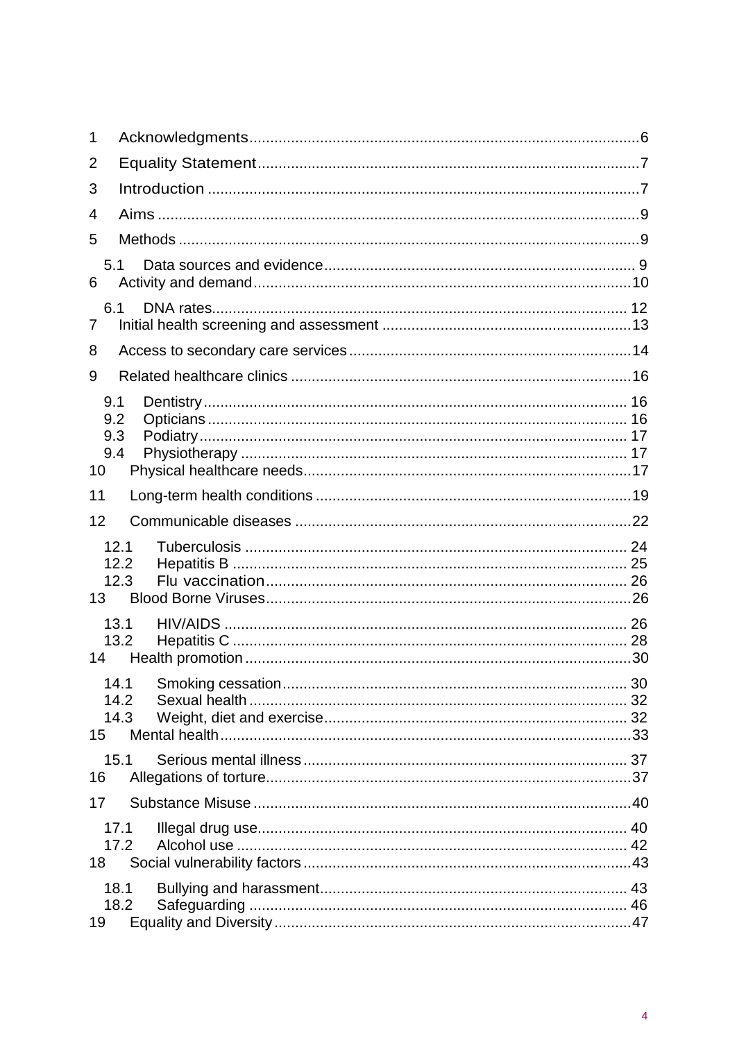1 Acknowledgments ... 6
2 Equality Statement ... 7
3 Introduction ... 7
4 Aims ... 9
5 Methods ... 9
  5.1 Data sources and evidence ... 9
6 Activity and demand ... 10
  6.1 DNA rates ... 12
7 Initial health screening and assessment ... 13
8 Access to secondary care services ... 14
9 Related healthcare clinics ... 16
  9.1 Dentistry ... 16
  9.2 Opticians ... 16
  9.3 Podiatry ... 17
  9.4 Physiotherapy ... 17
10 Physical healthcare needs ... 17
11 Long-term health conditions ... 19
12 Communicable diseases ... 22
  12.1 Tuberculosis ... 24
  12.2 Hepatitis B ... 25
  12.3 Flu vaccination ... 26
13 Blood Borne Viruses ... 26
  13.1 HIV/AIDS ... 26
  13.2 Hepatitis C ... 28
14 Health promotion ... 30
  14.1 Smoking cessation ... 30
  14.2 Sexual health ... 32
  14.3 Weight, diet and exercise ... 32
15 Mental health ... 33
  15.1 Serious mental illness ... 37
16 Allegations of torture ... 37
17 Substance Misuse ... 40
  17.1 Illegal drug use ... 40
  17.2 Alcohol use ... 42
18 Social vulnerability factors ... 43
  18.1 Bullying and harassment ... 43
  18.2 Safeguarding ... 46
19 Equality and Diversity ... 47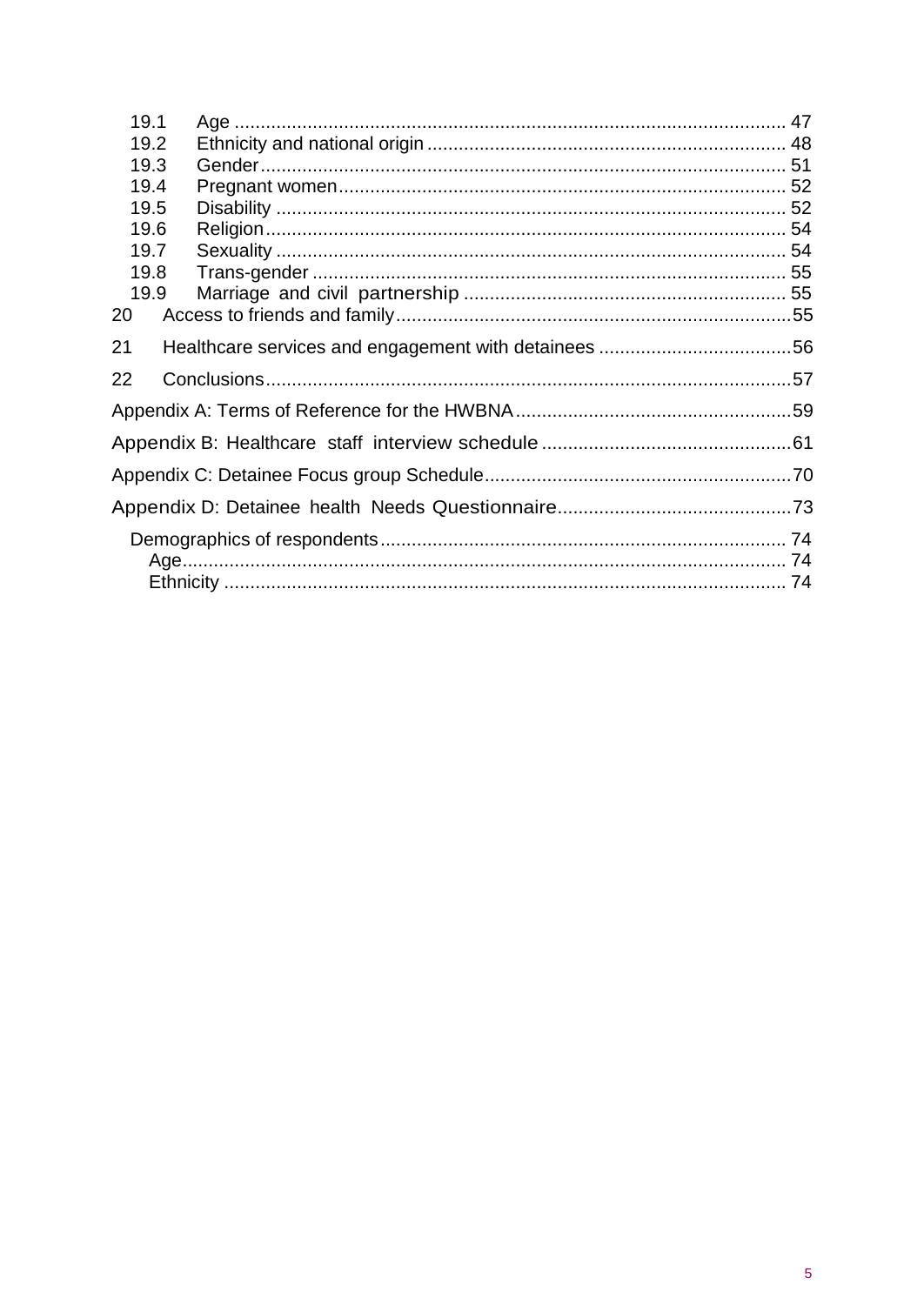19.1 Age ........................................................................................................ 47
19.2 Ethnicity and national origin ..................................................................... 48
19.3 Gender ..................................................................................................... 51
19.4 Pregnant women ...................................................................................... 52
19.5 Disability .................................................................................................. 52
19.6 Religion .................................................................................................... 54
19.7 Sexuality .................................................................................................. 54
19.8 Trans-gender ............................................................................................ 55
19.9 Marriage and civil partnership .................................................................. 55

20 Access to friends and family ............................................................................ 55

21 Healthcare services and engagement with detainees ...................................... 56

22 Conclusions ...................................................................................................... 57

Appendix A: Terms of Reference for the HWBNA ................................................ 59

Appendix B: Healthcare staff interview schedule ................................................. 61

Appendix C: Detainee Focus group Schedule ...................................................... 70

Appendix D: Detainee health Needs Questionnaire .............................................. 73

Demographics of respondents ............................................................................... 74
Age ........................................................................................................................ 74
Ethnicity ................................................................................................................. 74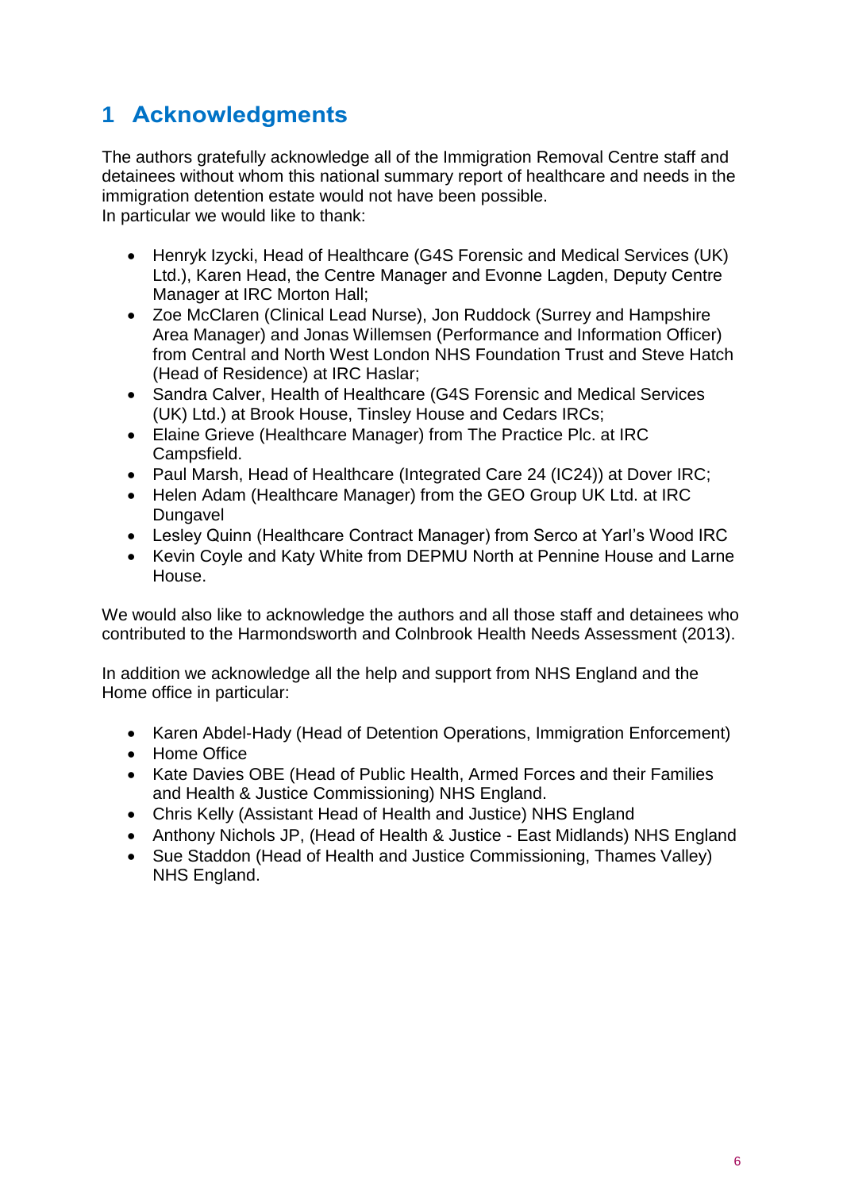# 1 Acknowledgments

The authors gratefully acknowledge all of the Immigration Removal Centre staff and detainees without whom this national summary report of healthcare and needs in the immigration detention estate would not have been possible.
In particular we would like to thank:

- Henryk Izycki, Head of Healthcare (G4S Forensic and Medical Services (UK) Ltd.), Karen Head, the Centre Manager and Evonne Lagden, Deputy Centre Manager at IRC Morton Hall;
- Zoe McClaren (Clinical Lead Nurse), Jon Ruddock (Surrey and Hampshire Area Manager) and Jonas Willemsen (Performance and Information Officer) from Central and North West London NHS Foundation Trust and Steve Hatch (Head of Residence) at IRC Haslar;
- Sandra Calver, Health of Healthcare (G4S Forensic and Medical Services (UK) Ltd.) at Brook House, Tinsley House and Cedars IRCs;
- Elaine Grieve (Healthcare Manager) from The Practice Plc. at IRC Campsfield.
- Paul Marsh, Head of Healthcare (Integrated Care 24 (IC24)) at Dover IRC;
- Helen Adam (Healthcare Manager) from the GEO Group UK Ltd. at IRC Dungavel
- Lesley Quinn (Healthcare Contract Manager) from Serco at Yarl's Wood IRC
- Kevin Coyle and Katy White from DEPMU North at Pennine House and Larne House.

We would also like to acknowledge the authors and all those staff and detainees who contributed to the Harmondsworth and Colnbrook Health Needs Assessment (2013).

In addition we acknowledge all the help and support from NHS England and the Home office in particular:

- Karen Abdel-Hady (Head of Detention Operations, Immigration Enforcement)
- Home Office
- Kate Davies OBE (Head of Public Health, Armed Forces and their Families and Health & Justice Commissioning) NHS England.
- Chris Kelly (Assistant Head of Health and Justice) NHS England
- Anthony Nichols JP, (Head of Health & Justice - East Midlands) NHS England
- Sue Staddon (Head of Health and Justice Commissioning, Thames Valley) NHS England.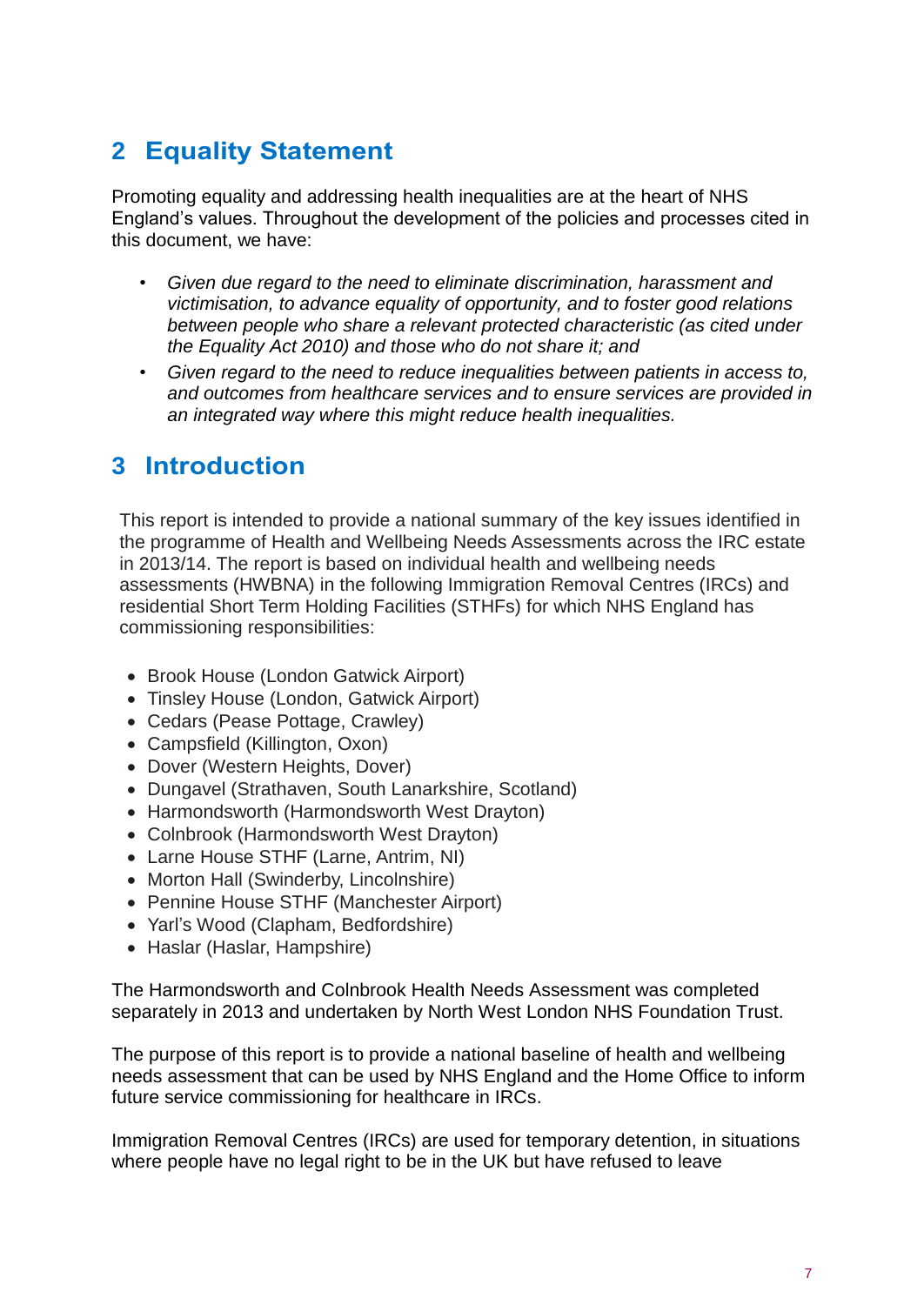## 2 Equality Statement

Promoting equality and addressing health inequalities are at the heart of NHS England's values. Throughout the development of the policies and processes cited in this document, we have:

- *Given due regard to the need to eliminate discrimination, harassment and victimisation, to advance equality of opportunity, and to foster good relations between people who share a relevant protected characteristic (as cited under the Equality Act 2010) and those who do not share it; and*
- *Given regard to the need to reduce inequalities between patients in access to, and outcomes from healthcare services and to ensure services are provided in an integrated way where this might reduce health inequalities.*

## 3 Introduction

This report is intended to provide a national summary of the key issues identified in the programme of Health and Wellbeing Needs Assessments across the IRC estate in 2013/14. The report is based on individual health and wellbeing needs assessments (HWBNA) in the following Immigration Removal Centres (IRCs) and residential Short Term Holding Facilities (STHFs) for which NHS England has commissioning responsibilities:

- Brook House (London Gatwick Airport)
- Tinsley House (London, Gatwick Airport)
- Cedars (Pease Pottage, Crawley)
- Campsfield (Killington, Oxon)
- Dover (Western Heights, Dover)
- Dungavel (Strathaven, South Lanarkshire, Scotland)
- Harmondsworth (Harmondsworth West Drayton)
- Colnbrook (Harmondsworth West Drayton)
- Larne House STHF (Larne, Antrim, NI)
- Morton Hall (Swinderby, Lincolnshire)
- Pennine House STHF (Manchester Airport)
- Yarl's Wood (Clapham, Bedfordshire)
- Haslar (Haslar, Hampshire)

The Harmondsworth and Colnbrook Health Needs Assessment was completed separately in 2013 and undertaken by North West London NHS Foundation Trust.

The purpose of this report is to provide a national baseline of health and wellbeing needs assessment that can be used by NHS England and the Home Office to inform future service commissioning for healthcare in IRCs.

Immigration Removal Centres (IRCs) are used for temporary detention, in situations where people have no legal right to be in the UK but have refused to leave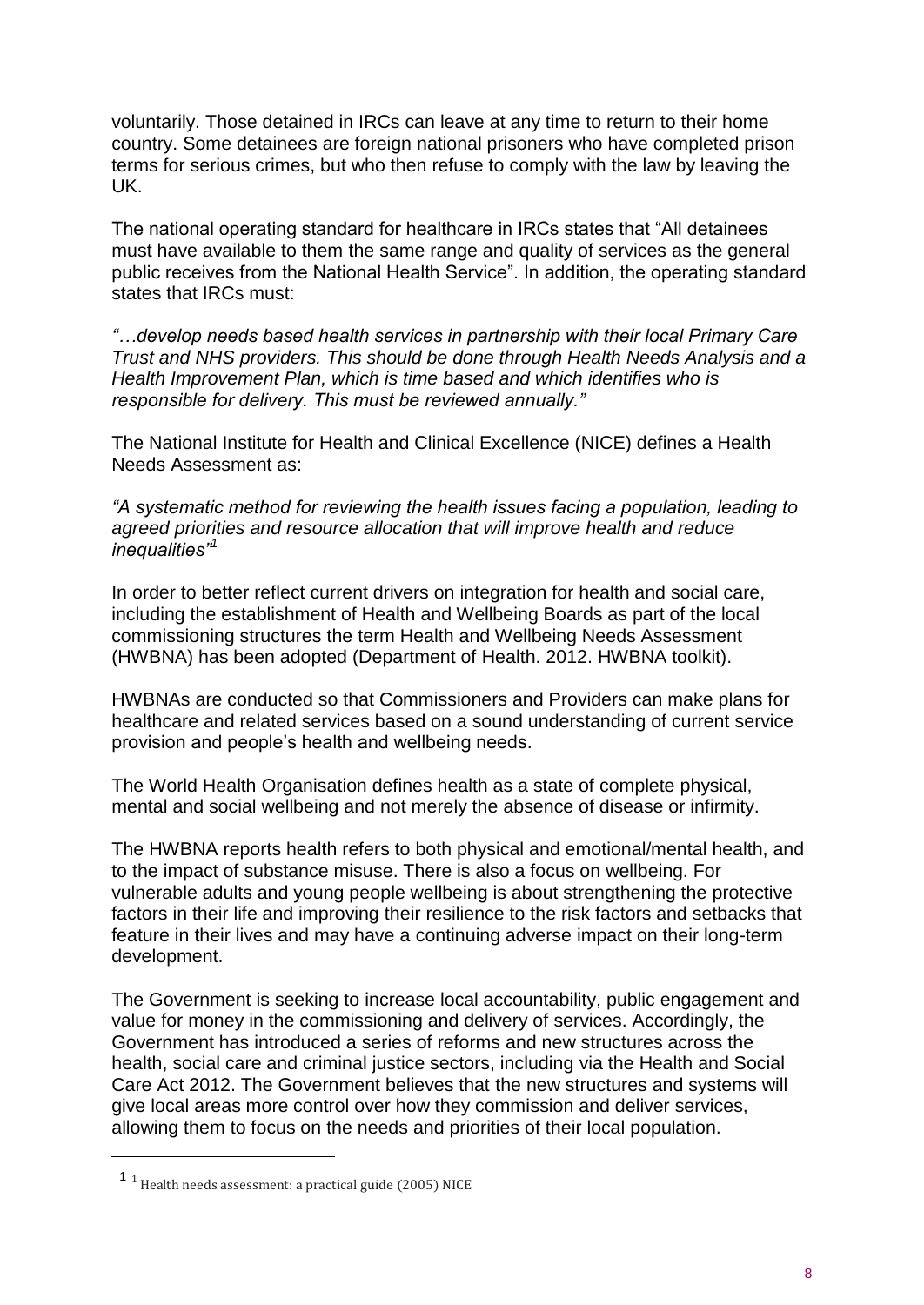voluntarily. Those detained in IRCs can leave at any time to return to their home country. Some detainees are foreign national prisoners who have completed prison terms for serious crimes, but who then refuse to comply with the law by leaving the UK.

The national operating standard for healthcare in IRCs states that "All detainees must have available to them the same range and quality of services as the general public receives from the National Health Service". In addition, the operating standard states that IRCs must:

*"…develop needs based health services in partnership with their local Primary Care Trust and NHS providers. This should be done through Health Needs Analysis and a Health Improvement Plan, which is time based and which identifies who is responsible for delivery. This must be reviewed annually."*

The National Institute for Health and Clinical Excellence (NICE) defines a Health Needs Assessment as:

*"A systematic method for reviewing the health issues facing a population, leading to agreed priorities and resource allocation that will improve health and reduce inequalities"*[1]

In order to better reflect current drivers on integration for health and social care, including the establishment of Health and Wellbeing Boards as part of the local commissioning structures the term Health and Wellbeing Needs Assessment (HWBNA) has been adopted (Department of Health. 2012. HWBNA toolkit).

HWBNAs are conducted so that Commissioners and Providers can make plans for healthcare and related services based on a sound understanding of current service provision and people's health and wellbeing needs.

The World Health Organisation defines health as a state of complete physical, mental and social wellbeing and not merely the absence of disease or infirmity.

The HWBNA reports health refers to both physical and emotional/mental health, and to the impact of substance misuse. There is also a focus on wellbeing. For vulnerable adults and young people wellbeing is about strengthening the protective factors in their life and improving their resilience to the risk factors and setbacks that feature in their lives and may have a continuing adverse impact on their long-term development.

The Government is seeking to increase local accountability, public engagement and value for money in the commissioning and delivery of services. Accordingly, the Government has introduced a series of reforms and new structures across the health, social care and criminal justice sectors, including via the Health and Social Care Act 2012. The Government believes that the new structures and systems will give local areas more control over how they commission and deliver services, allowing them to focus on the needs and priorities of their local population.

---

[1] [1] Health needs assessment: a practical guide (2005) NICE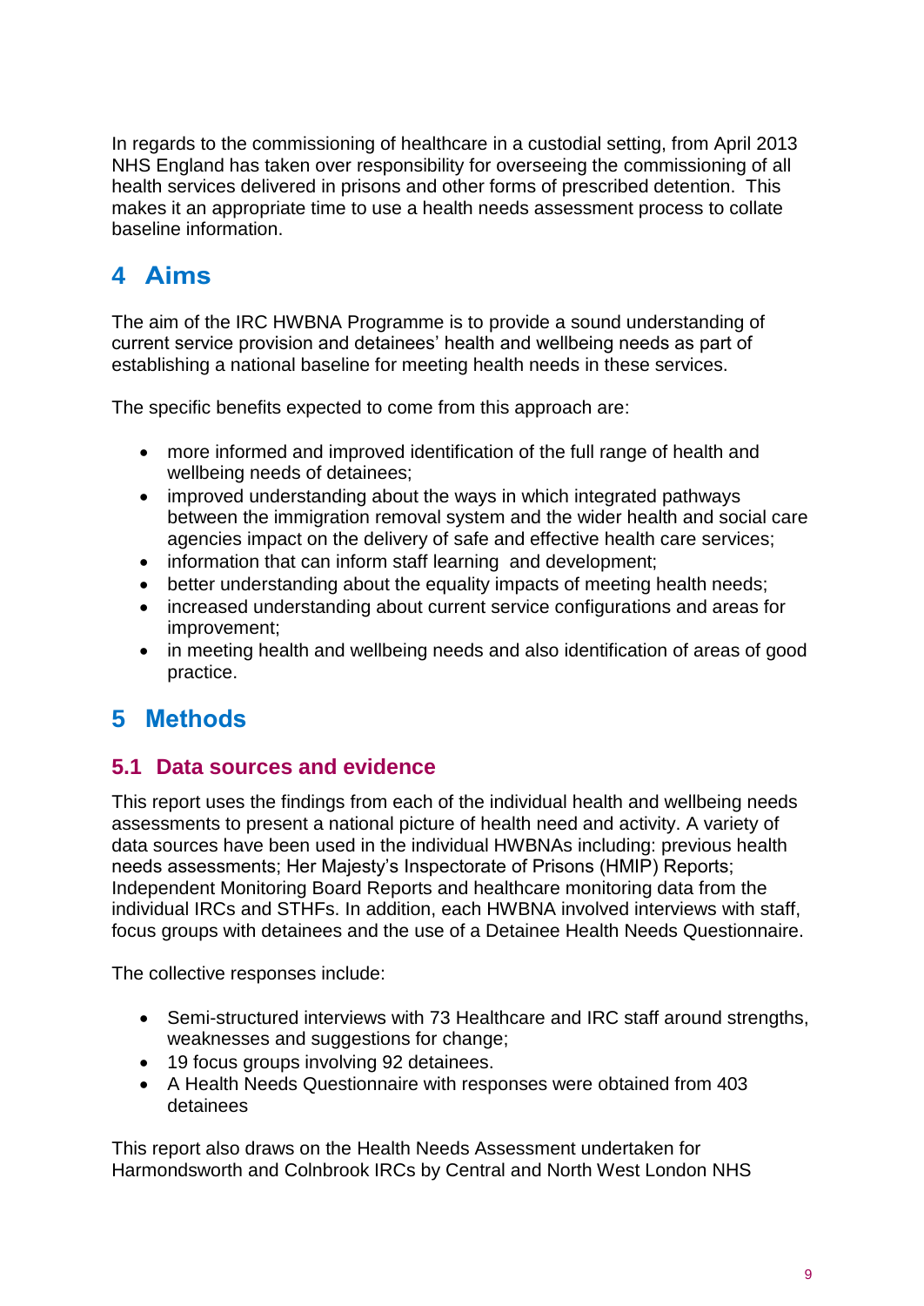In regards to the commissioning of healthcare in a custodial setting, from April 2013 NHS England has taken over responsibility for overseeing the commissioning of all health services delivered in prisons and other forms of prescribed detention. This makes it an appropriate time to use a health needs assessment process to collate baseline information.

# 4 Aims

The aim of the IRC HWBNA Programme is to provide a sound understanding of current service provision and detainees' health and wellbeing needs as part of establishing a national baseline for meeting health needs in these services.

The specific benefits expected to come from this approach are:

- more informed and improved identification of the full range of health and wellbeing needs of detainees;
- improved understanding about the ways in which integrated pathways between the immigration removal system and the wider health and social care agencies impact on the delivery of safe and effective health care services;
- information that can inform staff learning and development;
- better understanding about the equality impacts of meeting health needs;
- increased understanding about current service configurations and areas for improvement;
- in meeting health and wellbeing needs and also identification of areas of good practice.

# 5 Methods

## 5.1 Data sources and evidence

This report uses the findings from each of the individual health and wellbeing needs assessments to present a national picture of health need and activity. A variety of data sources have been used in the individual HWBNAs including: previous health needs assessments; Her Majesty's Inspectorate of Prisons (HMIP) Reports; Independent Monitoring Board Reports and healthcare monitoring data from the individual IRCs and STHFs. In addition, each HWBNA involved interviews with staff, focus groups with detainees and the use of a Detainee Health Needs Questionnaire.

The collective responses include:

- Semi-structured interviews with 73 Healthcare and IRC staff around strengths, weaknesses and suggestions for change;
- 19 focus groups involving 92 detainees.
- A Health Needs Questionnaire with responses were obtained from 403 detainees

This report also draws on the Health Needs Assessment undertaken for Harmondsworth and Colnbrook IRCs by Central and North West London NHS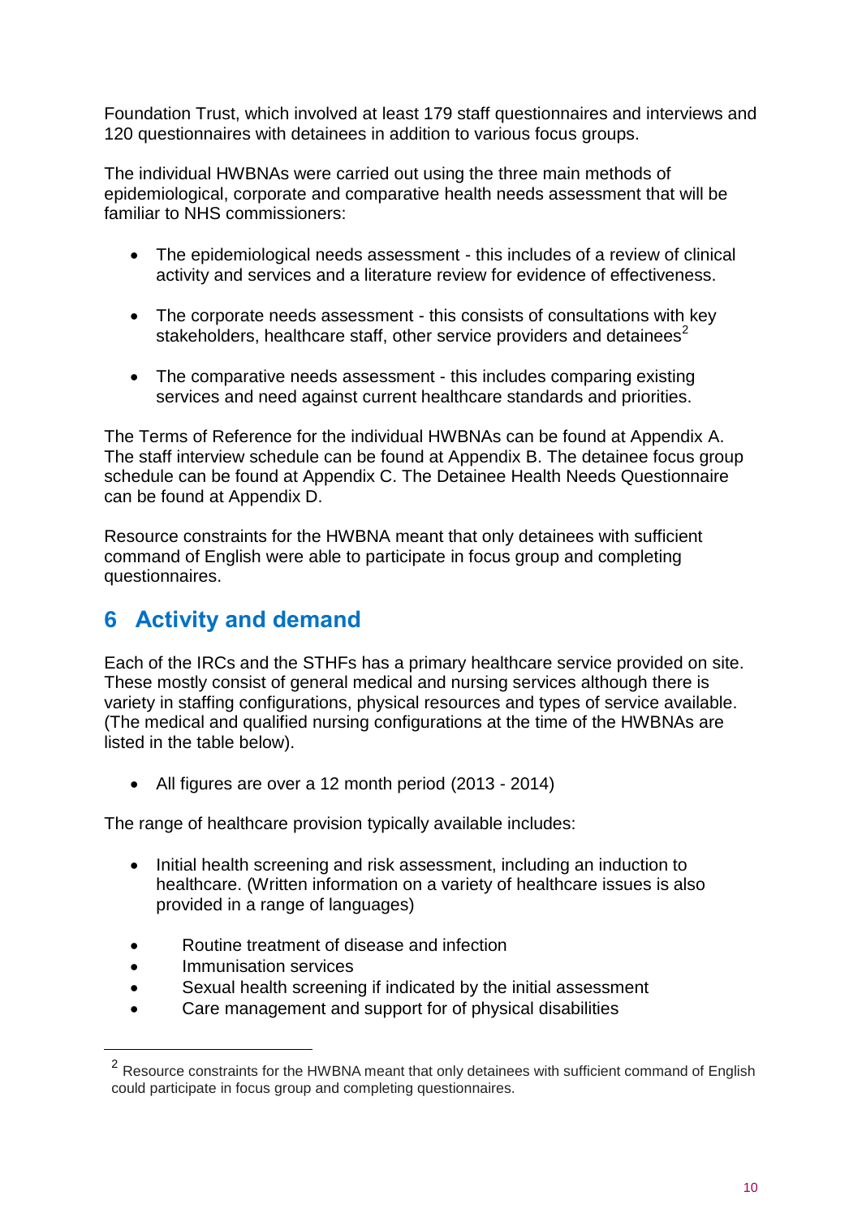Foundation Trust, which involved at least 179 staff questionnaires and interviews and 120 questionnaires with detainees in addition to various focus groups.

The individual HWBNAs were carried out using the three main methods of epidemiological, corporate and comparative health needs assessment that will be familiar to NHS commissioners:

- The epidemiological needs assessment - this includes of a review of clinical activity and services and a literature review for evidence of effectiveness.

- The corporate needs assessment - this consists of consultations with key stakeholders, healthcare staff, other service providers and detainees[2]

- The comparative needs assessment - this includes comparing existing services and need against current healthcare standards and priorities.

The Terms of Reference for the individual HWBNAs can be found at Appendix A. The staff interview schedule can be found at Appendix B. The detainee focus group schedule can be found at Appendix C. The Detainee Health Needs Questionnaire can be found at Appendix D.

Resource constraints for the HWBNA meant that only detainees with sufficient command of English were able to participate in focus group and completing questionnaires.

## 6 Activity and demand

Each of the IRCs and the STHFs has a primary healthcare service provided on site. These mostly consist of general medical and nursing services although there is variety in staffing configurations, physical resources and types of service available. (The medical and qualified nursing configurations at the time of the HWBNAs are listed in the table below).

- All figures are over a 12 month period (2013 - 2014)

The range of healthcare provision typically available includes:

- Initial health screening and risk assessment, including an induction to healthcare. (Written information on a variety of healthcare issues is also provided in a range of languages)

- Routine treatment of disease and infection
- Immunisation services
- Sexual health screening if indicated by the initial assessment
- Care management and support for of physical disabilities

[2] Resource constraints for the HWBNA meant that only detainees with sufficient command of English could participate in focus group and completing questionnaires.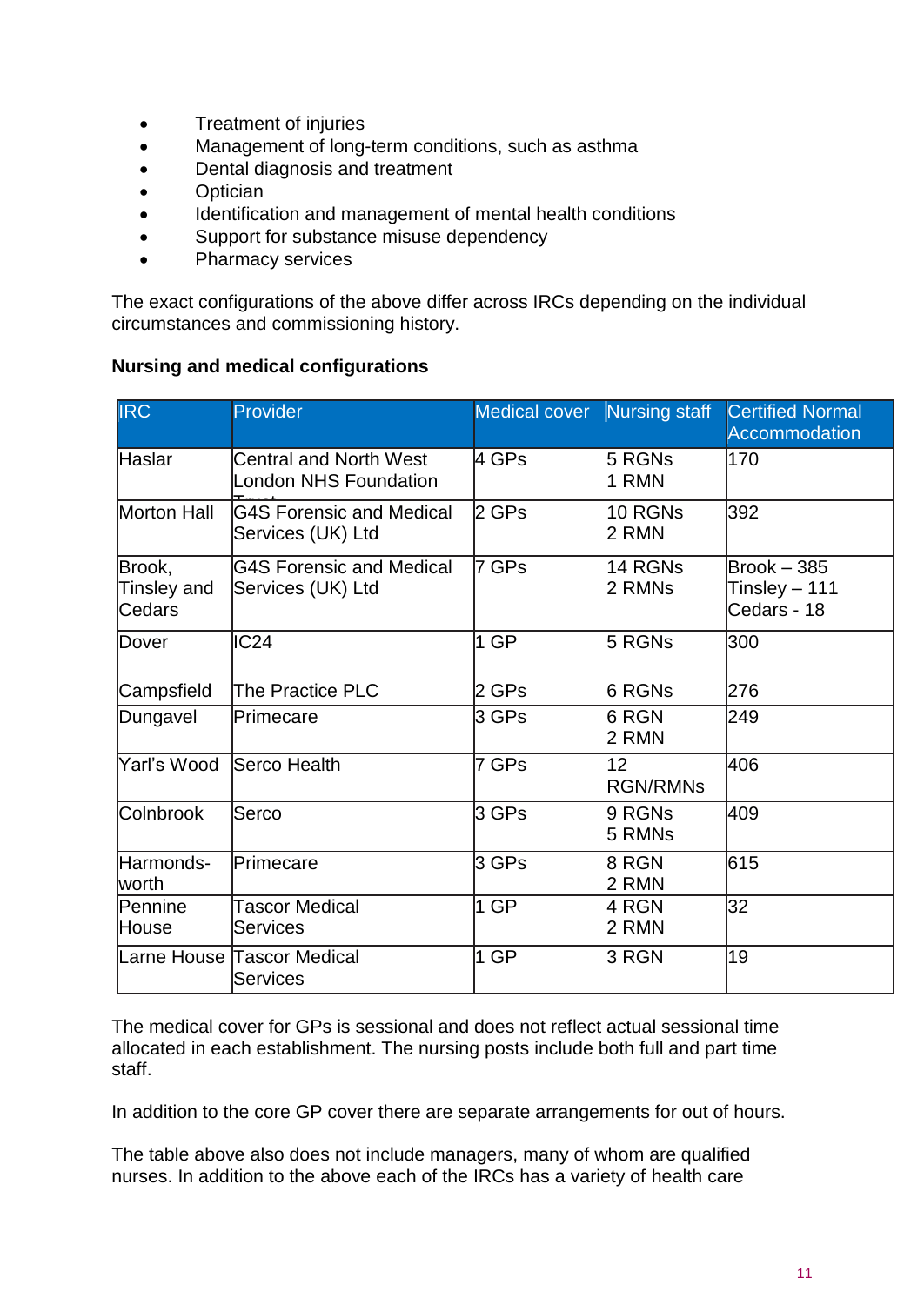- Treatment of injuries
- Management of long-term conditions, such as asthma
- Dental diagnosis and treatment
- Optician
- Identification and management of mental health conditions
- Support for substance misuse dependency
- Pharmacy services

The exact configurations of the above differ across IRCs depending on the individual circumstances and commissioning history.

**Nursing and medical configurations**

| IRC | Provider | Medical cover | Nursing staff | Certified Normal Accommodation |
|---|---|---|---|---|
| Haslar | Central and North West London NHS Foundation Trust | 4 GPs | 5 RGNs<br>1 RMN | 170 |
| Morton Hall | G4S Forensic and Medical Services (UK) Ltd | 2 GPs | 10 RGNs<br>2 RMN | 392 |
| Brook, Tinsley and Cedars | G4S Forensic and Medical Services (UK) Ltd | 7 GPs | 14 RGNs<br>2 RMNs | Brook – 385<br>Tinsley – 111<br>Cedars - 18 |
| Dover | IC24 | 1 GP | 5 RGNs | 300 |
| Campsfield | The Practice PLC | 2 GPs | 6 RGNs | 276 |
| Dungavel | Primecare | 3 GPs | 6 RGN<br>2 RMN | 249 |
| Yarl's Wood | Serco Health | 7 GPs | 12 RGN/RMNs | 406 |
| Colnbrook | Serco | 3 GPs | 9 RGNs<br>5 RMNs | 409 |
| Harmonds-worth | Primecare | 3 GPs | 8 RGN<br>2 RMN | 615 |
| Pennine House | Tascor Medical Services | 1 GP | 4 RGN<br>2 RMN | 32 |
| Larne House | Tascor Medical Services | 1 GP | 3 RGN | 19 |

The medical cover for GPs is sessional and does not reflect actual sessional time allocated in each establishment. The nursing posts include both full and part time staff.

In addition to the core GP cover there are separate arrangements for out of hours.

The table above also does not include managers, many of whom are qualified nurses. In addition to the above each of the IRCs has a variety of health care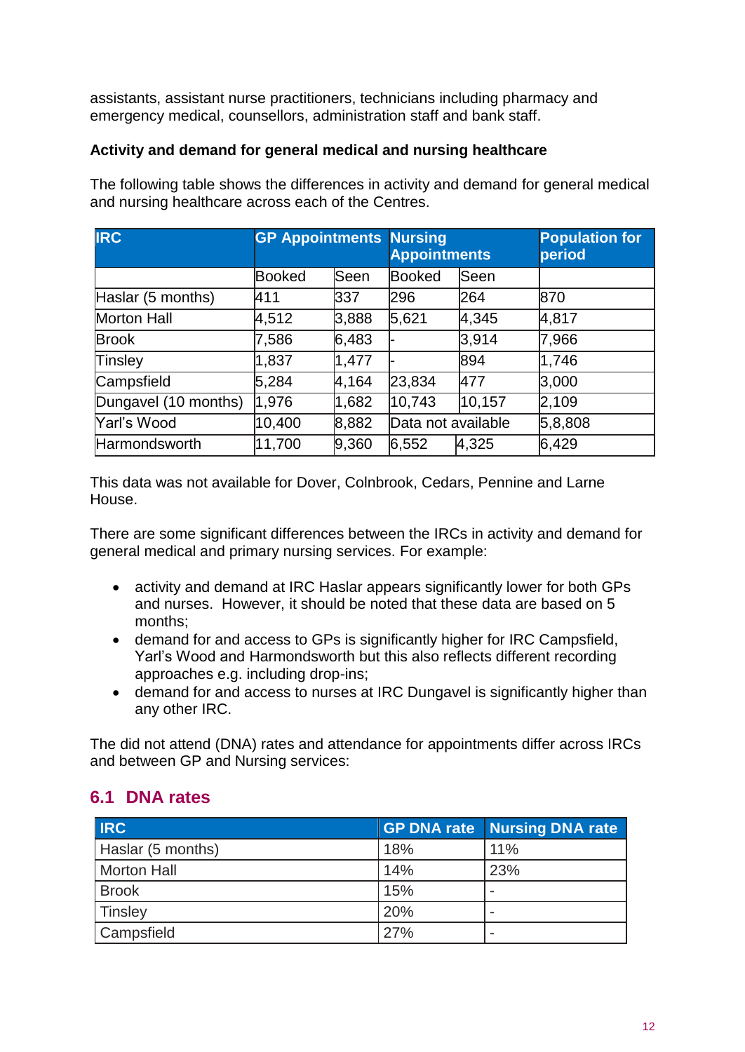assistants, assistant nurse practitioners, technicians including pharmacy and emergency medical, counsellors, administration staff and bank staff.

**Activity and demand for general medical and nursing healthcare**

The following table shows the differences in activity and demand for general medical and nursing healthcare across each of the Centres.

| IRC | GP Appointments | | Nursing Appointments | | Population for period |
|---|---|---|---|---|---|
| | Booked | Seen | Booked | Seen | |
| Haslar (5 months) | 411 | 337 | 296 | 264 | 870 |
| Morton Hall | 4,512 | 3,888 | 5,621 | 4,345 | 4,817 |
| Brook | 7,586 | 6,483 | - | 3,914 | 7,966 |
| Tinsley | 1,837 | 1,477 | - | 894 | 1,746 |
| Campsfield | 5,284 | 4,164 | 23,834 | 477 | 3,000 |
| Dungavel (10 months) | 1,976 | 1,682 | 10,743 | 10,157 | 2,109 |
| Yarl's Wood | 10,400 | 8,882 | Data not available | | 5,8,808 |
| Harmondsworth | 11,700 | 9,360 | 6,552 | 4,325 | 6,429 |

This data was not available for Dover, Colnbrook, Cedars, Pennine and Larne House.

There are some significant differences between the IRCs in activity and demand for general medical and primary nursing services. For example:

- activity and demand at IRC Haslar appears significantly lower for both GPs and nurses. However, it should be noted that these data are based on 5 months;
- demand for and access to GPs is significantly higher for IRC Campsfield, Yarl's Wood and Harmondsworth but this also reflects different recording approaches e.g. including drop-ins;
- demand for and access to nurses at IRC Dungavel is significantly higher than any other IRC.

The did not attend (DNA) rates and attendance for appointments differ across IRCs and between GP and Nursing services:

## 6.1 DNA rates

| IRC | GP DNA rate | Nursing DNA rate |
|---|---|---|
| Haslar (5 months) | 18% | 11% |
| Morton Hall | 14% | 23% |
| Brook | 15% | - |
| Tinsley | 20% | - |
| Campsfield | 27% | - |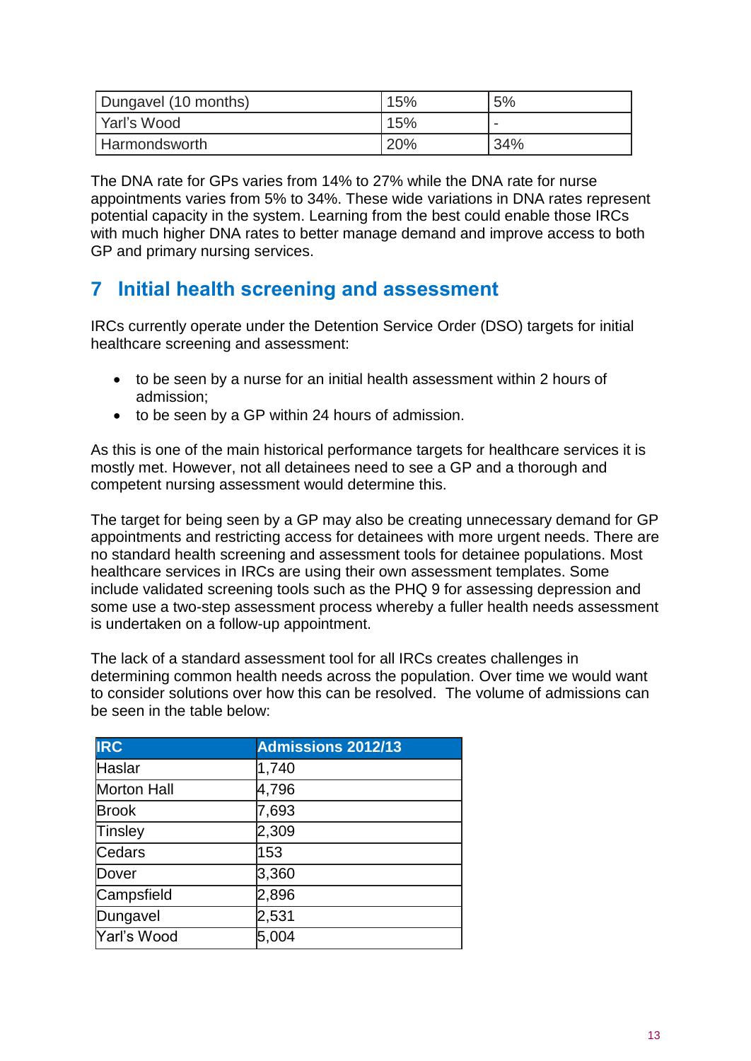| Dungavel (10 months) | 15% | 5% |
|---|---|---|
| Yarl's Wood | 15% | - |
| Harmondsworth | 20% | 34% |

The DNA rate for GPs varies from 14% to 27% while the DNA rate for nurse appointments varies from 5% to 34%. These wide variations in DNA rates represent potential capacity in the system. Learning from the best could enable those IRCs with much higher DNA rates to better manage demand and improve access to both GP and primary nursing services.

## 7 Initial health screening and assessment

IRCs currently operate under the Detention Service Order (DSO) targets for initial healthcare screening and assessment:

- to be seen by a nurse for an initial health assessment within 2 hours of admission;
- to be seen by a GP within 24 hours of admission.

As this is one of the main historical performance targets for healthcare services it is mostly met. However, not all detainees need to see a GP and a thorough and competent nursing assessment would determine this.

The target for being seen by a GP may also be creating unnecessary demand for GP appointments and restricting access for detainees with more urgent needs. There are no standard health screening and assessment tools for detainee populations. Most healthcare services in IRCs are using their own assessment templates. Some include validated screening tools such as the PHQ 9 for assessing depression and some use a two-step assessment process whereby a fuller health needs assessment is undertaken on a follow-up appointment.

The lack of a standard assessment tool for all IRCs creates challenges in determining common health needs across the population. Over time we would want to consider solutions over how this can be resolved. The volume of admissions can be seen in the table below:

| IRC | Admissions 2012/13 |
|---|---|
| Haslar | 1,740 |
| Morton Hall | 4,796 |
| Brook | 7,693 |
| Tinsley | 2,309 |
| Cedars | 153 |
| Dover | 3,360 |
| Campsfield | 2,896 |
| Dungavel | 2,531 |
| Yarl's Wood | 5,004 |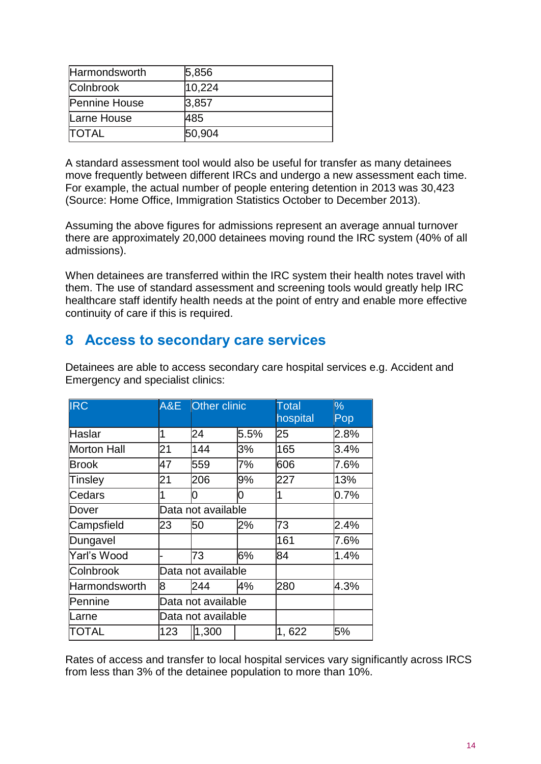| Harmondsworth | 5,856 |
|---|---|
| Colnbrook | 10,224 |
| Pennine House | 3,857 |
| Larne House | 485 |
| TOTAL | 50,904 |

A standard assessment tool would also be useful for transfer as many detainees move frequently between different IRCs and undergo a new assessment each time. For example, the actual number of people entering detention in 2013 was 30,423 (Source: Home Office, Immigration Statistics October to December 2013).

Assuming the above figures for admissions represent an average annual turnover there are approximately 20,000 detainees moving round the IRC system (40% of all admissions).

When detainees are transferred within the IRC system their health notes travel with them. The use of standard assessment and screening tools would greatly help IRC healthcare staff identify health needs at the point of entry and enable more effective continuity of care if this is required.

## 8 Access to secondary care services

Detainees are able to access secondary care hospital services e.g. Accident and Emergency and specialist clinics:

| IRC | A&E | Other clinic | | Total hospital | % Pop |
|---|---|---|---|---|---|
| Haslar | 1 | 24 | 5.5% | 25 | 2.8% |
| Morton Hall | 21 | 144 | 3% | 165 | 3.4% |
| Brook | 47 | 559 | 7% | 606 | 7.6% |
| Tinsley | 21 | 206 | 9% | 227 | 13% |
| Cedars | 1 | 0 | 0 | 1 | 0.7% |
| Dover | Data not available | | | | |
| Campsfield | 23 | 50 | 2% | 73 | 2.4% |
| Dungavel | | | | 161 | 7.6% |
| Yarl's Wood | - | 73 | 6% | 84 | 1.4% |
| Colnbrook | Data not available | | | | |
| Harmondsworth | 8 | 244 | 4% | 280 | 4.3% |
| Pennine | Data not available | | | | |
| Larne | Data not available | | | | |
| TOTAL | 123 | 1,300 | | 1, 622 | 5% |

Rates of access and transfer to local hospital services vary significantly across IRCS from less than 3% of the detainee population to more than 10%.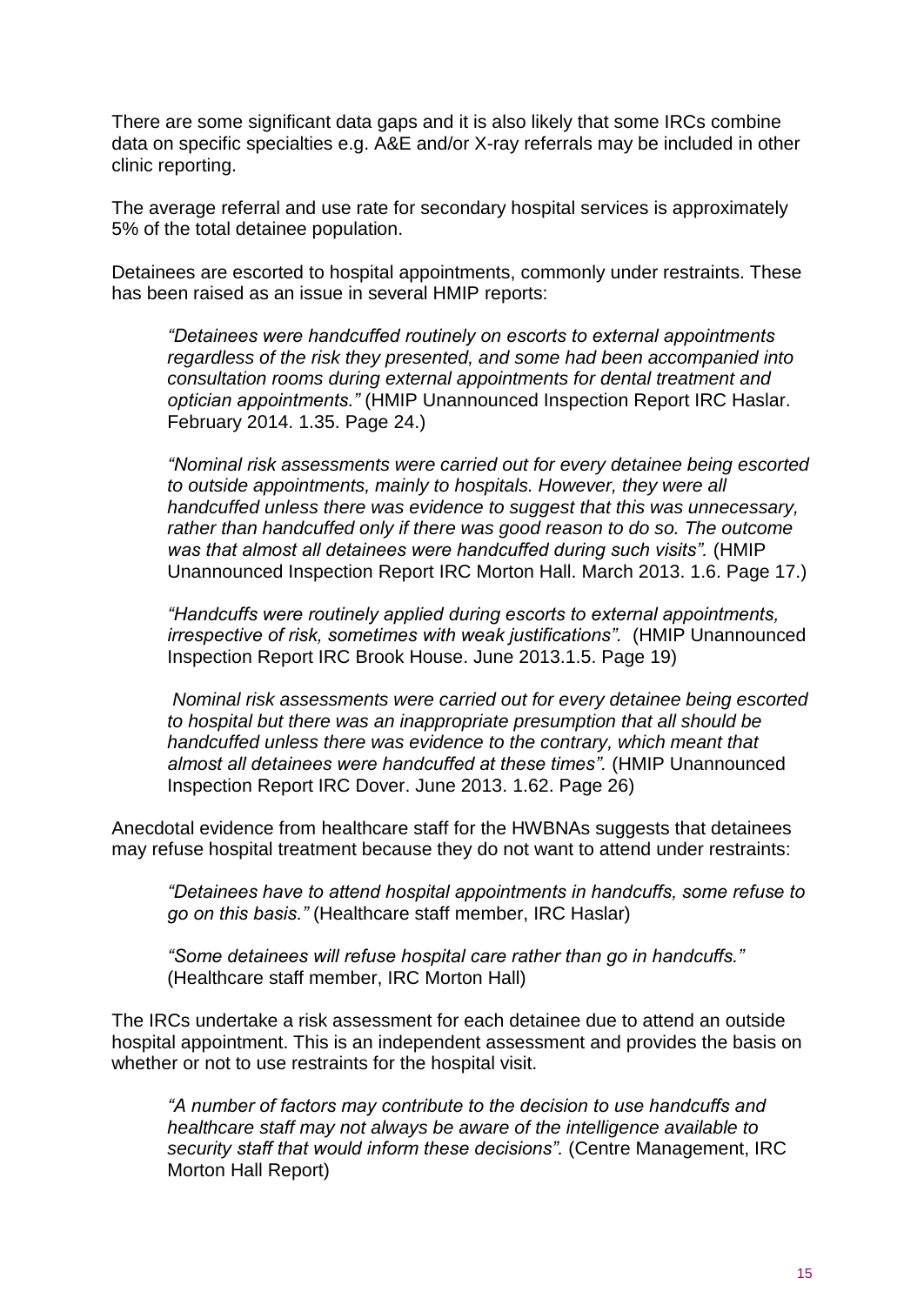There are some significant data gaps and it is also likely that some IRCs combine data on specific specialties e.g. A&E and/or X-ray referrals may be included in other clinic reporting.

The average referral and use rate for secondary hospital services is approximately 5% of the total detainee population.

Detainees are escorted to hospital appointments, commonly under restraints. These has been raised as an issue in several HMIP reports:

> *"Detainees were handcuffed routinely on escorts to external appointments regardless of the risk they presented, and some had been accompanied into consultation rooms during external appointments for dental treatment and optician appointments."* (HMIP Unannounced Inspection Report IRC Haslar. February 2014. 1.35. Page 24.)

> *"Nominal risk assessments were carried out for every detainee being escorted to outside appointments, mainly to hospitals. However, they were all handcuffed unless there was evidence to suggest that this was unnecessary, rather than handcuffed only if there was good reason to do so. The outcome was that almost all detainees were handcuffed during such visits".* (HMIP Unannounced Inspection Report IRC Morton Hall. March 2013. 1.6. Page 17.)

> *"Handcuffs were routinely applied during escorts to external appointments, irrespective of risk, sometimes with weak justifications".* (HMIP Unannounced Inspection Report IRC Brook House. June 2013.1.5. Page 19)

> *Nominal risk assessments were carried out for every detainee being escorted to hospital but there was an inappropriate presumption that all should be handcuffed unless there was evidence to the contrary, which meant that almost all detainees were handcuffed at these times".* (HMIP Unannounced Inspection Report IRC Dover. June 2013. 1.62. Page 26)

Anecdotal evidence from healthcare staff for the HWBNAs suggests that detainees may refuse hospital treatment because they do not want to attend under restraints:

> *"Detainees have to attend hospital appointments in handcuffs, some refuse to go on this basis."* (Healthcare staff member, IRC Haslar)

> *"Some detainees will refuse hospital care rather than go in handcuffs."* (Healthcare staff member, IRC Morton Hall)

The IRCs undertake a risk assessment for each detainee due to attend an outside hospital appointment. This is an independent assessment and provides the basis on whether or not to use restraints for the hospital visit.

> *"A number of factors may contribute to the decision to use handcuffs and healthcare staff may not always be aware of the intelligence available to security staff that would inform these decisions".* (Centre Management, IRC Morton Hall Report)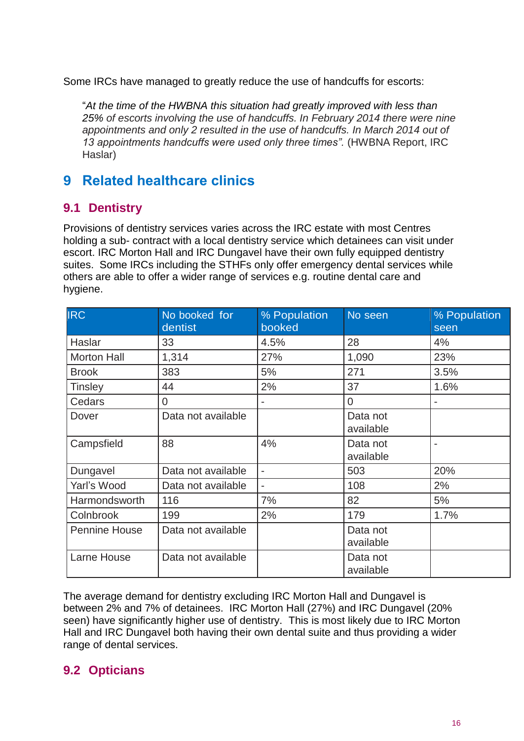Some IRCs have managed to greatly reduce the use of handcuffs for escorts:

> "*At the time of the HWBNA this situation had greatly improved with less than 25% of escorts involving the use of handcuffs. In February 2014 there were nine appointments and only 2 resulted in the use of handcuffs. In March 2014 out of 13 appointments handcuffs were used only three times".* (HWBNA Report, IRC Haslar)

# 9 Related healthcare clinics

## 9.1 Dentistry

Provisions of dentistry services varies across the IRC estate with most Centres holding a sub- contract with a local dentistry service which detainees can visit under escort. IRC Morton Hall and IRC Dungavel have their own fully equipped dentistry suites. Some IRCs including the STHFs only offer emergency dental services while others are able to offer a wider range of services e.g. routine dental care and hygiene.

| IRC | No booked for dentist | % Population booked | No seen | % Population seen |
|---|---|---|---|---|
| Haslar | 33 | 4.5% | 28 | 4% |
| Morton Hall | 1,314 | 27% | 1,090 | 23% |
| Brook | 383 | 5% | 271 | 3.5% |
| Tinsley | 44 | 2% | 37 | 1.6% |
| Cedars | 0 | - | 0 | - |
| Dover | Data not available | | Data not available | |
| Campsfield | 88 | 4% | Data not available | - |
| Dungavel | Data not available | - | 503 | 20% |
| Yarl's Wood | Data not available | - | 108 | 2% |
| Harmondsworth | 116 | 7% | 82 | 5% |
| Colnbrook | 199 | 2% | 179 | 1.7% |
| Pennine House | Data not available | | Data not available | |
| Larne House | Data not available | | Data not available | |

The average demand for dentistry excluding IRC Morton Hall and Dungavel is between 2% and 7% of detainees. IRC Morton Hall (27%) and IRC Dungavel (20% seen) have significantly higher use of dentistry. This is most likely due to IRC Morton Hall and IRC Dungavel both having their own dental suite and thus providing a wider range of dental services.

## 9.2 Opticians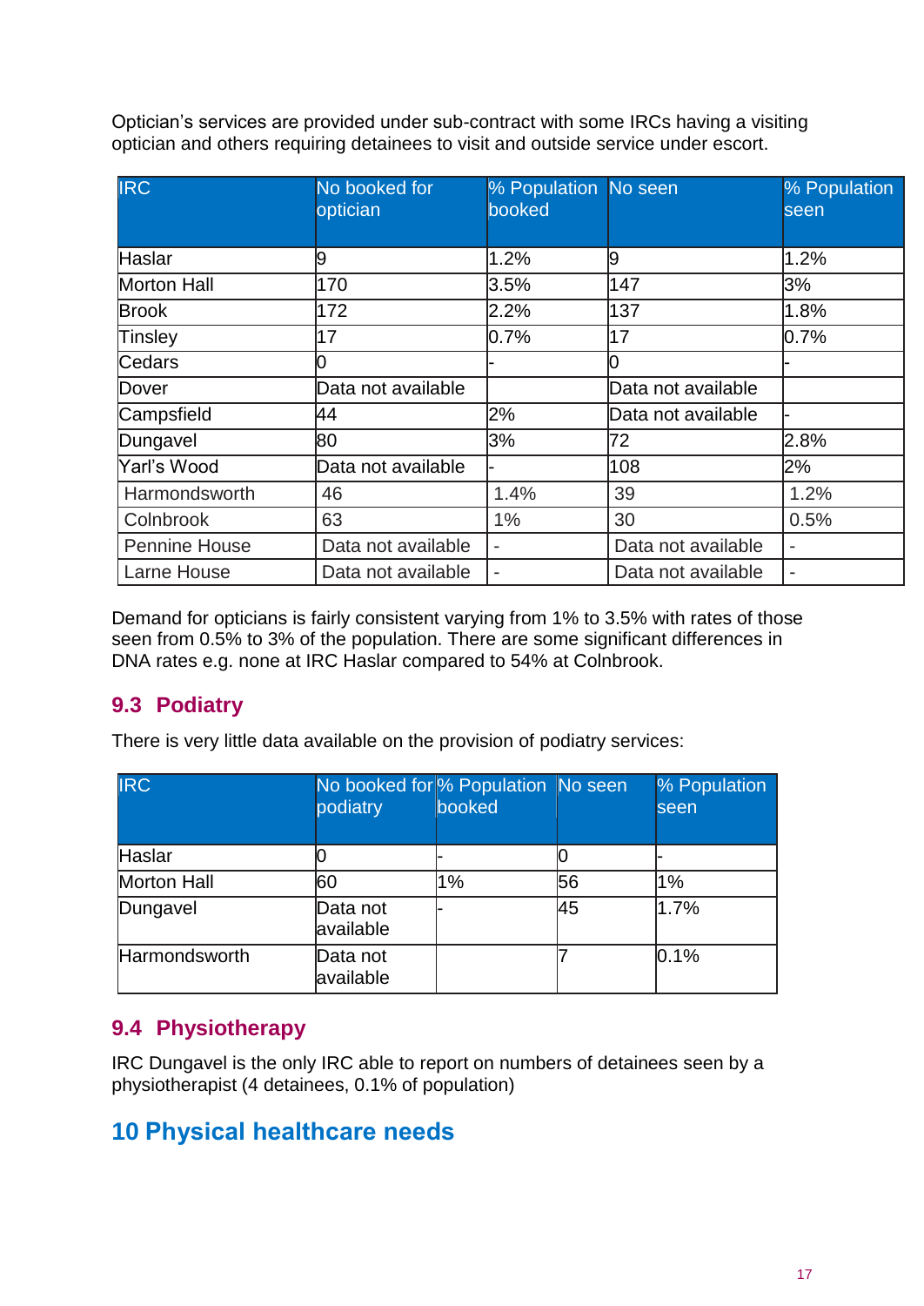Optician's services are provided under sub-contract with some IRCs having a visiting optician and others requiring detainees to visit and outside service under escort.

| IRC | No booked for optician | % Population booked | No seen | % Population seen |
|---|---|---|---|---|
| Haslar | 9 | 1.2% | 9 | 1.2% |
| Morton Hall | 170 | 3.5% | 147 | 3% |
| Brook | 172 | 2.2% | 137 | 1.8% |
| Tinsley | 17 | 0.7% | 17 | 0.7% |
| Cedars | 0 | - | 0 | - |
| Dover | Data not available | | Data not available | |
| Campsfield | 44 | 2% | Data not available | - |
| Dungavel | 80 | 3% | 72 | 2.8% |
| Yarl's Wood | Data not available | - | 108 | 2% |
| Harmondsworth | 46 | 1.4% | 39 | 1.2% |
| Colnbrook | 63 | 1% | 30 | 0.5% |
| Pennine House | Data not available | - | Data not available | - |
| Larne House | Data not available | - | Data not available | - |

Demand for opticians is fairly consistent varying from 1% to 3.5% with rates of those seen from 0.5% to 3% of the population. There are some significant differences in DNA rates e.g. none at IRC Haslar compared to 54% at Colnbrook.

## 9.3 Podiatry

There is very little data available on the provision of podiatry services:

| IRC | No booked for podiatry | % Population booked | No seen | % Population seen |
|---|---|---|---|---|
| Haslar | 0 | - | 0 | - |
| Morton Hall | 60 | 1% | 56 | 1% |
| Dungavel | Data not available | - | 45 | 1.7% |
| Harmondsworth | Data not available | | 7 | 0.1% |

## 9.4 Physiotherapy

IRC Dungavel is the only IRC able to report on numbers of detainees seen by a physiotherapist (4 detainees, 0.1% of population)

# 10 Physical healthcare needs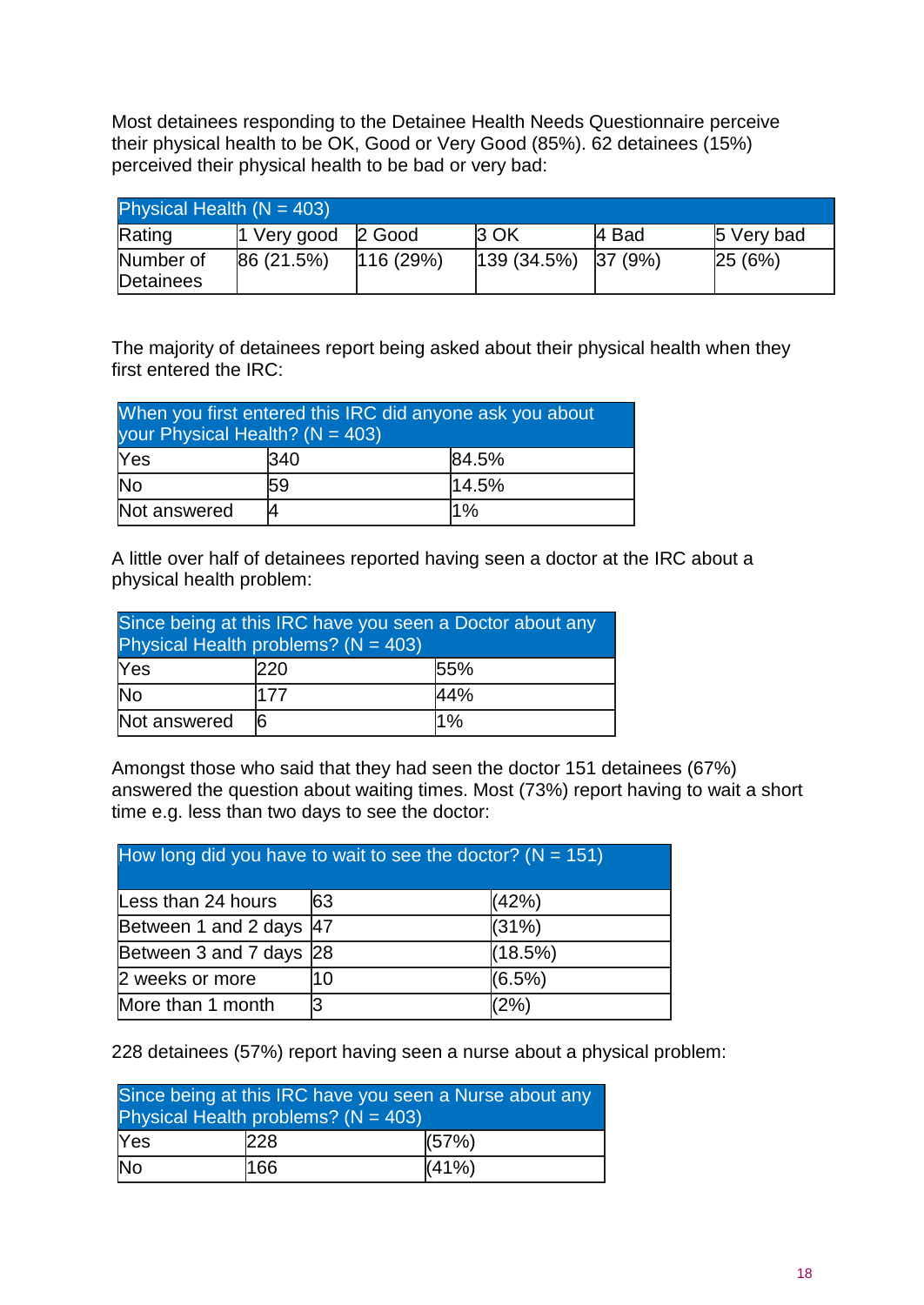Most detainees responding to the Detainee Health Needs Questionnaire perceive their physical health to be OK, Good or Very Good (85%). 62 detainees (15%) perceived their physical health to be bad or very bad:

| Physical Health (N = 403) | | | | | |
|---|---|---|---|---|---|
| Rating | 1 Very good | 2 Good | 3 OK | 4 Bad | 5 Very bad |
| Number of Detainees | 86 (21.5%) | 116 (29%) | 139 (34.5%) | 37 (9%) | 25 (6%) |

The majority of detainees report being asked about their physical health when they first entered the IRC:

| When you first entered this IRC did anyone ask you about your Physical Health? (N = 403) | | |
|---|---|---|
| Yes | 340 | 84.5% |
| No | 59 | 14.5% |
| Not answered | 4 | 1% |

A little over half of detainees reported having seen a doctor at the IRC about a physical health problem:

| Since being at this IRC have you seen a Doctor about any Physical Health problems? (N = 403) | | |
|---|---|---|
| Yes | 220 | 55% |
| No | 177 | 44% |
| Not answered | 6 | 1% |

Amongst those who said that they had seen the doctor 151 detainees (67%) answered the question about waiting times. Most (73%) report having to wait a short time e.g. less than two days to see the doctor:

| How long did you have to wait to see the doctor? (N = 151) | | |
|---|---|---|
| Less than 24 hours | 63 | (42%) |
| Between 1 and 2 days | 47 | (31%) |
| Between 3 and 7 days | 28 | (18.5%) |
| 2 weeks or more | 10 | (6.5%) |
| More than 1 month | 3 | (2%) |

228 detainees (57%) report having seen a nurse about a physical problem:

| Since being at this IRC have you seen a Nurse about any Physical Health problems? (N = 403) | | |
|---|---|---|
| Yes | 228 | (57%) |
| No | 166 | (41%) |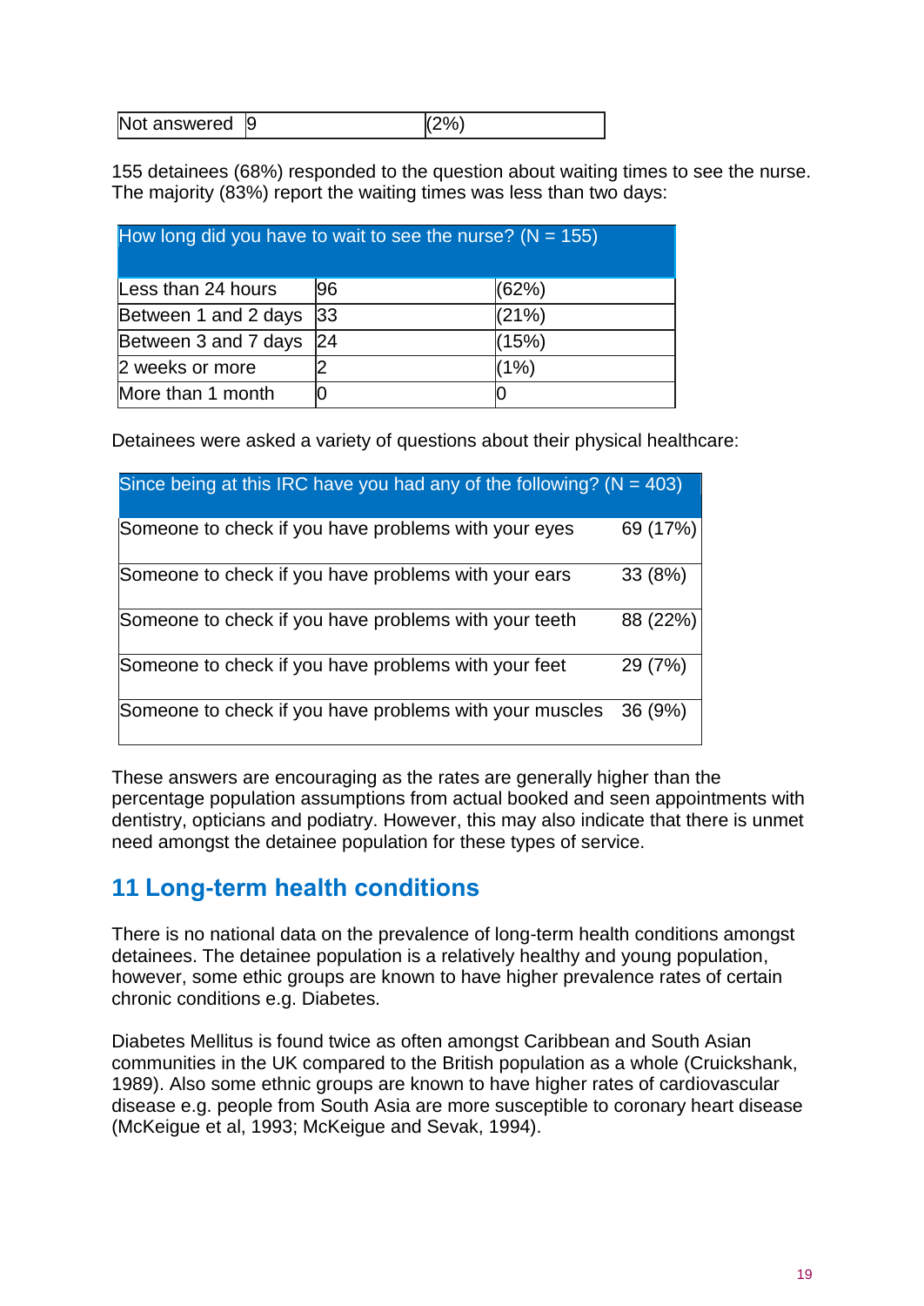| Not answered | 9 | (2%) |
|---|---|---|

155 detainees (68%) responded to the question about waiting times to see the nurse. The majority (83%) report the waiting times was less than two days:

| How long did you have to wait to see the nurse? (N = 155) | | |
|---|---|---|
| Less than 24 hours | 96 | (62%) |
| Between 1 and 2 days | 33 | (21%) |
| Between 3 and 7 days | 24 | (15%) |
| 2 weeks or more | 2 | (1%) |
| More than 1 month | 0 | 0 |

Detainees were asked a variety of questions about their physical healthcare:

| Since being at this IRC have you had any of the following? (N = 403) | |
|---|---|
| Someone to check if you have problems with your eyes | 69 (17%) |
| Someone to check if you have problems with your ears | 33 (8%) |
| Someone to check if you have problems with your teeth | 88 (22%) |
| Someone to check if you have problems with your feet | 29 (7%) |
| Someone to check if you have problems with your muscles | 36 (9%) |

These answers are encouraging as the rates are generally higher than the percentage population assumptions from actual booked and seen appointments with dentistry, opticians and podiatry. However, this may also indicate that there is unmet need amongst the detainee population for these types of service.

## 11 Long-term health conditions

There is no national data on the prevalence of long-term health conditions amongst detainees. The detainee population is a relatively healthy and young population, however, some ethic groups are known to have higher prevalence rates of certain chronic conditions e.g. Diabetes.

Diabetes Mellitus is found twice as often amongst Caribbean and South Asian communities in the UK compared to the British population as a whole (Cruickshank, 1989). Also some ethnic groups are known to have higher rates of cardiovascular disease e.g. people from South Asia are more susceptible to coronary heart disease (McKeigue et al, 1993; McKeigue and Sevak, 1994).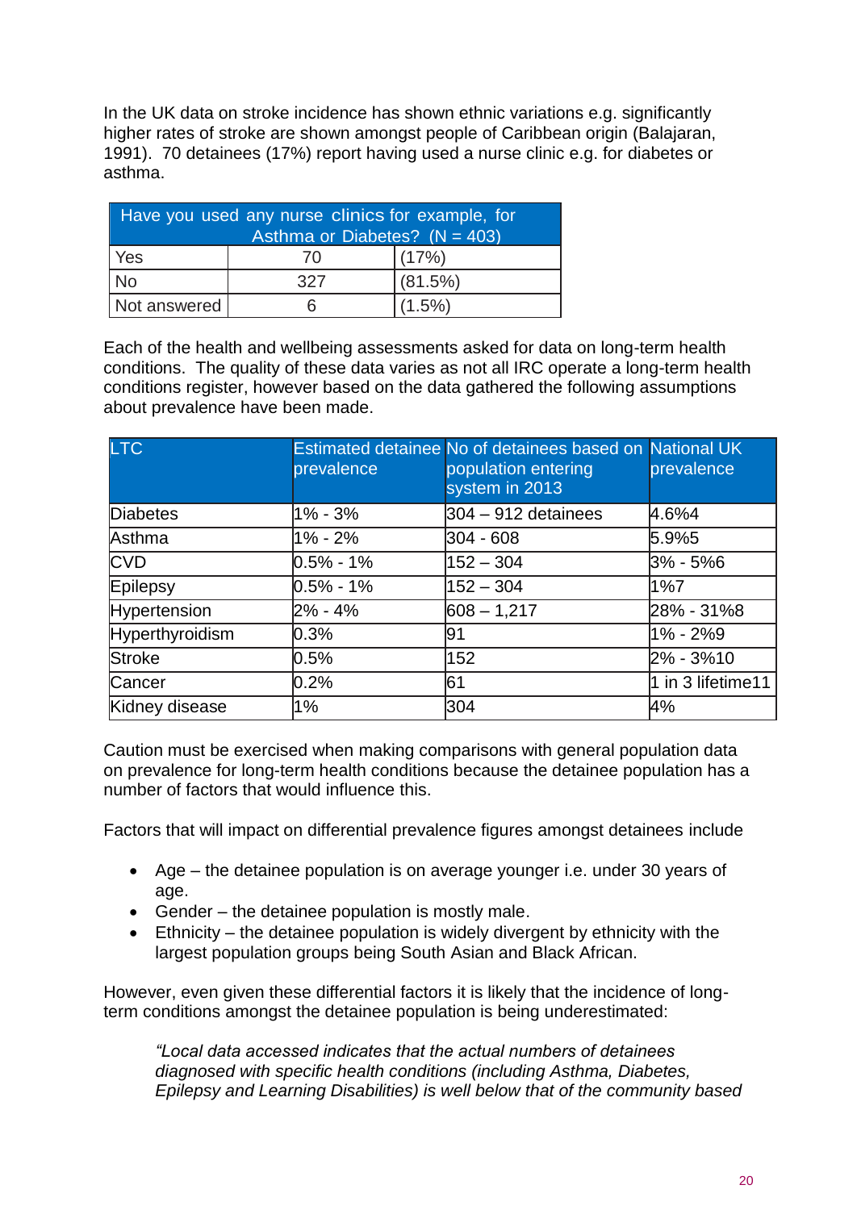In the UK data on stroke incidence has shown ethnic variations e.g. significantly higher rates of stroke are shown amongst people of Caribbean origin (Balajaran, 1991). 70 detainees (17%) report having used a nurse clinic e.g. for diabetes or asthma.

| Have you used any nurse clinics for example, for Asthma or Diabetes? (N = 403) | | |
|---|---|---|
| Yes | 70 | (17%) |
| No | 327 | (81.5%) |
| Not answered | 6 | (1.5%) |

Each of the health and wellbeing assessments asked for data on long-term health conditions. The quality of these data varies as not all IRC operate a long-term health conditions register, however based on the data gathered the following assumptions about prevalence have been made.

| LTC | Estimated detainee prevalence | No of detainees based on population entering system in 2013 | National UK prevalence |
|---|---|---|---|
| Diabetes | 1% - 3% | 304 – 912 detainees | 4.6%4 |
| Asthma | 1% - 2% | 304 - 608 | 5.9%5 |
| CVD | 0.5% - 1% | 152 – 304 | 3% - 5%6 |
| Epilepsy | 0.5% - 1% | 152 – 304 | 1%7 |
| Hypertension | 2% - 4% | 608 – 1,217 | 28% - 31%8 |
| Hyperthyroidism | 0.3% | 91 | 1% - 2%9 |
| Stroke | 0.5% | 152 | 2% - 3%10 |
| Cancer | 0.2% | 61 | 1 in 3 lifetime11 |
| Kidney disease | 1% | 304 | 4% |

Caution must be exercised when making comparisons with general population data on prevalence for long-term health conditions because the detainee population has a number of factors that would influence this.

Factors that will impact on differential prevalence figures amongst detainees include

- Age – the detainee population is on average younger i.e. under 30 years of age.
- Gender – the detainee population is mostly male.
- Ethnicity – the detainee population is widely divergent by ethnicity with the largest population groups being South Asian and Black African.

However, even given these differential factors it is likely that the incidence of long-term conditions amongst the detainee population is being underestimated:

> *"Local data accessed indicates that the actual numbers of detainees diagnosed with specific health conditions (including Asthma, Diabetes, Epilepsy and Learning Disabilities) is well below that of the community based*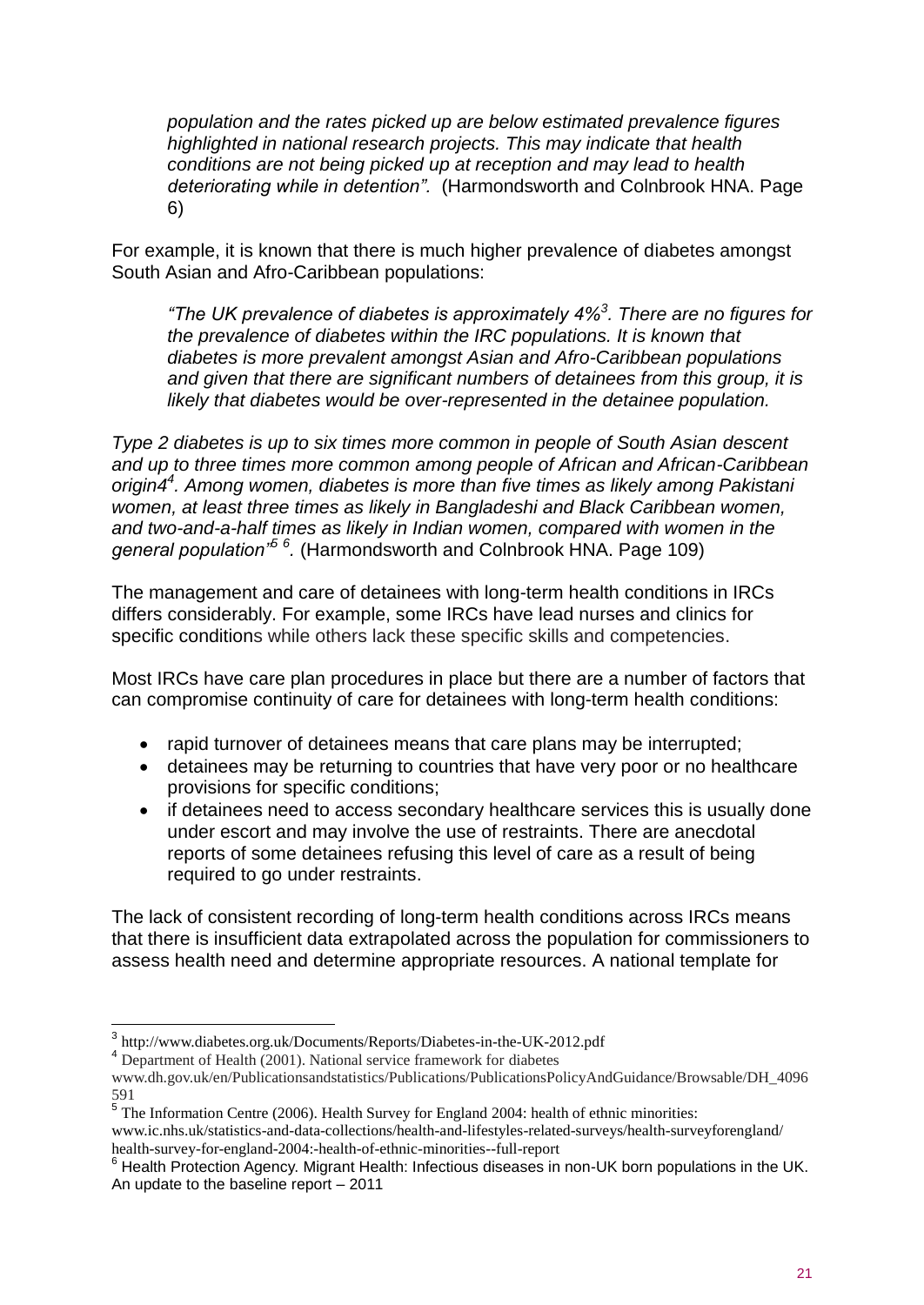*population and the rates picked up are below estimated prevalence figures highlighted in national research projects. This may indicate that health conditions are not being picked up at reception and may lead to health deteriorating while in detention".* (Harmondsworth and Colnbrook HNA. Page 6)

For example, it is known that there is much higher prevalence of diabetes amongst South Asian and Afro-Caribbean populations:

> *"The UK prevalence of diabetes is approximately 4%[3]. There are no figures for the prevalence of diabetes within the IRC populations. It is known that diabetes is more prevalent amongst Asian and Afro-Caribbean populations and given that there are significant numbers of detainees from this group, it is likely that diabetes would be over-represented in the detainee population.*

*Type 2 diabetes is up to six times more common in people of South Asian descent and up to three times more common among people of African and African-Caribbean origin4[4]. Among women, diabetes is more than five times as likely among Pakistani women, at least three times as likely in Bangladeshi and Black Caribbean women, and two-and-a-half times as likely in Indian women, compared with women in the general population"[5] [6].* (Harmondsworth and Colnbrook HNA. Page 109)

The management and care of detainees with long-term health conditions in IRCs differs considerably. For example, some IRCs have lead nurses and clinics for specific conditions while others lack these specific skills and competencies.

Most IRCs have care plan procedures in place but there are a number of factors that can compromise continuity of care for detainees with long-term health conditions:

- rapid turnover of detainees means that care plans may be interrupted;
- detainees may be returning to countries that have very poor or no healthcare provisions for specific conditions;
- if detainees need to access secondary healthcare services this is usually done under escort and may involve the use of restraints. There are anecdotal reports of some detainees refusing this level of care as a result of being required to go under restraints.

The lack of consistent recording of long-term health conditions across IRCs means that there is insufficient data extrapolated across the population for commissioners to assess health need and determine appropriate resources. A national template for

---

[3] http://www.diabetes.org.uk/Documents/Reports/Diabetes-in-the-UK-2012.pdf

[4] Department of Health (2001). National service framework for diabetes www.dh.gov.uk/en/Publicationsandstatistics/Publications/PublicationsPolicyAndGuidance/Browsable/DH_4096591

[5] The Information Centre (2006). Health Survey for England 2004: health of ethnic minorities: www.ic.nhs.uk/statistics-and-data-collections/health-and-lifestyles-related-surveys/health-surveyforengland/health-survey-for-england-2004:-health-of-ethnic-minorities--full-report

[6] Health Protection Agency. Migrant Health: Infectious diseases in non-UK born populations in the UK. An update to the baseline report – 2011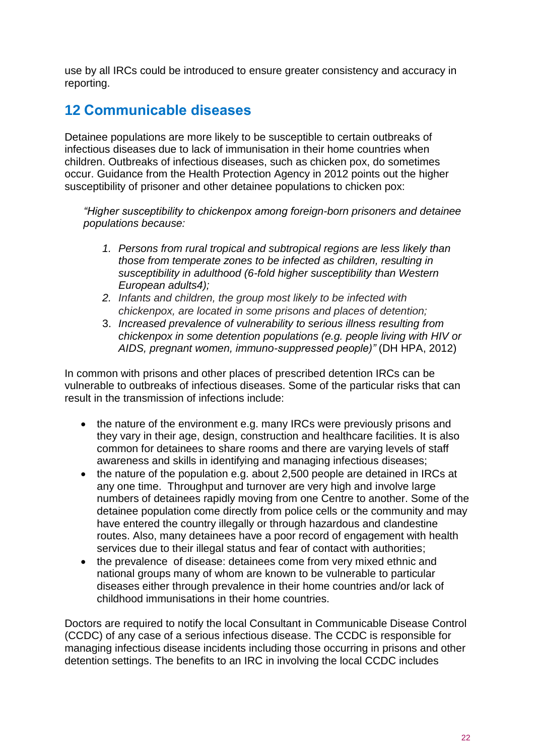use by all IRCs could be introduced to ensure greater consistency and accuracy in reporting.

## 12 Communicable diseases

Detainee populations are more likely to be susceptible to certain outbreaks of infectious diseases due to lack of immunisation in their home countries when children. Outbreaks of infectious diseases, such as chicken pox, do sometimes occur. Guidance from the Health Protection Agency in 2012 points out the higher susceptibility of prisoner and other detainee populations to chicken pox:

> *"Higher susceptibility to chickenpox among foreign-born prisoners and detainee populations because:*
>
> 1. *Persons from rural tropical and subtropical regions are less likely than those from temperate zones to be infected as children, resulting in susceptibility in adulthood (6-fold higher susceptibility than Western European adults4);*
> 2. *Infants and children, the group most likely to be infected with chickenpox, are located in some prisons and places of detention;*
> 3. *Increased prevalence of vulnerability to serious illness resulting from chickenpox in some detention populations (e.g. people living with HIV or AIDS, pregnant women, immuno-suppressed people)"* (DH HPA, 2012)

In common with prisons and other places of prescribed detention IRCs can be vulnerable to outbreaks of infectious diseases. Some of the particular risks that can result in the transmission of infections include:

- the nature of the environment e.g. many IRCs were previously prisons and they vary in their age, design, construction and healthcare facilities. It is also common for detainees to share rooms and there are varying levels of staff awareness and skills in identifying and managing infectious diseases;
- the nature of the population e.g. about 2,500 people are detained in IRCs at any one time. Throughput and turnover are very high and involve large numbers of detainees rapidly moving from one Centre to another. Some of the detainee population come directly from police cells or the community and may have entered the country illegally or through hazardous and clandestine routes. Also, many detainees have a poor record of engagement with health services due to their illegal status and fear of contact with authorities;
- the prevalence of disease: detainees come from very mixed ethnic and national groups many of whom are known to be vulnerable to particular diseases either through prevalence in their home countries and/or lack of childhood immunisations in their home countries.

Doctors are required to notify the local Consultant in Communicable Disease Control (CCDC) of any case of a serious infectious disease. The CCDC is responsible for managing infectious disease incidents including those occurring in prisons and other detention settings. The benefits to an IRC in involving the local CCDC includes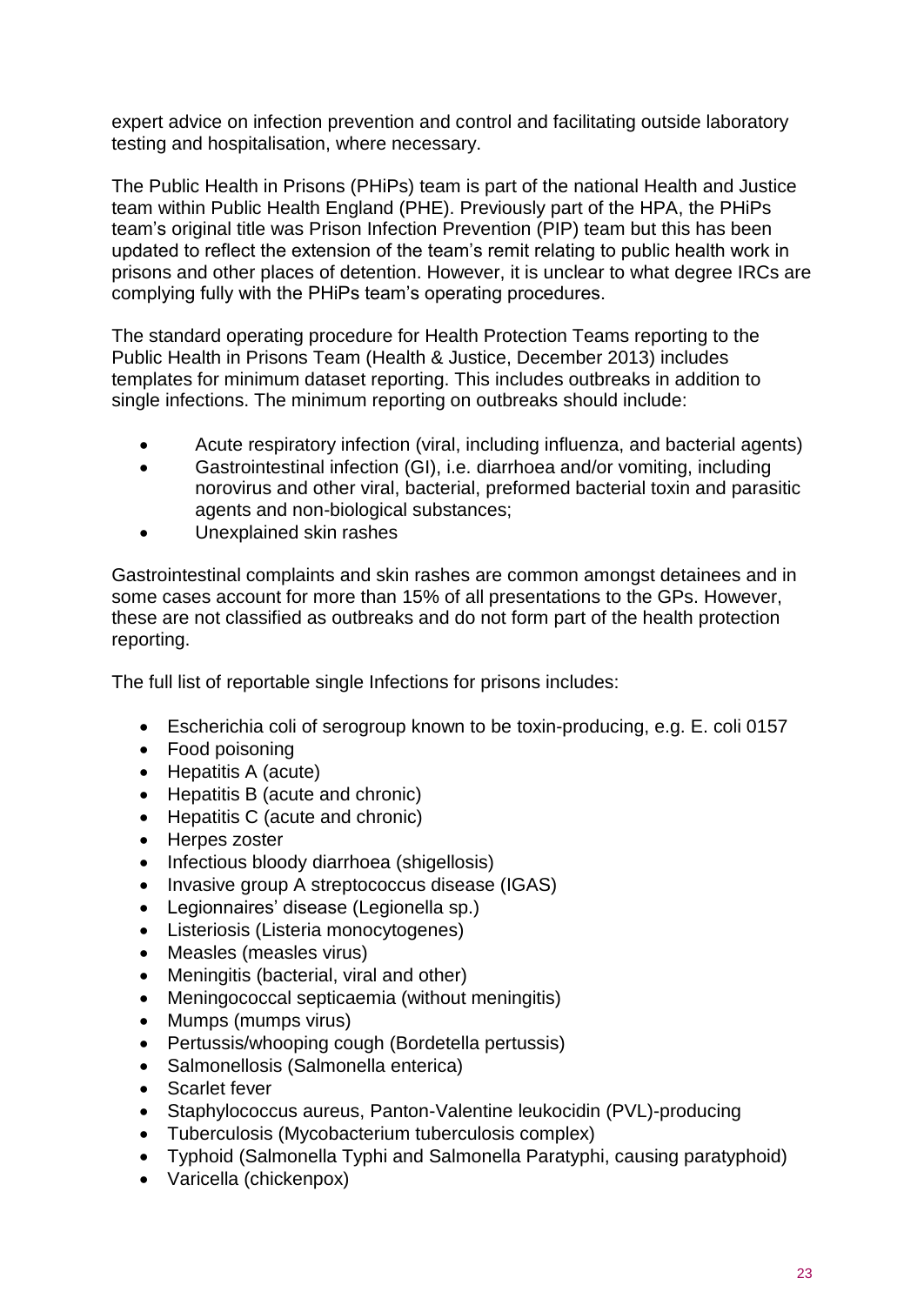expert advice on infection prevention and control and facilitating outside laboratory testing and hospitalisation, where necessary.

The Public Health in Prisons (PHiPs) team is part of the national Health and Justice team within Public Health England (PHE). Previously part of the HPA, the PHiPs team's original title was Prison Infection Prevention (PIP) team but this has been updated to reflect the extension of the team's remit relating to public health work in prisons and other places of detention. However, it is unclear to what degree IRCs are complying fully with the PHiPs team's operating procedures.

The standard operating procedure for Health Protection Teams reporting to the Public Health in Prisons Team (Health & Justice, December 2013) includes templates for minimum dataset reporting. This includes outbreaks in addition to single infections. The minimum reporting on outbreaks should include:

- Acute respiratory infection (viral, including influenza, and bacterial agents)
- Gastrointestinal infection (GI), i.e. diarrhoea and/or vomiting, including norovirus and other viral, bacterial, preformed bacterial toxin and parasitic agents and non-biological substances;
- Unexplained skin rashes

Gastrointestinal complaints and skin rashes are common amongst detainees and in some cases account for more than 15% of all presentations to the GPs. However, these are not classified as outbreaks and do not form part of the health protection reporting.

The full list of reportable single Infections for prisons includes:

- Escherichia coli of serogroup known to be toxin-producing, e.g. E. coli 0157
- Food poisoning
- Hepatitis A (acute)
- Hepatitis B (acute and chronic)
- Hepatitis C (acute and chronic)
- Herpes zoster
- Infectious bloody diarrhoea (shigellosis)
- Invasive group A streptococcus disease (IGAS)
- Legionnaires' disease (Legionella sp.)
- Listeriosis (Listeria monocytogenes)
- Measles (measles virus)
- Meningitis (bacterial, viral and other)
- Meningococcal septicaemia (without meningitis)
- Mumps (mumps virus)
- Pertussis/whooping cough (Bordetella pertussis)
- Salmonellosis (Salmonella enterica)
- Scarlet fever
- Staphylococcus aureus, Panton-Valentine leukocidin (PVL)-producing
- Tuberculosis (Mycobacterium tuberculosis complex)
- Typhoid (Salmonella Typhi and Salmonella Paratyphi, causing paratyphoid)
- Varicella (chickenpox)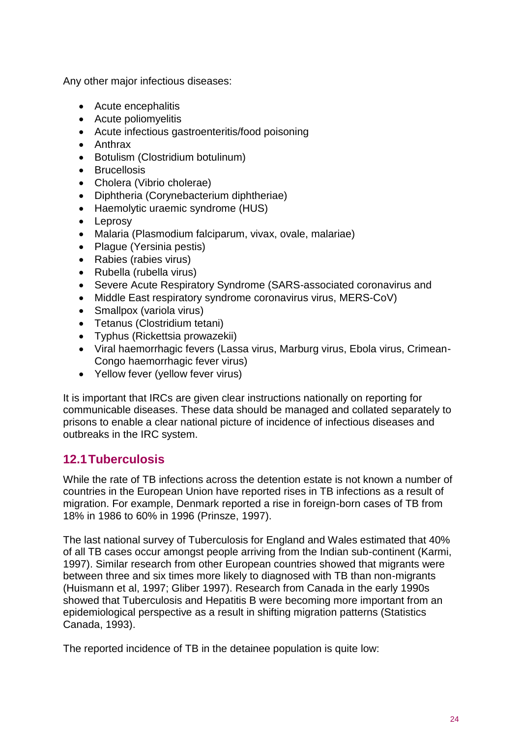Any other major infectious diseases:

- Acute encephalitis
- Acute poliomyelitis
- Acute infectious gastroenteritis/food poisoning
- Anthrax
- Botulism (Clostridium botulinum)
- Brucellosis
- Cholera (Vibrio cholerae)
- Diphtheria (Corynebacterium diphtheriae)
- Haemolytic uraemic syndrome (HUS)
- Leprosy
- Malaria (Plasmodium falciparum, vivax, ovale, malariae)
- Plague (Yersinia pestis)
- Rabies (rabies virus)
- Rubella (rubella virus)
- Severe Acute Respiratory Syndrome (SARS-associated coronavirus and
- Middle East respiratory syndrome coronavirus virus, MERS-CoV)
- Smallpox (variola virus)
- Tetanus (Clostridium tetani)
- Typhus (Rickettsia prowazekii)
- Viral haemorrhagic fevers (Lassa virus, Marburg virus, Ebola virus, Crimean-Congo haemorrhagic fever virus)
- Yellow fever (yellow fever virus)

It is important that IRCs are given clear instructions nationally on reporting for communicable diseases. These data should be managed and collated separately to prisons to enable a clear national picture of incidence of infectious diseases and outbreaks in the IRC system.

## 12.1 Tuberculosis

While the rate of TB infections across the detention estate is not known a number of countries in the European Union have reported rises in TB infections as a result of migration. For example, Denmark reported a rise in foreign-born cases of TB from 18% in 1986 to 60% in 1996 (Prinsze, 1997).

The last national survey of Tuberculosis for England and Wales estimated that 40% of all TB cases occur amongst people arriving from the Indian sub-continent (Karmi, 1997). Similar research from other European countries showed that migrants were between three and six times more likely to diagnosed with TB than non-migrants (Huismann et al, 1997; Gliber 1997). Research from Canada in the early 1990s showed that Tuberculosis and Hepatitis B were becoming more important from an epidemiological perspective as a result in shifting migration patterns (Statistics Canada, 1993).

The reported incidence of TB in the detainee population is quite low: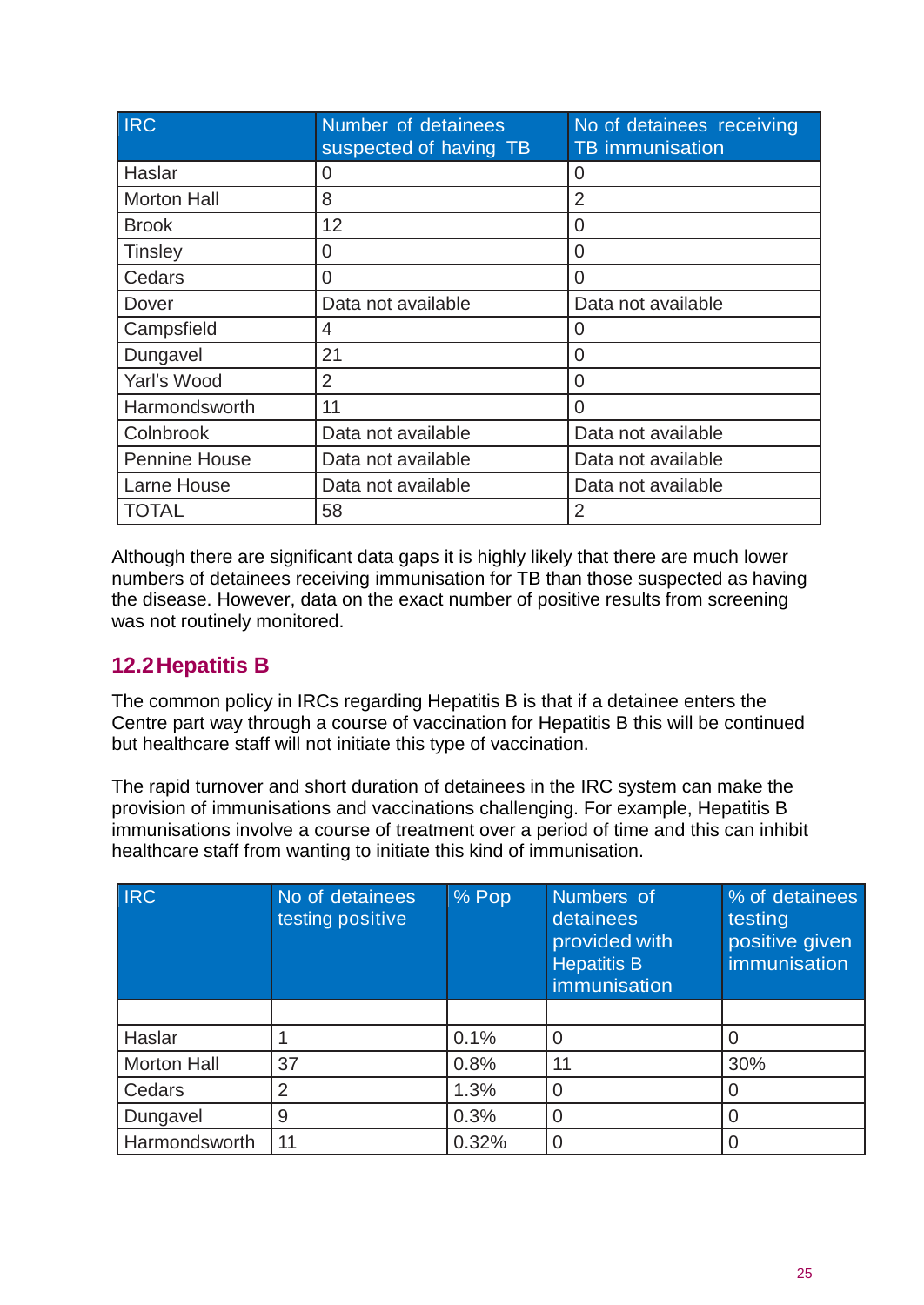| IRC | Number of detainees suspected of having TB | No of detainees receiving TB immunisation |
|---|---|---|
| Haslar | 0 | 0 |
| Morton Hall | 8 | 2 |
| Brook | 12 | 0 |
| Tinsley | 0 | 0 |
| Cedars | 0 | 0 |
| Dover | Data not available | Data not available |
| Campsfield | 4 | 0 |
| Dungavel | 21 | 0 |
| Yarl's Wood | 2 | 0 |
| Harmondsworth | 11 | 0 |
| Colnbrook | Data not available | Data not available |
| Pennine House | Data not available | Data not available |
| Larne House | Data not available | Data not available |
| TOTAL | 58 | 2 |

Although there are significant data gaps it is highly likely that there are much lower numbers of detainees receiving immunisation for TB than those suspected as having the disease. However, data on the exact number of positive results from screening was not routinely monitored.

## 12.2 Hepatitis B

The common policy in IRCs regarding Hepatitis B is that if a detainee enters the Centre part way through a course of vaccination for Hepatitis B this will be continued but healthcare staff will not initiate this type of vaccination.

The rapid turnover and short duration of detainees in the IRC system can make the provision of immunisations and vaccinations challenging. For example, Hepatitis B immunisations involve a course of treatment over a period of time and this can inhibit healthcare staff from wanting to initiate this kind of immunisation.

| IRC | No of detainees testing positive | % Pop | Numbers of detainees provided with Hepatitis B immunisation | % of detainees testing positive given immunisation |
|---|---|---|---|---|
| | | | | |
| Haslar | 1 | 0.1% | 0 | 0 |
| Morton Hall | 37 | 0.8% | 11 | 30% |
| Cedars | 2 | 1.3% | 0 | 0 |
| Dungavel | 9 | 0.3% | 0 | 0 |
| Harmondsworth | 11 | 0.32% | 0 | 0 |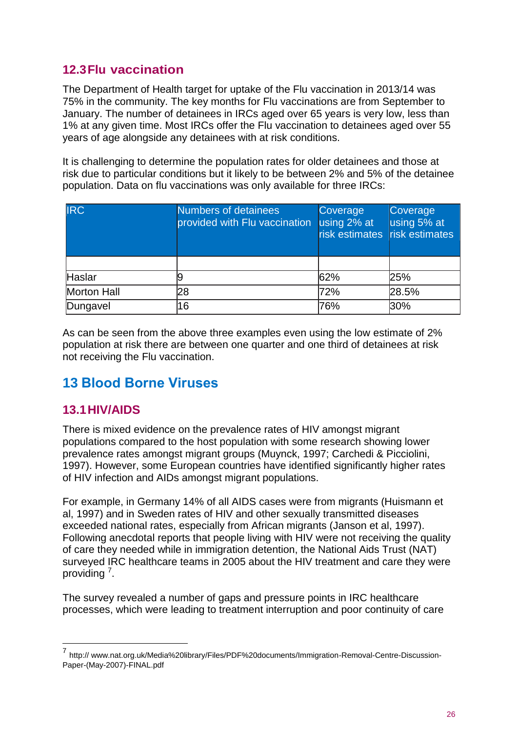## 12.3 Flu vaccination

The Department of Health target for uptake of the Flu vaccination in 2013/14 was 75% in the community. The key months for Flu vaccinations are from September to January. The number of detainees in IRCs aged over 65 years is very low, less than 1% at any given time. Most IRCs offer the Flu vaccination to detainees aged over 55 years of age alongside any detainees with at risk conditions.

It is challenging to determine the population rates for older detainees and those at risk due to particular conditions but it likely to be between 2% and 5% of the detainee population. Data on flu vaccinations was only available for three IRCs:

| IRC | Numbers of detainees provided with Flu vaccination | Coverage using 2% at risk estimates | Coverage using 5% at risk estimates |
|---|---|---|---|
| | | | |
| Haslar | 9 | 62% | 25% |
| Morton Hall | 28 | 72% | 28.5% |
| Dungavel | 16 | 76% | 30% |

As can be seen from the above three examples even using the low estimate of 2% population at risk there are between one quarter and one third of detainees at risk not receiving the Flu vaccination.

# 13 Blood Borne Viruses

## 13.1 HIV/AIDS

There is mixed evidence on the prevalence rates of HIV amongst migrant populations compared to the host population with some research showing lower prevalence rates amongst migrant groups (Muynck, 1997; Carchedi & Picciolini, 1997). However, some European countries have identified significantly higher rates of HIV infection and AIDs amongst migrant populations.

For example, in Germany 14% of all AIDS cases were from migrants (Huismann et al, 1997) and in Sweden rates of HIV and other sexually transmitted diseases exceeded national rates, especially from African migrants (Janson et al, 1997). Following anecdotal reports that people living with HIV were not receiving the quality of care they needed while in immigration detention, the National Aids Trust (NAT) surveyed IRC healthcare teams in 2005 about the HIV treatment and care they were providing [7].

The survey revealed a number of gaps and pressure points in IRC healthcare processes, which were leading to treatment interruption and poor continuity of care

[7] http:// www.nat.org.uk/Media%20library/Files/PDF%20documents/Immigration-Removal-Centre-Discussion-Paper-(May-2007)-FINAL.pdf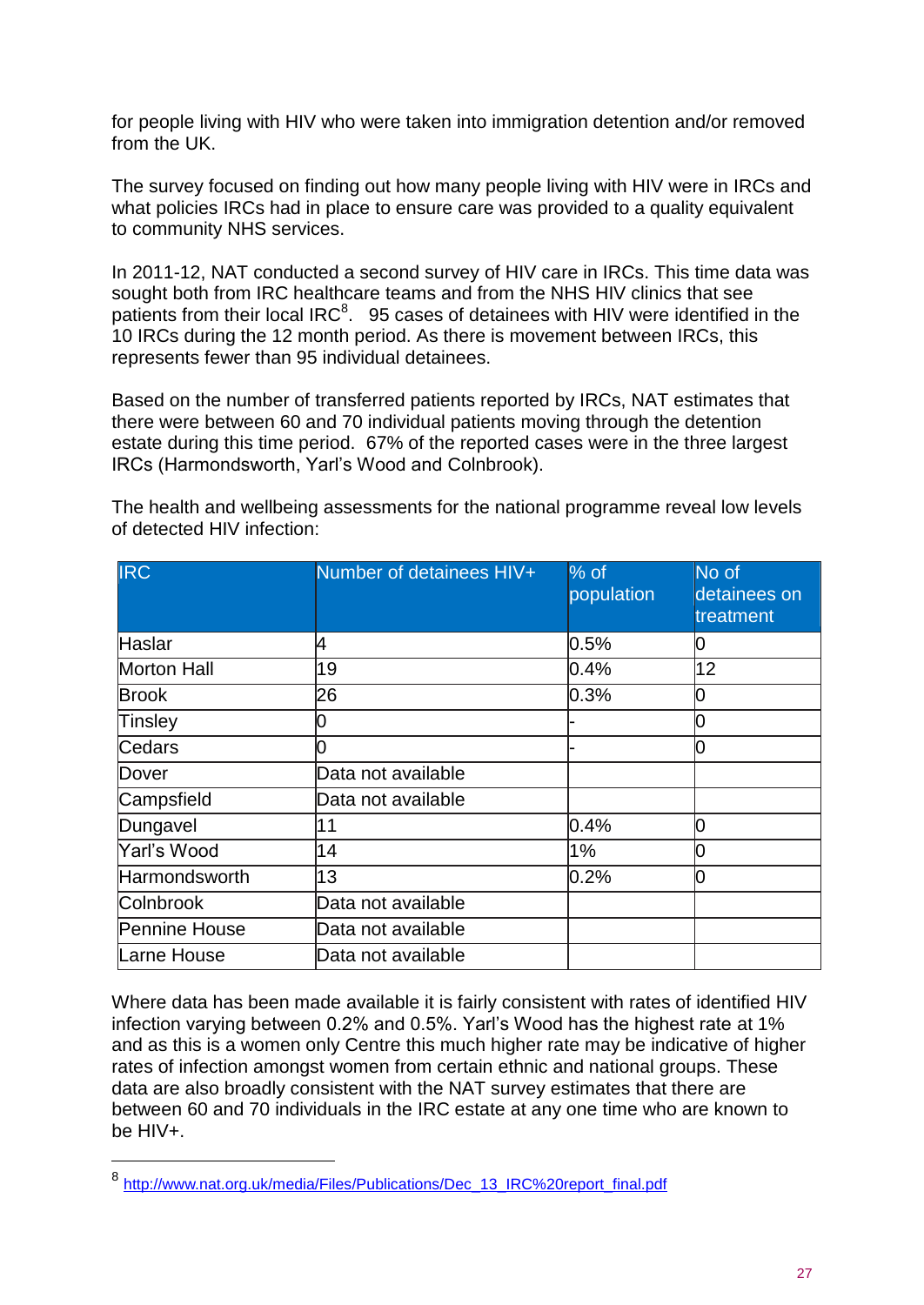for people living with HIV who were taken into immigration detention and/or removed from the UK.

The survey focused on finding out how many people living with HIV were in IRCs and what policies IRCs had in place to ensure care was provided to a quality equivalent to community NHS services.

In 2011-12, NAT conducted a second survey of HIV care in IRCs. This time data was sought both from IRC healthcare teams and from the NHS HIV clinics that see patients from their local IRC[8]. 95 cases of detainees with HIV were identified in the 10 IRCs during the 12 month period. As there is movement between IRCs, this represents fewer than 95 individual detainees.

Based on the number of transferred patients reported by IRCs, NAT estimates that there were between 60 and 70 individual patients moving through the detention estate during this time period. 67% of the reported cases were in the three largest IRCs (Harmondsworth, Yarl's Wood and Colnbrook).

The health and wellbeing assessments for the national programme reveal low levels of detected HIV infection:

| IRC | Number of detainees HIV+ | % of population | No of detainees on treatment |
|---|---|---|---|
| Haslar | 4 | 0.5% | 0 |
| Morton Hall | 19 | 0.4% | 12 |
| Brook | 26 | 0.3% | 0 |
| Tinsley | 0 | - | 0 |
| Cedars | 0 | - | 0 |
| Dover | Data not available | | |
| Campsfield | Data not available | | |
| Dungavel | 11 | 0.4% | 0 |
| Yarl's Wood | 14 | 1% | 0 |
| Harmondsworth | 13 | 0.2% | 0 |
| Colnbrook | Data not available | | |
| Pennine House | Data not available | | |
| Larne House | Data not available | | |

Where data has been made available it is fairly consistent with rates of identified HIV infection varying between 0.2% and 0.5%. Yarl's Wood has the highest rate at 1% and as this is a women only Centre this much higher rate may be indicative of higher rates of infection amongst women from certain ethnic and national groups. These data are also broadly consistent with the NAT survey estimates that there are between 60 and 70 individuals in the IRC estate at any one time who are known to be HIV+.

[8] http://www.nat.org.uk/media/Files/Publications/Dec_13_IRC%20report_final.pdf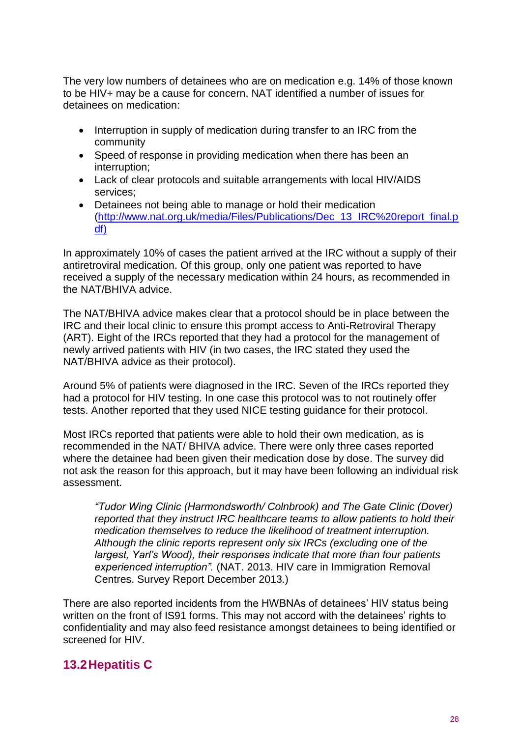The very low numbers of detainees who are on medication e.g. 14% of those known to be HIV+ may be a cause for concern. NAT identified a number of issues for detainees on medication:

- Interruption in supply of medication during transfer to an IRC from the community
- Speed of response in providing medication when there has been an interruption;
- Lack of clear protocols and suitable arrangements with local HIV/AIDS services;
- Detainees not being able to manage or hold their medication (http://www.nat.org.uk/media/Files/Publications/Dec_13_IRC%20report_final.pdf)

In approximately 10% of cases the patient arrived at the IRC without a supply of their antiretroviral medication. Of this group, only one patient was reported to have received a supply of the necessary medication within 24 hours, as recommended in the NAT/BHIVA advice.

The NAT/BHIVA advice makes clear that a protocol should be in place between the IRC and their local clinic to ensure this prompt access to Anti-Retroviral Therapy (ART). Eight of the IRCs reported that they had a protocol for the management of newly arrived patients with HIV (in two cases, the IRC stated they used the NAT/BHIVA advice as their protocol).

Around 5% of patients were diagnosed in the IRC. Seven of the IRCs reported they had a protocol for HIV testing. In one case this protocol was to not routinely offer tests. Another reported that they used NICE testing guidance for their protocol.

Most IRCs reported that patients were able to hold their own medication, as is recommended in the NAT/ BHIVA advice. There were only three cases reported where the detainee had been given their medication dose by dose. The survey did not ask the reason for this approach, but it may have been following an individual risk assessment.

> *"Tudor Wing Clinic (Harmondsworth/ Colnbrook) and The Gate Clinic (Dover) reported that they instruct IRC healthcare teams to allow patients to hold their medication themselves to reduce the likelihood of treatment interruption. Although the clinic reports represent only six IRCs (excluding one of the largest, Yarl's Wood), their responses indicate that more than four patients experienced interruption".* (NAT. 2013. HIV care in Immigration Removal Centres. Survey Report December 2013.)

There are also reported incidents from the HWBNAs of detainees' HIV status being written on the front of IS91 forms. This may not accord with the detainees' rights to confidentiality and may also feed resistance amongst detainees to being identified or screened for HIV.

## 13.2 Hepatitis C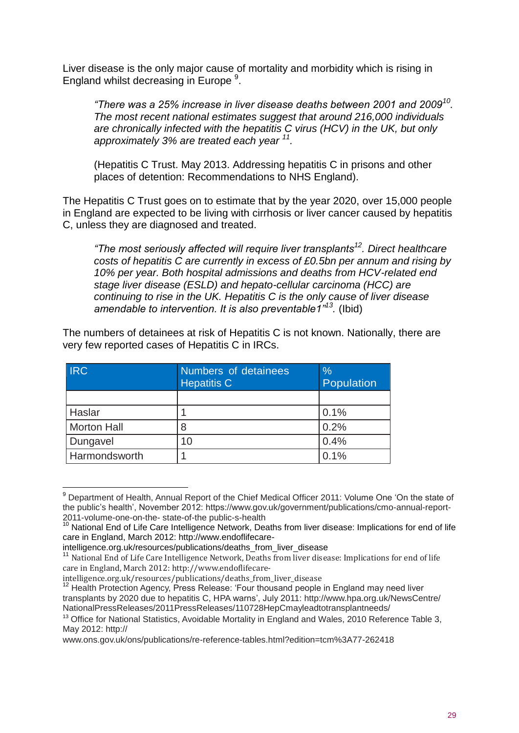Liver disease is the only major cause of mortality and morbidity which is rising in England whilst decreasing in Europe [9].

> *"There was a 25% increase in liver disease deaths between 2001 and 2009[10]. The most recent national estimates suggest that around 216,000 individuals are chronically infected with the hepatitis C virus (HCV) in the UK, but only approximately 3% are treated each year [11].*
>
> (Hepatitis C Trust. May 2013. Addressing hepatitis C in prisons and other places of detention: Recommendations to NHS England).

The Hepatitis C Trust goes on to estimate that by the year 2020, over 15,000 people in England are expected to be living with cirrhosis or liver cancer caused by hepatitis C, unless they are diagnosed and treated.

> *"The most seriously affected will require liver transplants[12]. Direct healthcare costs of hepatitis C are currently in excess of £0.5bn per annum and rising by 10% per year. Both hospital admissions and deaths from HCV-related end stage liver disease (ESLD) and hepato-cellular carcinoma (HCC) are continuing to rise in the UK. Hepatitis C is the only cause of liver disease amendable to intervention. It is also preventable1"[13].* (Ibid)

The numbers of detainees at risk of Hepatitis C is not known. Nationally, there are very few reported cases of Hepatitis C in IRCs.

| IRC | Numbers of detainees Hepatitis C | % Population |
|---|---|---|
| | | |
| Haslar | 1 | 0.1% |
| Morton Hall | 8 | 0.2% |
| Dungavel | 10 | 0.4% |
| Harmondsworth | 1 | 0.1% |

---

[9] Department of Health, Annual Report of the Chief Medical Officer 2011: Volume One 'On the state of the public's health', November 2012: https://www.gov.uk/government/publications/cmo-annual-report-2011-volume-one-on-the- state-of-the public-s-health

[10] National End of Life Care Intelligence Network, Deaths from liver disease: Implications for end of life care in England, March 2012: http://www.endoflifecare-intelligence.org.uk/resources/publications/deaths_from_liver_disease

[11] National End of Life Care Intelligence Network, Deaths from liver disease: Implications for end of life care in England, March 2012: http://www.endoflifecare-intelligence.org.uk/resources/publications/deaths_from_liver_disease

[12] Health Protection Agency, Press Release: 'Four thousand people in England may need liver transplants by 2020 due to hepatitis C, HPA warns', July 2011: http://www.hpa.org.uk/NewsCentre/NationalPressReleases/2011PressReleases/110728HepCmayleadtotransplantneeds/

[13] Office for National Statistics, Avoidable Mortality in England and Wales, 2010 Reference Table 3, May 2012: http://www.ons.gov.uk/ons/publications/re-reference-tables.html?edition=tcm%3A77-262418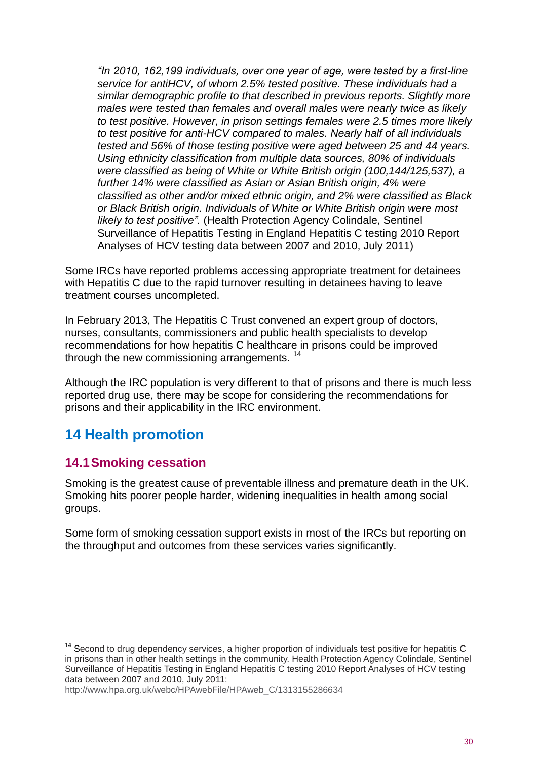*"In 2010, 162,199 individuals, over one year of age, were tested by a first-line service for antiHCV, of whom 2.5% tested positive. These individuals had a similar demographic profile to that described in previous reports. Slightly more males were tested than females and overall males were nearly twice as likely to test positive. However, in prison settings females were 2.5 times more likely to test positive for anti-HCV compared to males. Nearly half of all individuals tested and 56% of those testing positive were aged between 25 and 44 years. Using ethnicity classification from multiple data sources, 80% of individuals were classified as being of White or White British origin (100,144/125,537), a further 14% were classified as Asian or Asian British origin, 4% were classified as other and/or mixed ethnic origin, and 2% were classified as Black or Black British origin. Individuals of White or White British origin were most likely to test positive".* (Health Protection Agency Colindale, Sentinel Surveillance of Hepatitis Testing in England Hepatitis C testing 2010 Report Analyses of HCV testing data between 2007 and 2010, July 2011)

Some IRCs have reported problems accessing appropriate treatment for detainees with Hepatitis C due to the rapid turnover resulting in detainees having to leave treatment courses uncompleted.

In February 2013, The Hepatitis C Trust convened an expert group of doctors, nurses, consultants, commissioners and public health specialists to develop recommendations for how hepatitis C healthcare in prisons could be improved through the new commissioning arrangements. [14]

Although the IRC population is very different to that of prisons and there is much less reported drug use, there may be scope for considering the recommendations for prisons and their applicability in the IRC environment.

# 14 Health promotion

## 14.1 Smoking cessation

Smoking is the greatest cause of preventable illness and premature death in the UK. Smoking hits poorer people harder, widening inequalities in health among social groups.

Some form of smoking cessation support exists in most of the IRCs but reporting on the throughput and outcomes from these services varies significantly.

---

[14] Second to drug dependency services, a higher proportion of individuals test positive for hepatitis C in prisons than in other health settings in the community. Health Protection Agency Colindale, Sentinel Surveillance of Hepatitis Testing in England Hepatitis C testing 2010 Report Analyses of HCV testing data between 2007 and 2010, July 2011: http://www.hpa.org.uk/webc/HPAwebFile/HPAweb_C/1313155286634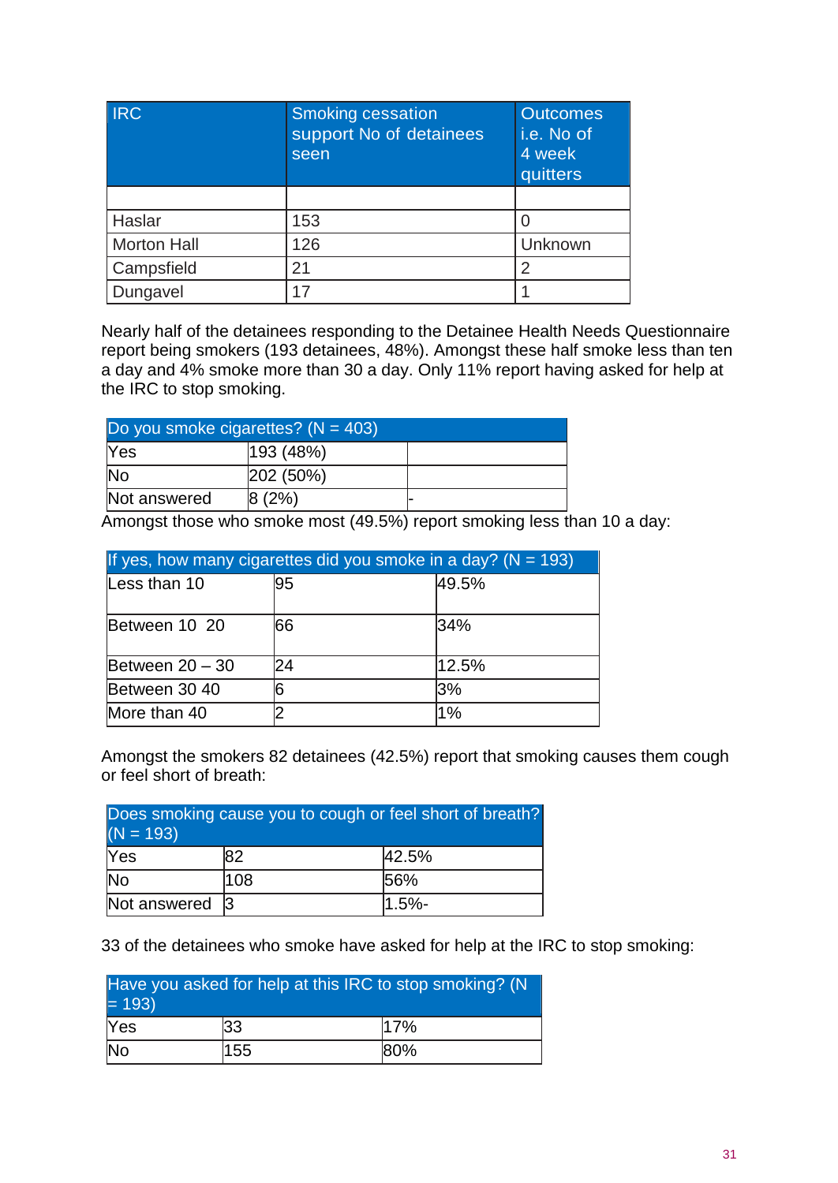| IRC | Smoking cessation support No of detainees seen | Outcomes i.e. No of 4 week quitters |
|---|---|---|
| | | |
| Haslar | 153 | 0 |
| Morton Hall | 126 | Unknown |
| Campsfield | 21 | 2 |
| Dungavel | 17 | 1 |

Nearly half of the detainees responding to the Detainee Health Needs Questionnaire report being smokers (193 detainees, 48%). Amongst these half smoke less than ten a day and 4% smoke more than 30 a day. Only 11% report having asked for help at the IRC to stop smoking.

| Do you smoke cigarettes? (N = 403) | | |
|---|---|---|
| Yes | 193 (48%) | |
| No | 202 (50%) | |
| Not answered | 8 (2%) | - |

Amongst those who smoke most (49.5%) report smoking less than 10 a day:

| If yes, how many cigarettes did you smoke in a day? (N = 193) | | |
|---|---|---|
| Less than 10 | 95 | 49.5% |
| Between 10 20 | 66 | 34% |
| Between 20 – 30 | 24 | 12.5% |
| Between 30 40 | 6 | 3% |
| More than 40 | 2 | 1% |

Amongst the smokers 82 detainees (42.5%) report that smoking causes them cough or feel short of breath:

| Does smoking cause you to cough or feel short of breath? (N = 193) | | |
|---|---|---|
| Yes | 82 | 42.5% |
| No | 108 | 56% |
| Not answered | 3 | 1.5%- |

33 of the detainees who smoke have asked for help at the IRC to stop smoking:

| Have you asked for help at this IRC to stop smoking? (N = 193) | | |
|---|---|---|
| Yes | 33 | 17% |
| No | 155 | 80% |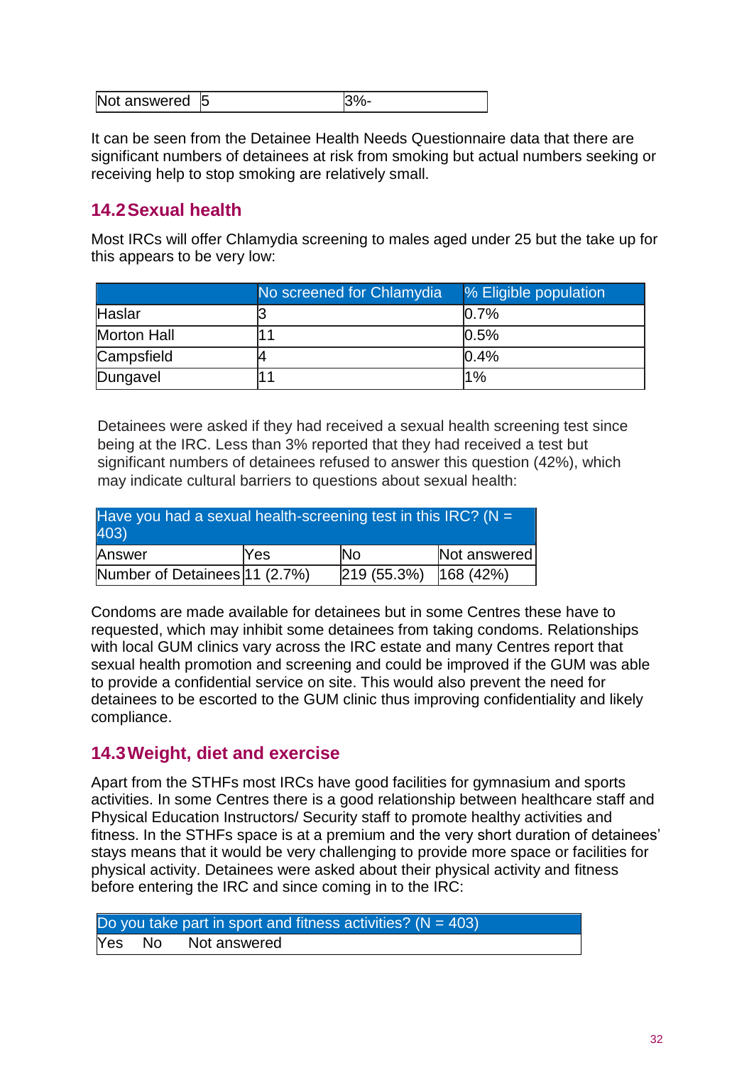| Not answered | 5 | 3%- |
|---|---|---|

It can be seen from the Detainee Health Needs Questionnaire data that there are significant numbers of detainees at risk from smoking but actual numbers seeking or receiving help to stop smoking are relatively small.

## 14.2 Sexual health

Most IRCs will offer Chlamydia screening to males aged under 25 but the take up for this appears to be very low:

| | No screened for Chlamydia | % Eligible population |
|---|---|---|
| Haslar | 3 | 0.7% |
| Morton Hall | 11 | 0.5% |
| Campsfield | 4 | 0.4% |
| Dungavel | 11 | 1% |

Detainees were asked if they had received a sexual health screening test since being at the IRC. Less than 3% reported that they had received a test but significant numbers of detainees refused to answer this question (42%), which may indicate cultural barriers to questions about sexual health:

| Have you had a sexual health-screening test in this IRC? (N = 403) | | | |
|---|---|---|---|
| Answer | Yes | No | Not answered |
| Number of Detainees | 11 (2.7%) | 219 (55.3%) | 168 (42%) |

Condoms are made available for detainees but in some Centres these have to requested, which may inhibit some detainees from taking condoms. Relationships with local GUM clinics vary across the IRC estate and many Centres report that sexual health promotion and screening and could be improved if the GUM was able to provide a confidential service on site. This would also prevent the need for detainees to be escorted to the GUM clinic thus improving confidentiality and likely compliance.

## 14.3 Weight, diet and exercise

Apart from the STHFs most IRCs have good facilities for gymnasium and sports activities. In some Centres there is a good relationship between healthcare staff and Physical Education Instructors/ Security staff to promote healthy activities and fitness. In the STHFs space is at a premium and the very short duration of detainees' stays means that it would be very challenging to provide more space or facilities for physical activity. Detainees were asked about their physical activity and fitness before entering the IRC and since coming in to the IRC:

| Do you take part in sport and fitness activities? (N = 403) | | |
|---|---|---|
| Yes | No | Not answered |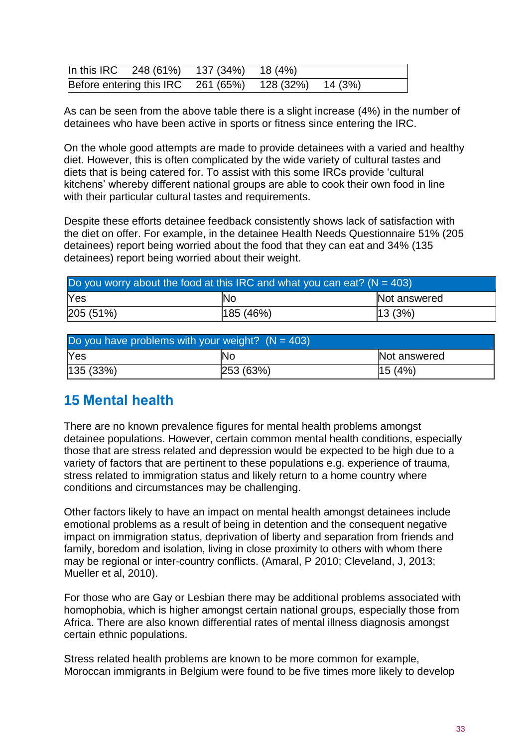| | | | |
|---|---|---|---|
| In this IRC | 248 (61%) | 137 (34%) | 18 (4%) |
| Before entering this IRC | 261 (65%) | 128 (32%) | 14 (3%) |

As can be seen from the above table there is a slight increase (4%) in the number of detainees who have been active in sports or fitness since entering the IRC.

On the whole good attempts are made to provide detainees with a varied and healthy diet. However, this is often complicated by the wide variety of cultural tastes and diets that is being catered for. To assist with this some IRCs provide 'cultural kitchens' whereby different national groups are able to cook their own food in line with their particular cultural tastes and requirements.

Despite these efforts detainee feedback consistently shows lack of satisfaction with the diet on offer. For example, in the detainee Health Needs Questionnaire 51% (205 detainees) report being worried about the food that they can eat and 34% (135 detainees) report being worried about their weight.

| Do you worry about the food at this IRC and what you can eat? (N = 403) | | |
|---|---|---|
| Yes | No | Not answered |
| 205 (51%) | 185 (46%) | 13 (3%) |

| Do you have problems with your weight? (N = 403) | | |
|---|---|---|
| Yes | No | Not answered |
| 135 (33%) | 253 (63%) | 15 (4%) |

## 15 Mental health

There are no known prevalence figures for mental health problems amongst detainee populations. However, certain common mental health conditions, especially those that are stress related and depression would be expected to be high due to a variety of factors that are pertinent to these populations e.g. experience of trauma, stress related to immigration status and likely return to a home country where conditions and circumstances may be challenging.

Other factors likely to have an impact on mental health amongst detainees include emotional problems as a result of being in detention and the consequent negative impact on immigration status, deprivation of liberty and separation from friends and family, boredom and isolation, living in close proximity to others with whom there may be regional or inter-country conflicts. (Amaral, P 2010; Cleveland, J, 2013; Mueller et al, 2010).

For those who are Gay or Lesbian there may be additional problems associated with homophobia, which is higher amongst certain national groups, especially those from Africa. There are also known differential rates of mental illness diagnosis amongst certain ethnic populations.

Stress related health problems are known to be more common for example, Moroccan immigrants in Belgium were found to be five times more likely to develop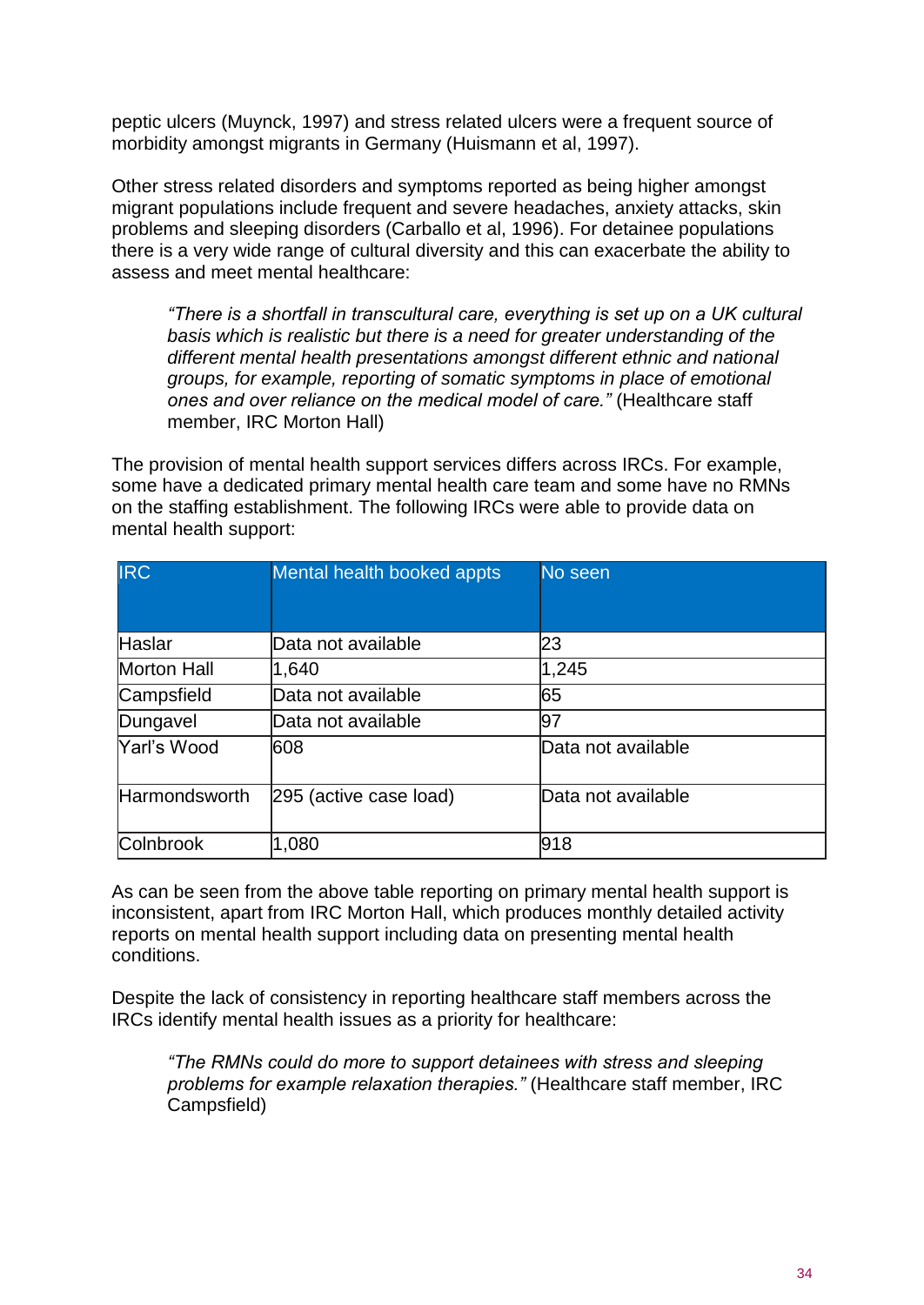peptic ulcers (Muynck, 1997) and stress related ulcers were a frequent source of morbidity amongst migrants in Germany (Huismann et al, 1997).

Other stress related disorders and symptoms reported as being higher amongst migrant populations include frequent and severe headaches, anxiety attacks, skin problems and sleeping disorders (Carballo et al, 1996). For detainee populations there is a very wide range of cultural diversity and this can exacerbate the ability to assess and meet mental healthcare:

> *"There is a shortfall in transcultural care, everything is set up on a UK cultural basis which is realistic but there is a need for greater understanding of the different mental health presentations amongst different ethnic and national groups, for example, reporting of somatic symptoms in place of emotional ones and over reliance on the medical model of care."* (Healthcare staff member, IRC Morton Hall)

The provision of mental health support services differs across IRCs. For example, some have a dedicated primary mental health care team and some have no RMNs on the staffing establishment. The following IRCs were able to provide data on mental health support:

| IRC | Mental health booked appts | No seen |
|---|---|---|
| Haslar | Data not available | 23 |
| Morton Hall | 1,640 | 1,245 |
| Campsfield | Data not available | 65 |
| Dungavel | Data not available | 97 |
| Yarl's Wood | 608 | Data not available |
| Harmondsworth | 295 (active case load) | Data not available |
| Colnbrook | 1,080 | 918 |

As can be seen from the above table reporting on primary mental health support is inconsistent, apart from IRC Morton Hall, which produces monthly detailed activity reports on mental health support including data on presenting mental health conditions.

Despite the lack of consistency in reporting healthcare staff members across the IRCs identify mental health issues as a priority for healthcare:

> *"The RMNs could do more to support detainees with stress and sleeping problems for example relaxation therapies."* (Healthcare staff member, IRC Campsfield)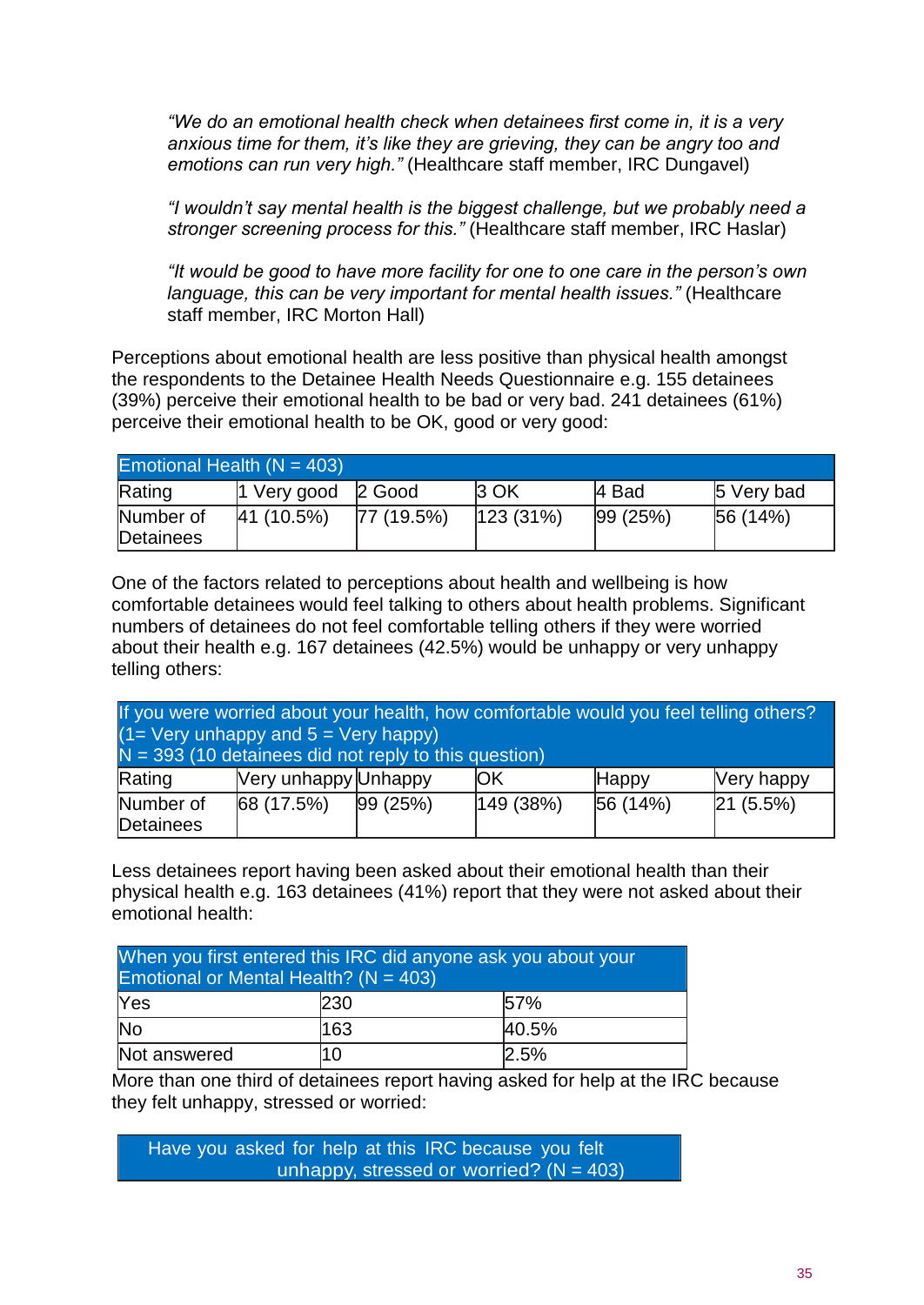*"We do an emotional health check when detainees first come in, it is a very anxious time for them, it's like they are grieving, they can be angry too and emotions can run very high."* (Healthcare staff member, IRC Dungavel)

*"I wouldn't say mental health is the biggest challenge, but we probably need a stronger screening process for this."* (Healthcare staff member, IRC Haslar)

*"It would be good to have more facility for one to one care in the person's own language, this can be very important for mental health issues."* (Healthcare staff member, IRC Morton Hall)

Perceptions about emotional health are less positive than physical health amongst the respondents to the Detainee Health Needs Questionnaire e.g. 155 detainees (39%) perceive their emotional health to be bad or very bad. 241 detainees (61%) perceive their emotional health to be OK, good or very good:

| Emotional Health (N = 403) | | | | | |
|---|---|---|---|---|---|
| Rating | 1 Very good | 2 Good | 3 OK | 4 Bad | 5 Very bad |
| Number of Detainees | 41 (10.5%) | 77 (19.5%) | 123 (31%) | 99 (25%) | 56 (14%) |

One of the factors related to perceptions about health and wellbeing is how comfortable detainees would feel talking to others about health problems. Significant numbers of detainees do not feel comfortable telling others if they were worried about their health e.g. 167 detainees (42.5%) would be unhappy or very unhappy telling others:

| If you were worried about your health, how comfortable would you feel telling others? (1= Very unhappy and 5 = Very happy) N = 393 (10 detainees did not reply to this question) | | | | | |
|---|---|---|---|---|---|
| Rating | Very unhappy | Unhappy | OK | Happy | Very happy |
| Number of Detainees | 68 (17.5%) | 99 (25%) | 149 (38%) | 56 (14%) | 21 (5.5%) |

Less detainees report having been asked about their emotional health than their physical health e.g. 163 detainees (41%) report that they were not asked about their emotional health:

| When you first entered this IRC did anyone ask you about your Emotional or Mental Health? (N = 403) | | |
|---|---|---|
| Yes | 230 | 57% |
| No | 163 | 40.5% |
| Not answered | 10 | 2.5% |

More than one third of detainees report having asked for help at the IRC because they felt unhappy, stressed or worried:

| Have you asked for help at this IRC because you felt unhappy, stressed or worried? (N = 403) |
|---|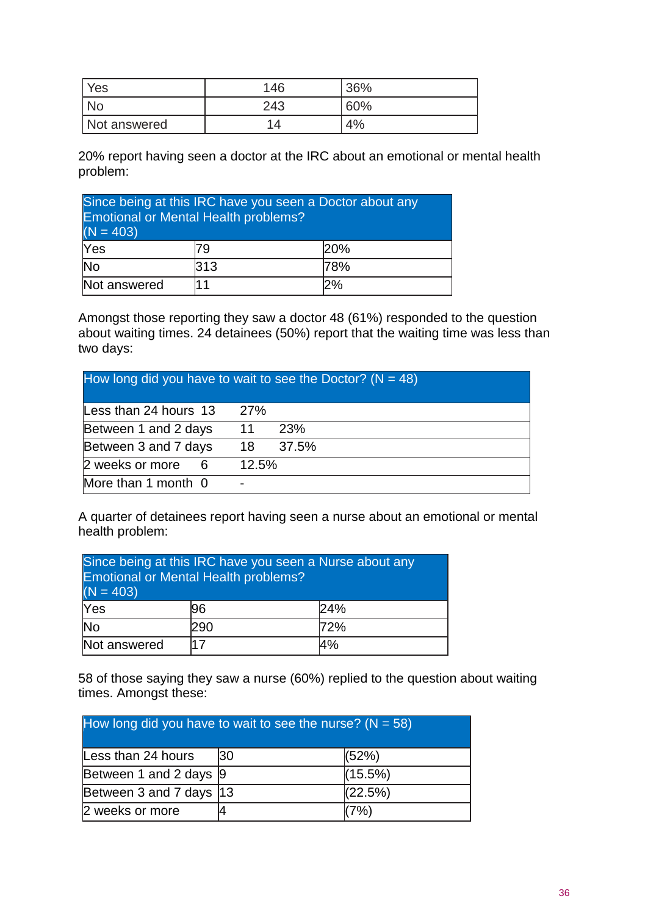| Yes | 146 | 36% |
|---|---|---|
| No | 243 | 60% |
| Not answered | 14 | 4% |

20% report having seen a doctor at the IRC about an emotional or mental health problem:

| Since being at this IRC have you seen a Doctor about any Emotional or Mental Health problems? (N = 403) | | |
|---|---|---|
| Yes | 79 | 20% |
| No | 313 | 78% |
| Not answered | 11 | 2% |

Amongst those reporting they saw a doctor 48 (61%) responded to the question about waiting times. 24 detainees (50%) report that the waiting time was less than two days:

| How long did you have to wait to see the Doctor? (N = 48) | | |
|---|---|---|
| Less than 24 hours | 13 | 27% |
| Between 1 and 2 days | 11 | 23% |
| Between 3 and 7 days | 18 | 37.5% |
| 2 weeks or more | 6 | 12.5% |
| More than 1 month | 0 | - |

A quarter of detainees report having seen a nurse about an emotional or mental health problem:

| Since being at this IRC have you seen a Nurse about any Emotional or Mental Health problems? (N = 403) | | |
|---|---|---|
| Yes | 96 | 24% |
| No | 290 | 72% |
| Not answered | 17 | 4% |

58 of those saying they saw a nurse (60%) replied to the question about waiting times. Amongst these:

| How long did you have to wait to see the nurse? (N = 58) | | |
|---|---|---|
| Less than 24 hours | 30 | (52%) |
| Between 1 and 2 days | 9 | (15.5%) |
| Between 3 and 7 days | 13 | (22.5%) |
| 2 weeks or more | 4 | (7%) |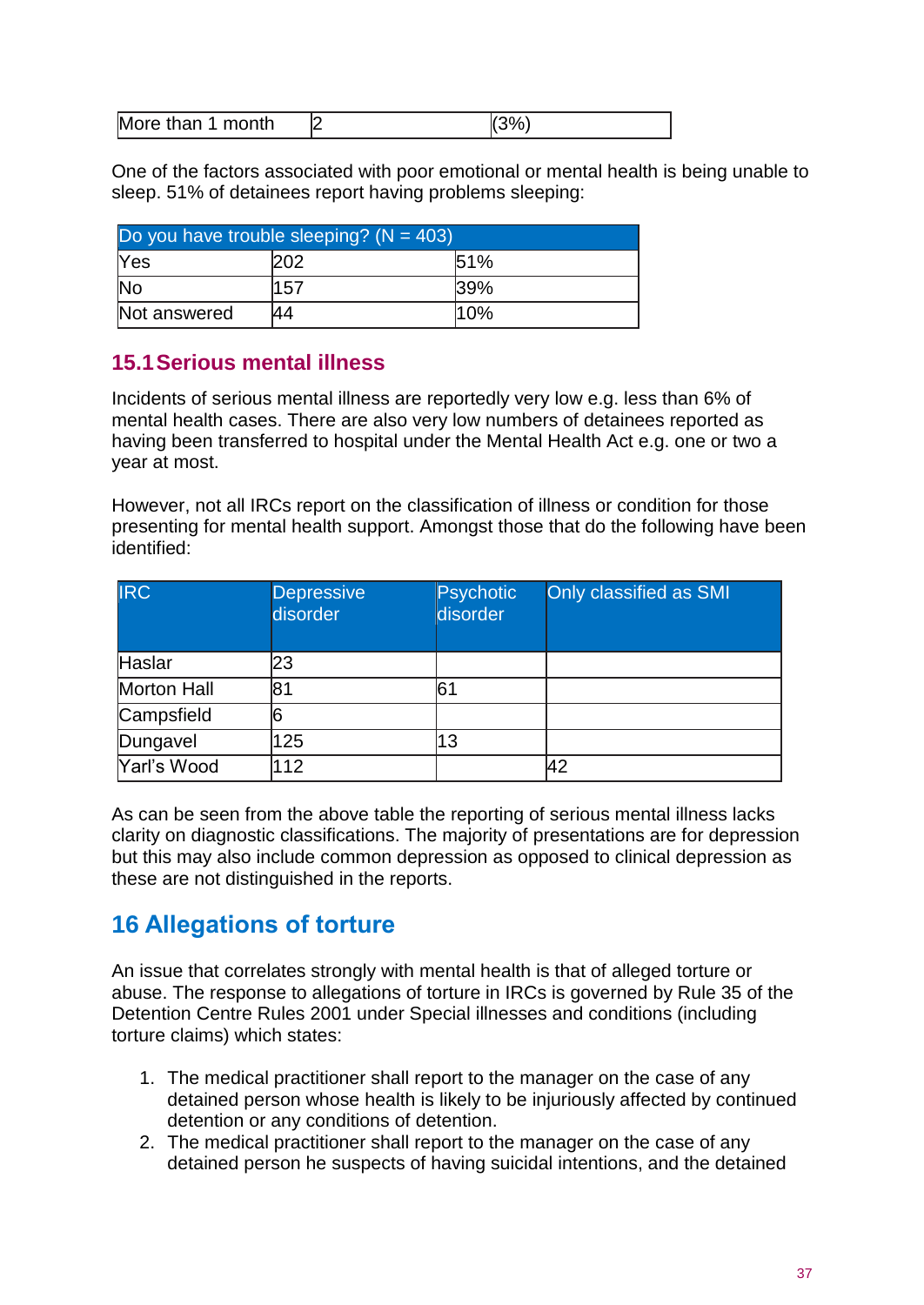| More than 1 month | 2 | (3%) |
|---|---|---|

One of the factors associated with poor emotional or mental health is being unable to sleep. 51% of detainees report having problems sleeping:

| Do you have trouble sleeping? (N = 403) | | |
|---|---|---|
| Yes | 202 | 51% |
| No | 157 | 39% |
| Not answered | 44 | 10% |

### 15.1 Serious mental illness

Incidents of serious mental illness are reportedly very low e.g. less than 6% of mental health cases. There are also very low numbers of detainees reported as having been transferred to hospital under the Mental Health Act e.g. one or two a year at most.

However, not all IRCs report on the classification of illness or condition for those presenting for mental health support. Amongst those that do the following have been identified:

| IRC | Depressive disorder | Psychotic disorder | Only classified as SMI |
|---|---|---|---|
| Haslar | 23 | | |
| Morton Hall | 81 | 61 | |
| Campsfield | 6 | | |
| Dungavel | 125 | 13 | |
| Yarl's Wood | 112 | | 42 |

As can be seen from the above table the reporting of serious mental illness lacks clarity on diagnostic classifications. The majority of presentations are for depression but this may also include common depression as opposed to clinical depression as these are not distinguished in the reports.

## 16 Allegations of torture

An issue that correlates strongly with mental health is that of alleged torture or abuse. The response to allegations of torture in IRCs is governed by Rule 35 of the Detention Centre Rules 2001 under Special illnesses and conditions (including torture claims) which states:

1. The medical practitioner shall report to the manager on the case of any detained person whose health is likely to be injuriously affected by continued detention or any conditions of detention.
2. The medical practitioner shall report to the manager on the case of any detained person he suspects of having suicidal intentions, and the detained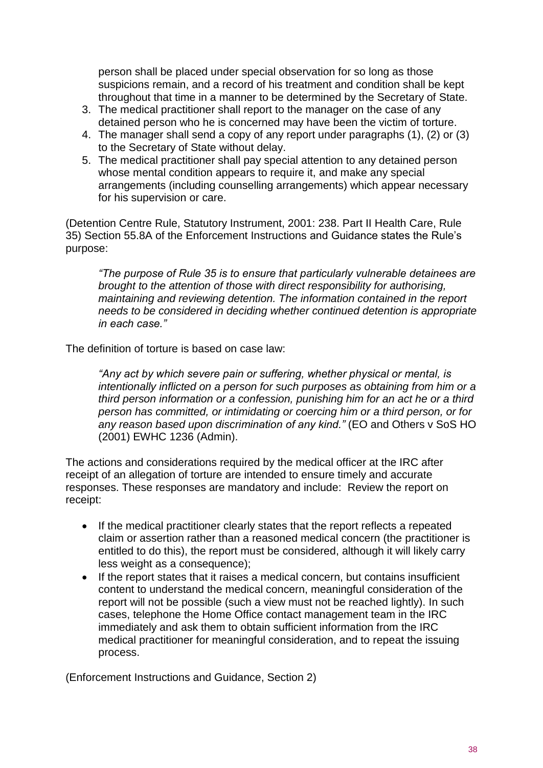person shall be placed under special observation for so long as those suspicions remain, and a record of his treatment and condition shall be kept throughout that time in a manner to be determined by the Secretary of State.

3. The medical practitioner shall report to the manager on the case of any detained person who he is concerned may have been the victim of torture.
4. The manager shall send a copy of any report under paragraphs (1), (2) or (3) to the Secretary of State without delay.
5. The medical practitioner shall pay special attention to any detained person whose mental condition appears to require it, and make any special arrangements (including counselling arrangements) which appear necessary for his supervision or care.

(Detention Centre Rule, Statutory Instrument, 2001: 238. Part II Health Care, Rule 35) Section 55.8A of the Enforcement Instructions and Guidance states the Rule's purpose:

> *"The purpose of Rule 35 is to ensure that particularly vulnerable detainees are brought to the attention of those with direct responsibility for authorising, maintaining and reviewing detention. The information contained in the report needs to be considered in deciding whether continued detention is appropriate in each case."*

The definition of torture is based on case law:

> *"Any act by which severe pain or suffering, whether physical or mental, is intentionally inflicted on a person for such purposes as obtaining from him or a third person information or a confession, punishing him for an act he or a third person has committed, or intimidating or coercing him or a third person, or for any reason based upon discrimination of any kind."* (EO and Others v SoS HO (2001) EWHC 1236 (Admin).

The actions and considerations required by the medical officer at the IRC after receipt of an allegation of torture are intended to ensure timely and accurate responses. These responses are mandatory and include: Review the report on receipt:

- If the medical practitioner clearly states that the report reflects a repeated claim or assertion rather than a reasoned medical concern (the practitioner is entitled to do this), the report must be considered, although it will likely carry less weight as a consequence);
- If the report states that it raises a medical concern, but contains insufficient content to understand the medical concern, meaningful consideration of the report will not be possible (such a view must not be reached lightly). In such cases, telephone the Home Office contact management team in the IRC immediately and ask them to obtain sufficient information from the IRC medical practitioner for meaningful consideration, and to repeat the issuing process.

(Enforcement Instructions and Guidance, Section 2)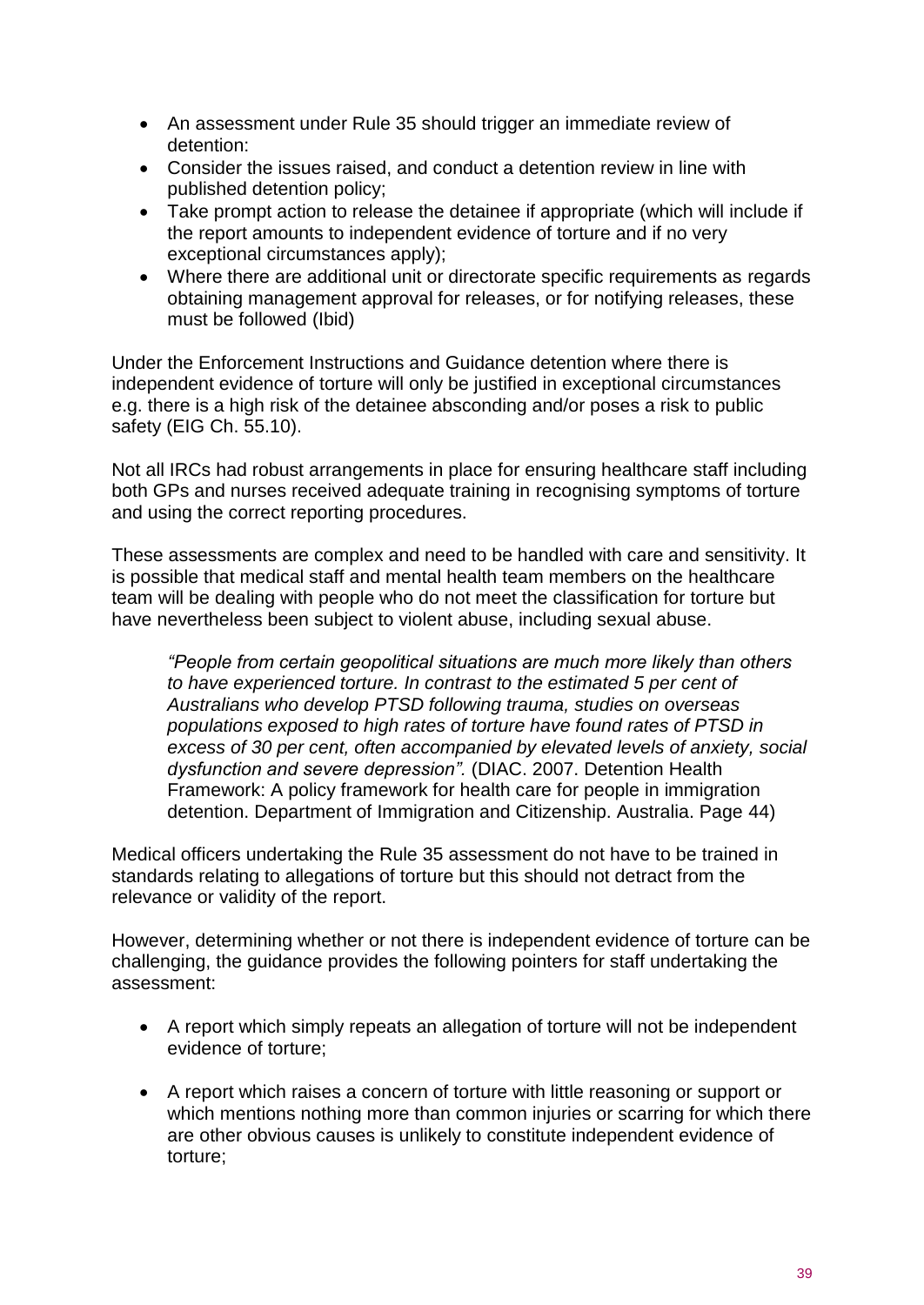- An assessment under Rule 35 should trigger an immediate review of detention:
- Consider the issues raised, and conduct a detention review in line with published detention policy;
- Take prompt action to release the detainee if appropriate (which will include if the report amounts to independent evidence of torture and if no very exceptional circumstances apply);
- Where there are additional unit or directorate specific requirements as regards obtaining management approval for releases, or for notifying releases, these must be followed (Ibid)

Under the Enforcement Instructions and Guidance detention where there is independent evidence of torture will only be justified in exceptional circumstances e.g. there is a high risk of the detainee absconding and/or poses a risk to public safety (EIG Ch. 55.10).

Not all IRCs had robust arrangements in place for ensuring healthcare staff including both GPs and nurses received adequate training in recognising symptoms of torture and using the correct reporting procedures.

These assessments are complex and need to be handled with care and sensitivity. It is possible that medical staff and mental health team members on the healthcare team will be dealing with people who do not meet the classification for torture but have nevertheless been subject to violent abuse, including sexual abuse.

> *"People from certain geopolitical situations are much more likely than others to have experienced torture. In contrast to the estimated 5 per cent of Australians who develop PTSD following trauma, studies on overseas populations exposed to high rates of torture have found rates of PTSD in excess of 30 per cent, often accompanied by elevated levels of anxiety, social dysfunction and severe depression".* (DIAC. 2007. Detention Health Framework: A policy framework for health care for people in immigration detention. Department of Immigration and Citizenship. Australia. Page 44)

Medical officers undertaking the Rule 35 assessment do not have to be trained in standards relating to allegations of torture but this should not detract from the relevance or validity of the report.

However, determining whether or not there is independent evidence of torture can be challenging, the guidance provides the following pointers for staff undertaking the assessment:

- A report which simply repeats an allegation of torture will not be independent evidence of torture;

- A report which raises a concern of torture with little reasoning or support or which mentions nothing more than common injuries or scarring for which there are other obvious causes is unlikely to constitute independent evidence of torture;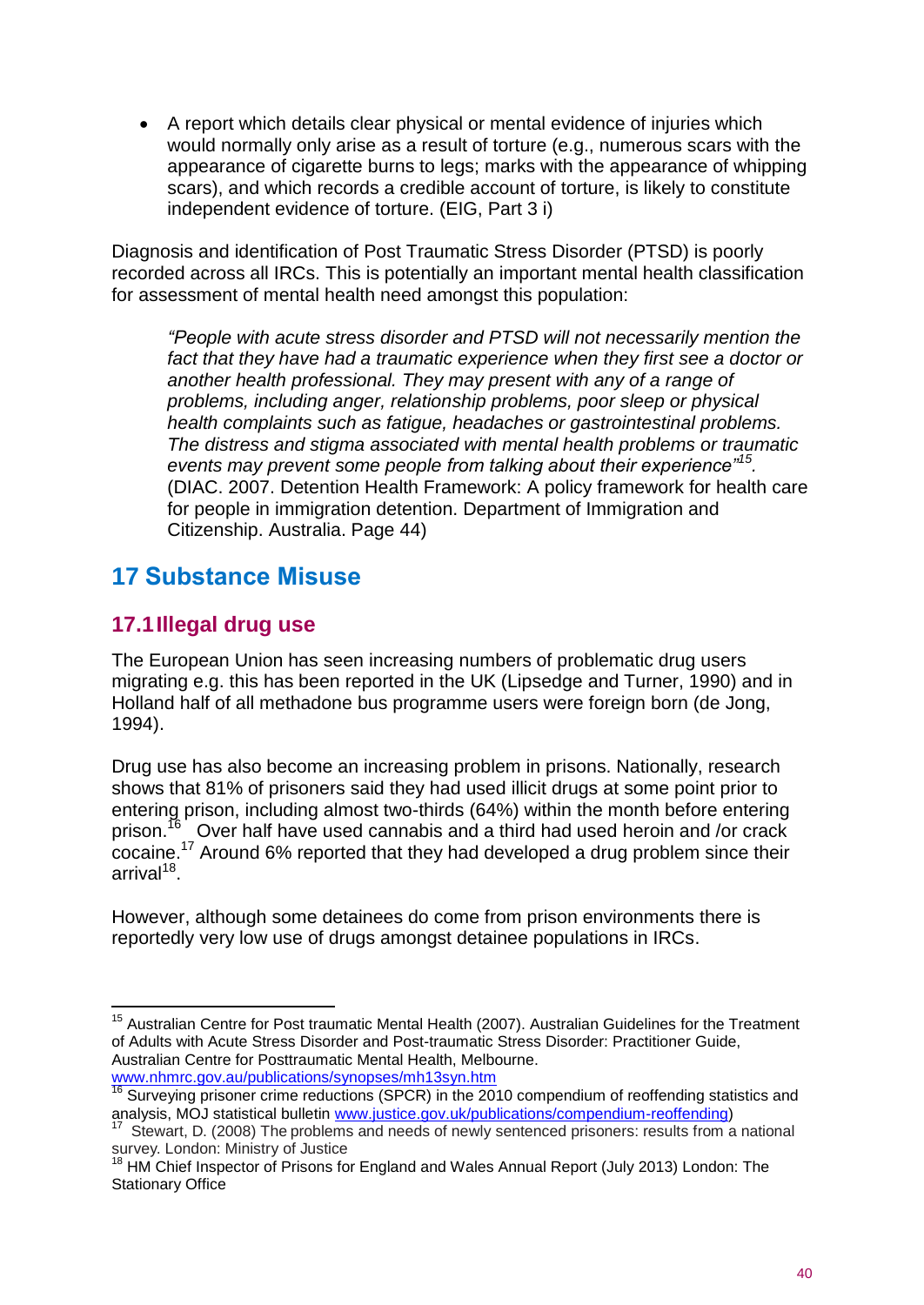- A report which details clear physical or mental evidence of injuries which would normally only arise as a result of torture (e.g., numerous scars with the appearance of cigarette burns to legs; marks with the appearance of whipping scars), and which records a credible account of torture, is likely to constitute independent evidence of torture. (EIG, Part 3 i)

Diagnosis and identification of Post Traumatic Stress Disorder (PTSD) is poorly recorded across all IRCs. This is potentially an important mental health classification for assessment of mental health need amongst this population:

> *"People with acute stress disorder and PTSD will not necessarily mention the fact that they have had a traumatic experience when they first see a doctor or another health professional. They may present with any of a range of problems, including anger, relationship problems, poor sleep or physical health complaints such as fatigue, headaches or gastrointestinal problems. The distress and stigma associated with mental health problems or traumatic events may prevent some people from talking about their experience"*[15]. (DIAC. 2007. Detention Health Framework: A policy framework for health care for people in immigration detention. Department of Immigration and Citizenship. Australia. Page 44)

# 17 Substance Misuse

## 17.1 Illegal drug use

The European Union has seen increasing numbers of problematic drug users migrating e.g. this has been reported in the UK (Lipsedge and Turner, 1990) and in Holland half of all methadone bus programme users were foreign born (de Jong, 1994).

Drug use has also become an increasing problem in prisons. Nationally, research shows that 81% of prisoners said they had used illicit drugs at some point prior to entering prison, including almost two-thirds (64%) within the month before entering prison.[16] Over half have used cannabis and a third had used heroin and /or crack cocaine.[17] Around 6% reported that they had developed a drug problem since their arrival[18].

However, although some detainees do come from prison environments there is reportedly very low use of drugs amongst detainee populations in IRCs.

---

[15] Australian Centre for Post traumatic Mental Health (2007). Australian Guidelines for the Treatment of Adults with Acute Stress Disorder and Post-traumatic Stress Disorder: Practitioner Guide, Australian Centre for Posttraumatic Mental Health, Melbourne. www.nhmrc.gov.au/publications/synopses/mh13syn.htm

[16] Surveying prisoner crime reductions (SPCR) in the 2010 compendium of reoffending statistics and analysis, MOJ statistical bulletin www.justice.gov.uk/publications/compendium-reoffending)

[17] Stewart, D. (2008) The problems and needs of newly sentenced prisoners: results from a national survey. London: Ministry of Justice

[18] HM Chief Inspector of Prisons for England and Wales Annual Report (July 2013) London: The Stationary Office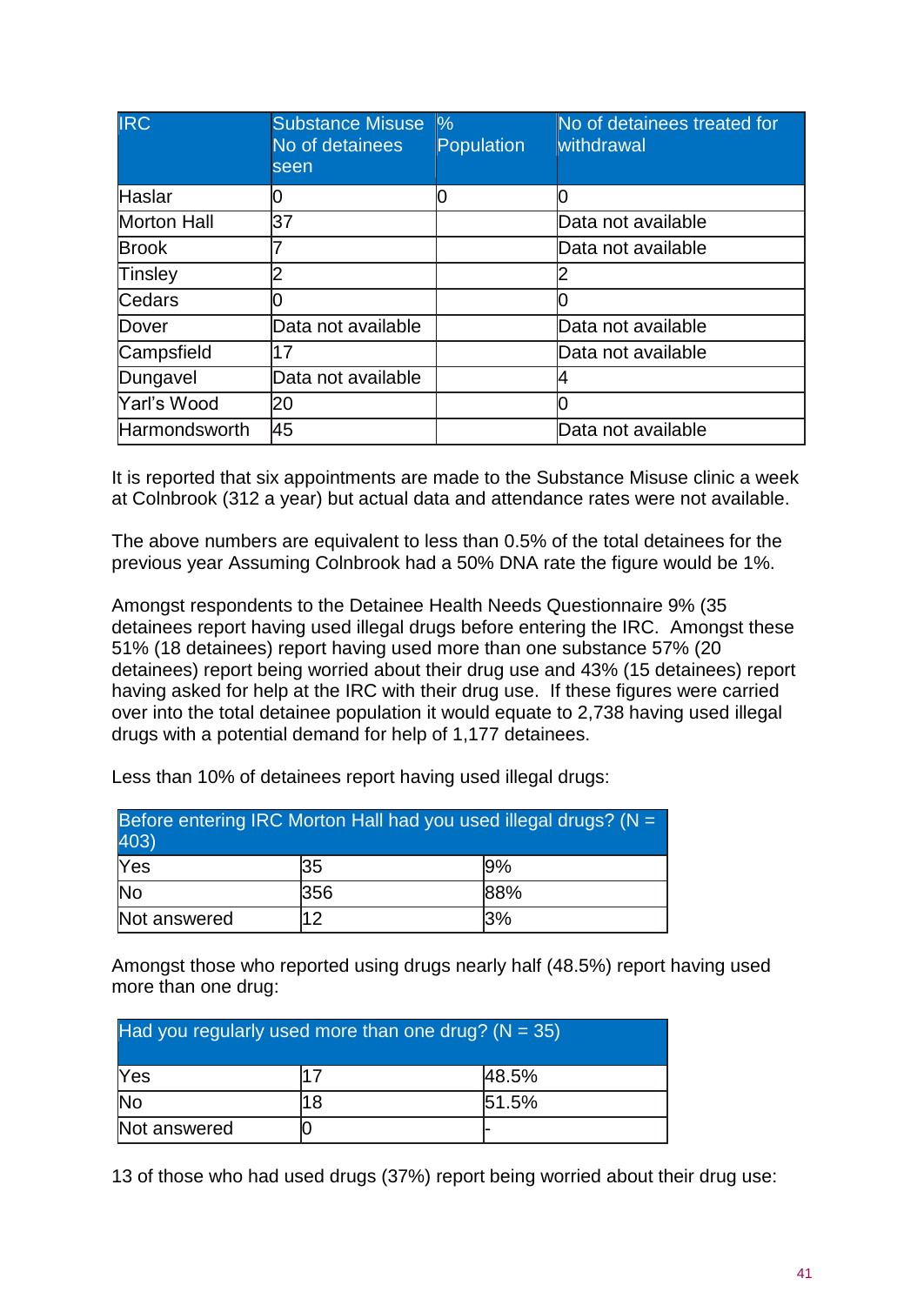| IRC | Substance Misuse No of detainees seen | % Population | No of detainees treated for withdrawal |
|---|---|---|---|
| Haslar | 0 | 0 | 0 |
| Morton Hall | 37 | | Data not available |
| Brook | 7 | | Data not available |
| Tinsley | 2 | | 2 |
| Cedars | 0 | | 0 |
| Dover | Data not available | | Data not available |
| Campsfield | 17 | | Data not available |
| Dungavel | Data not available | | 4 |
| Yarl's Wood | 20 | | 0 |
| Harmondsworth | 45 | | Data not available |

It is reported that six appointments are made to the Substance Misuse clinic a week at Colnbrook (312 a year) but actual data and attendance rates were not available.

The above numbers are equivalent to less than 0.5% of the total detainees for the previous year Assuming Colnbrook had a 50% DNA rate the figure would be 1%.

Amongst respondents to the Detainee Health Needs Questionnaire 9% (35 detainees report having used illegal drugs before entering the IRC. Amongst these 51% (18 detainees) report having used more than one substance 57% (20 detainees) report being worried about their drug use and 43% (15 detainees) report having asked for help at the IRC with their drug use. If these figures were carried over into the total detainee population it would equate to 2,738 having used illegal drugs with a potential demand for help of 1,177 detainees.

Less than 10% of detainees report having used illegal drugs:

| Before entering IRC Morton Hall had you used illegal drugs? (N = 403) | | |
|---|---|---|
| Yes | 35 | 9% |
| No | 356 | 88% |
| Not answered | 12 | 3% |

Amongst those who reported using drugs nearly half (48.5%) report having used more than one drug:

| Had you regularly used more than one drug? (N = 35) | | |
|---|---|---|
| Yes | 17 | 48.5% |
| No | 18 | 51.5% |
| Not answered | 0 | - |

13 of those who had used drugs (37%) report being worried about their drug use: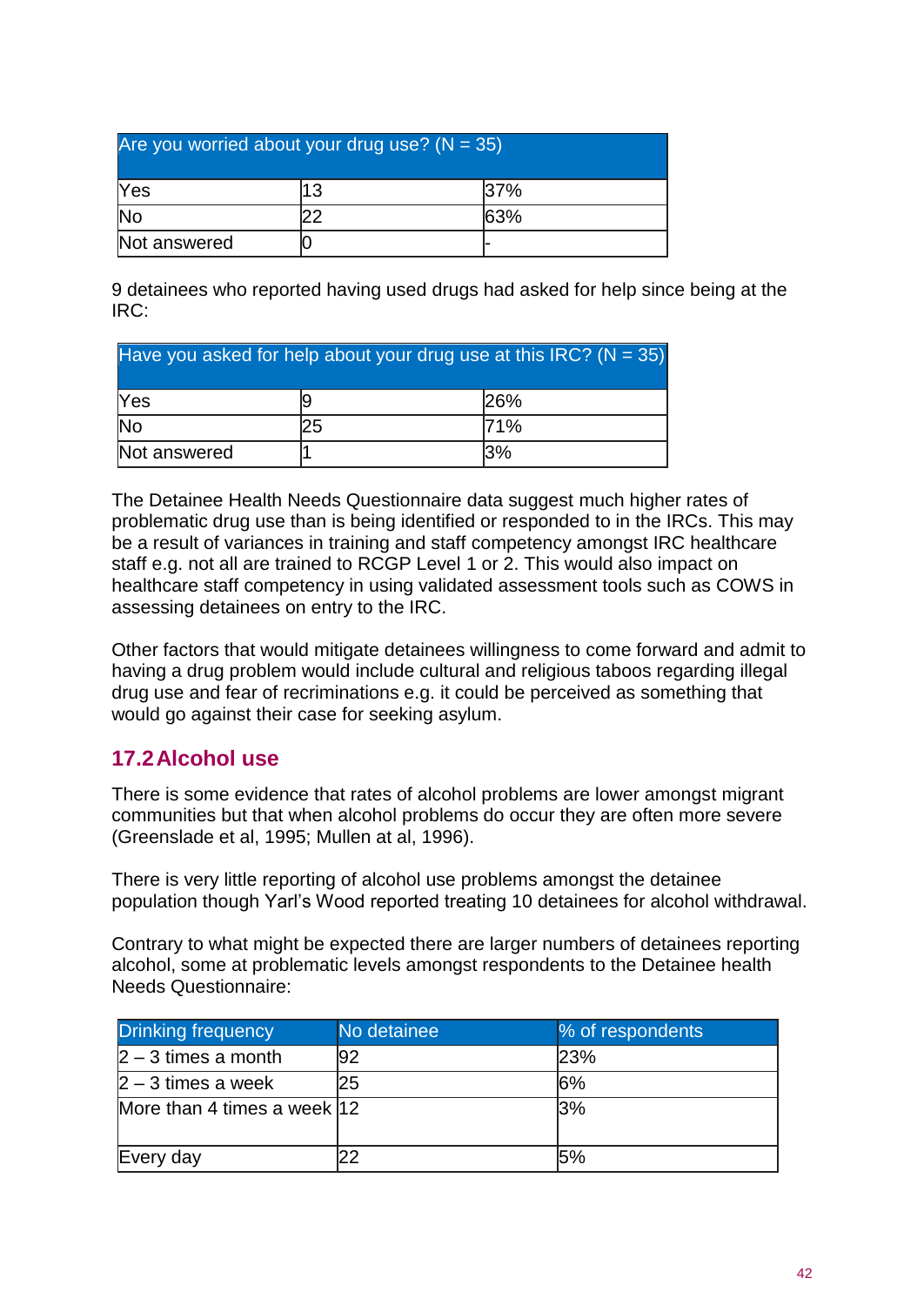| Are you worried about your drug use? (N = 35) | | |
|---|---|---|
| Yes | 13 | 37% |
| No | 22 | 63% |
| Not answered | 0 | - |

9 detainees who reported having used drugs had asked for help since being at the IRC:

| Have you asked for help about your drug use at this IRC? (N = 35) | | |
|---|---|---|
| Yes | 9 | 26% |
| No | 25 | 71% |
| Not answered | 1 | 3% |

The Detainee Health Needs Questionnaire data suggest much higher rates of problematic drug use than is being identified or responded to in the IRCs. This may be a result of variances in training and staff competency amongst IRC healthcare staff e.g. not all are trained to RCGP Level 1 or 2. This would also impact on healthcare staff competency in using validated assessment tools such as COWS in assessing detainees on entry to the IRC.

Other factors that would mitigate detainees willingness to come forward and admit to having a drug problem would include cultural and religious taboos regarding illegal drug use and fear of recriminations e.g. it could be perceived as something that would go against their case for seeking asylum.

## 17.2 Alcohol use

There is some evidence that rates of alcohol problems are lower amongst migrant communities but that when alcohol problems do occur they are often more severe (Greenslade et al, 1995; Mullen at al, 1996).

There is very little reporting of alcohol use problems amongst the detainee population though Yarl's Wood reported treating 10 detainees for alcohol withdrawal.

Contrary to what might be expected there are larger numbers of detainees reporting alcohol, some at problematic levels amongst respondents to the Detainee health Needs Questionnaire:

| Drinking frequency | No detainee | % of respondents |
|---|---|---|
| 2 – 3 times a month | 92 | 23% |
| 2 – 3 times a week | 25 | 6% |
| More than 4 times a week | 12 | 3% |
| Every day | 22 | 5% |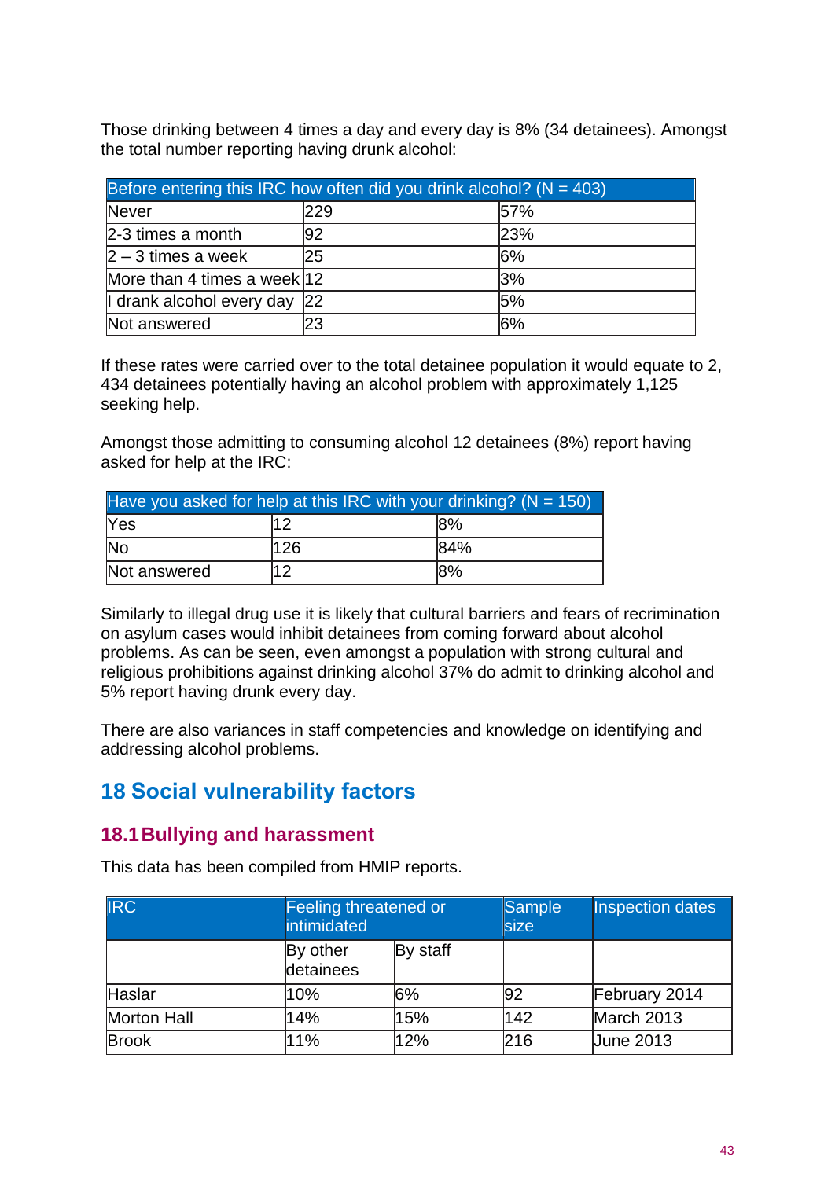Those drinking between 4 times a day and every day is 8% (34 detainees). Amongst the total number reporting having drunk alcohol:

| Before entering this IRC how often did you drink alcohol? (N = 403) | | |
|---|---|---|
| Never | 229 | 57% |
| 2-3 times a month | 92 | 23% |
| 2 – 3 times a week | 25 | 6% |
| More than 4 times a week | 12 | 3% |
| I drank alcohol every day | 22 | 5% |
| Not answered | 23 | 6% |

If these rates were carried over to the total detainee population it would equate to 2, 434 detainees potentially having an alcohol problem with approximately 1,125 seeking help.

Amongst those admitting to consuming alcohol 12 detainees (8%) report having asked for help at the IRC:

| Have you asked for help at this IRC with your drinking? (N = 150) | | |
|---|---|---|
| Yes | 12 | 8% |
| No | 126 | 84% |
| Not answered | 12 | 8% |

Similarly to illegal drug use it is likely that cultural barriers and fears of recrimination on asylum cases would inhibit detainees from coming forward about alcohol problems. As can be seen, even amongst a population with strong cultural and religious prohibitions against drinking alcohol 37% do admit to drinking alcohol and 5% report having drunk every day.

There are also variances in staff competencies and knowledge on identifying and addressing alcohol problems.

# 18 Social vulnerability factors

## 18.1 Bullying and harassment

This data has been compiled from HMIP reports.

| IRC | Feeling threatened or intimidated | | Sample size | Inspection dates |
|---|---|---|---|---|
| | By other detainees | By staff | | |
| Haslar | 10% | 6% | 92 | February 2014 |
| Morton Hall | 14% | 15% | 142 | March 2013 |
| Brook | 11% | 12% | 216 | June 2013 |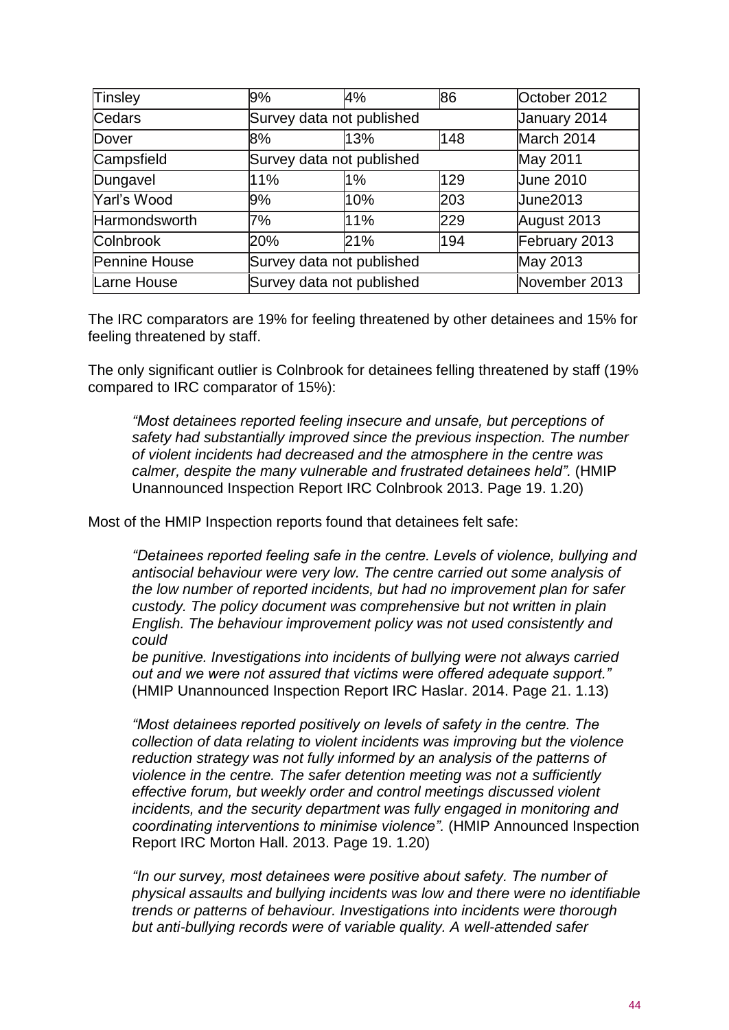| Tinsley | 9% | 4% | 86 | October 2012 |
|---|---|---|---|---|
| Cedars | Survey data not published | | | January 2014 |
| Dover | 8% | 13% | 148 | March 2014 |
| Campsfield | Survey data not published | | | May 2011 |
| Dungavel | 11% | 1% | 129 | June 2010 |
| Yarl's Wood | 9% | 10% | 203 | June2013 |
| Harmondsworth | 7% | 11% | 229 | August 2013 |
| Colnbrook | 20% | 21% | 194 | February 2013 |
| Pennine House | Survey data not published | | | May 2013 |
| Larne House | Survey data not published | | | November 2013 |

The IRC comparators are 19% for feeling threatened by other detainees and 15% for feeling threatened by staff.

The only significant outlier is Colnbrook for detainees felling threatened by staff (19% compared to IRC comparator of 15%):

> *"Most detainees reported feeling insecure and unsafe, but perceptions of safety had substantially improved since the previous inspection. The number of violent incidents had decreased and the atmosphere in the centre was calmer, despite the many vulnerable and frustrated detainees held".* (HMIP Unannounced Inspection Report IRC Colnbrook 2013. Page 19. 1.20)

Most of the HMIP Inspection reports found that detainees felt safe:

> *"Detainees reported feeling safe in the centre. Levels of violence, bullying and antisocial behaviour were very low. The centre carried out some analysis of the low number of reported incidents, but had no improvement plan for safer custody. The policy document was comprehensive but not written in plain English. The behaviour improvement policy was not used consistently and could be punitive. Investigations into incidents of bullying were not always carried out and we were not assured that victims were offered adequate support."* (HMIP Unannounced Inspection Report IRC Haslar. 2014. Page 21. 1.13)

> *"Most detainees reported positively on levels of safety in the centre. The collection of data relating to violent incidents was improving but the violence reduction strategy was not fully informed by an analysis of the patterns of violence in the centre. The safer detention meeting was not a sufficiently effective forum, but weekly order and control meetings discussed violent incidents, and the security department was fully engaged in monitoring and coordinating interventions to minimise violence".* (HMIP Announced Inspection Report IRC Morton Hall. 2013. Page 19. 1.20)

> *"In our survey, most detainees were positive about safety. The number of physical assaults and bullying incidents was low and there were no identifiable trends or patterns of behaviour. Investigations into incidents were thorough but anti-bullying records were of variable quality. A well-attended safer*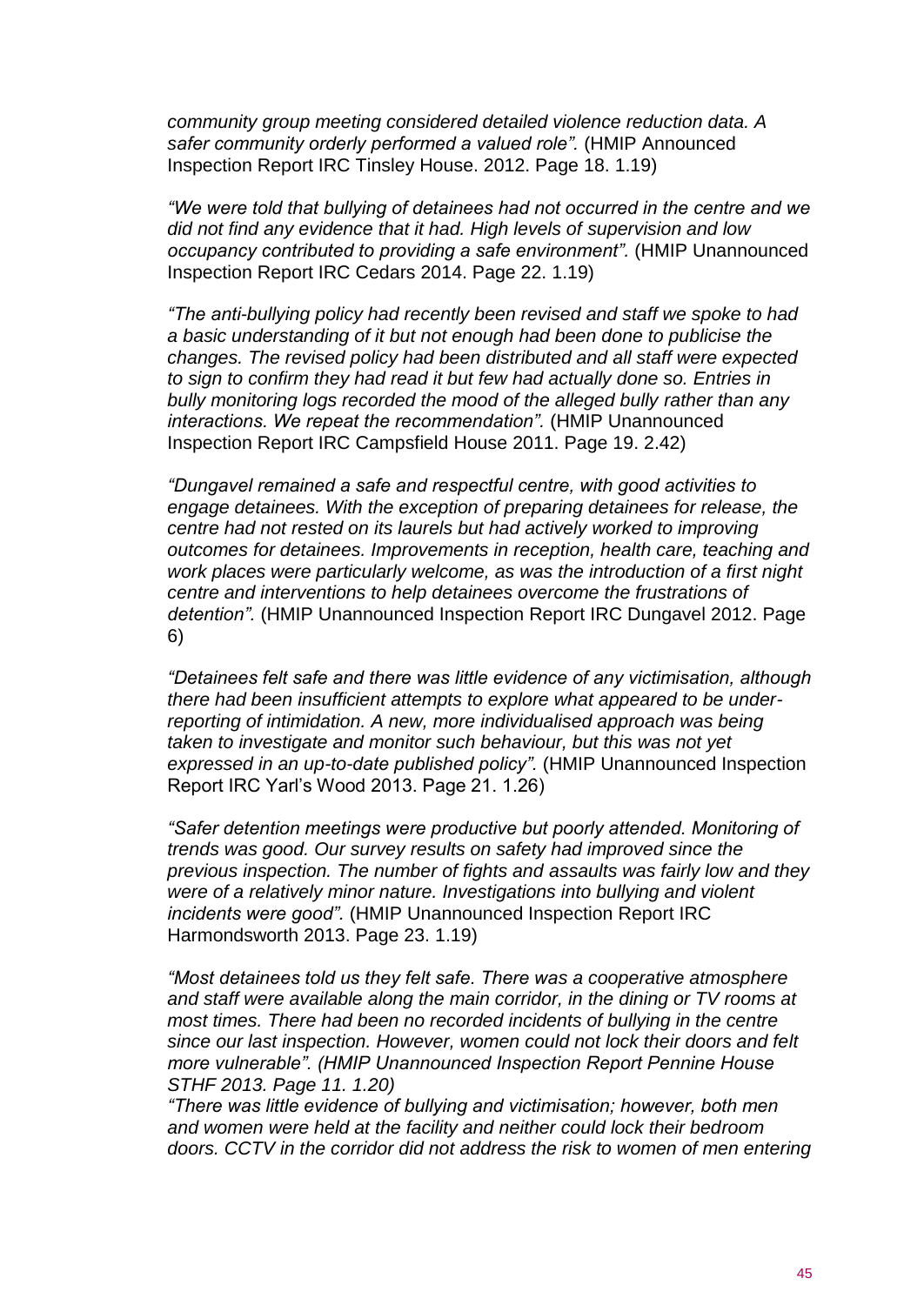*community group meeting considered detailed violence reduction data. A safer community orderly performed a valued role".* (HMIP Announced Inspection Report IRC Tinsley House. 2012. Page 18. 1.19)

*"We were told that bullying of detainees had not occurred in the centre and we did not find any evidence that it had. High levels of supervision and low occupancy contributed to providing a safe environment".* (HMIP Unannounced Inspection Report IRC Cedars 2014. Page 22. 1.19)

*"The anti-bullying policy had recently been revised and staff we spoke to had a basic understanding of it but not enough had been done to publicise the changes. The revised policy had been distributed and all staff were expected to sign to confirm they had read it but few had actually done so. Entries in bully monitoring logs recorded the mood of the alleged bully rather than any interactions. We repeat the recommendation".* (HMIP Unannounced Inspection Report IRC Campsfield House 2011. Page 19. 2.42)

*"Dungavel remained a safe and respectful centre, with good activities to engage detainees. With the exception of preparing detainees for release, the centre had not rested on its laurels but had actively worked to improving outcomes for detainees. Improvements in reception, health care, teaching and work places were particularly welcome, as was the introduction of a first night centre and interventions to help detainees overcome the frustrations of detention".* (HMIP Unannounced Inspection Report IRC Dungavel 2012. Page 6)

*"Detainees felt safe and there was little evidence of any victimisation, although there had been insufficient attempts to explore what appeared to be under-reporting of intimidation. A new, more individualised approach was being taken to investigate and monitor such behaviour, but this was not yet expressed in an up-to-date published policy".* (HMIP Unannounced Inspection Report IRC Yarl's Wood 2013. Page 21. 1.26)

*"Safer detention meetings were productive but poorly attended. Monitoring of trends was good. Our survey results on safety had improved since the previous inspection. The number of fights and assaults was fairly low and they were of a relatively minor nature. Investigations into bullying and violent incidents were good".* (HMIP Unannounced Inspection Report IRC Harmondsworth 2013. Page 23. 1.19)

*"Most detainees told us they felt safe. There was a cooperative atmosphere and staff were available along the main corridor, in the dining or TV rooms at most times. There had been no recorded incidents of bullying in the centre since our last inspection. However, women could not lock their doors and felt more vulnerable". (HMIP Unannounced Inspection Report Pennine House STHF 2013. Page 11. 1.20)*

*"There was little evidence of bullying and victimisation; however, both men and women were held at the facility and neither could lock their bedroom doors. CCTV in the corridor did not address the risk to women of men entering*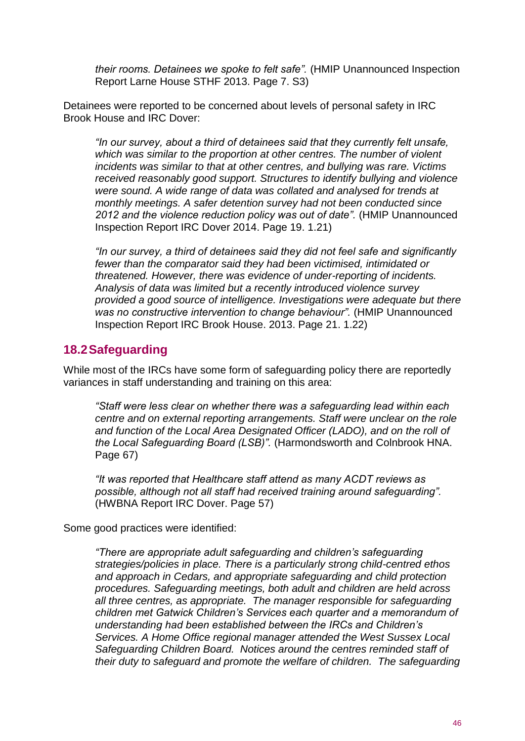*their rooms. Detainees we spoke to felt safe".* (HMIP Unannounced Inspection Report Larne House STHF 2013. Page 7. S3)

Detainees were reported to be concerned about levels of personal safety in IRC Brook House and IRC Dover:

> *"In our survey, about a third of detainees said that they currently felt unsafe, which was similar to the proportion at other centres. The number of violent incidents was similar to that at other centres, and bullying was rare. Victims received reasonably good support. Structures to identify bullying and violence were sound. A wide range of data was collated and analysed for trends at monthly meetings. A safer detention survey had not been conducted since 2012 and the violence reduction policy was out of date".* (HMIP Unannounced Inspection Report IRC Dover 2014. Page 19. 1.21)

> *"In our survey, a third of detainees said they did not feel safe and significantly fewer than the comparator said they had been victimised, intimidated or threatened. However, there was evidence of under-reporting of incidents. Analysis of data was limited but a recently introduced violence survey provided a good source of intelligence. Investigations were adequate but there was no constructive intervention to change behaviour".* (HMIP Unannounced Inspection Report IRC Brook House. 2013. Page 21. 1.22)

## 18.2 Safeguarding

While most of the IRCs have some form of safeguarding policy there are reportedly variances in staff understanding and training on this area:

> *"Staff were less clear on whether there was a safeguarding lead within each centre and on external reporting arrangements. Staff were unclear on the role and function of the Local Area Designated Officer (LADO), and on the roll of the Local Safeguarding Board (LSB)".* (Harmondsworth and Colnbrook HNA. Page 67)

> *"It was reported that Healthcare staff attend as many ACDT reviews as possible, although not all staff had received training around safeguarding".* (HWBNA Report IRC Dover. Page 57)

Some good practices were identified:

> *"There are appropriate adult safeguarding and children's safeguarding strategies/policies in place. There is a particularly strong child-centred ethos and approach in Cedars, and appropriate safeguarding and child protection procedures. Safeguarding meetings, both adult and children are held across all three centres, as appropriate. The manager responsible for safeguarding children met Gatwick Children's Services each quarter and a memorandum of understanding had been established between the IRCs and Children's Services. A Home Office regional manager attended the West Sussex Local Safeguarding Children Board. Notices around the centres reminded staff of their duty to safeguard and promote the welfare of children. The safeguarding*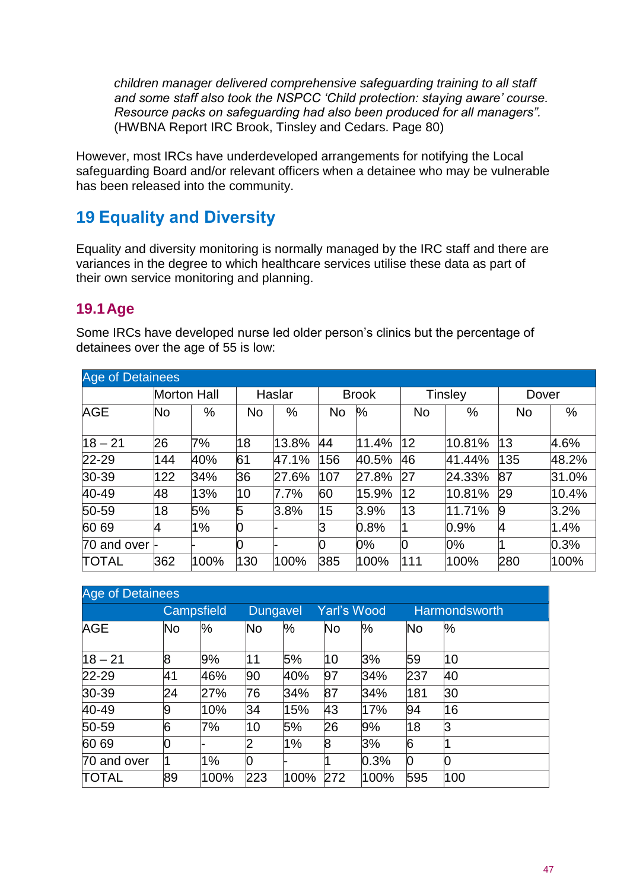*children manager delivered comprehensive safeguarding training to all staff and some staff also took the NSPCC 'Child protection: staying aware' course. Resource packs on safeguarding had also been produced for all managers".* (HWBNA Report IRC Brook, Tinsley and Cedars. Page 80)

However, most IRCs have underdeveloped arrangements for notifying the Local safeguarding Board and/or relevant officers when a detainee who may be vulnerable has been released into the community.

## 19 Equality and Diversity

Equality and diversity monitoring is normally managed by the IRC staff and there are variances in the degree to which healthcare services utilise these data as part of their own service monitoring and planning.

### 19.1 Age

Some IRCs have developed nurse led older person's clinics but the percentage of detainees over the age of 55 is low:

| Age of Detainees | | | | | | | | | | |
|---|---|---|---|---|---|---|---|---|---|---|
| | Morton Hall | | Haslar | | Brook | | Tinsley | | Dover | |
| AGE | No | % | No | % | No | % | No | % | No | % |
| 18 – 21 | 26 | 7% | 18 | 13.8% | 44 | 11.4% | 12 | 10.81% | 13 | 4.6% |
| 22-29 | 144 | 40% | 61 | 47.1% | 156 | 40.5% | 46 | 41.44% | 135 | 48.2% |
| 30-39 | 122 | 34% | 36 | 27.6% | 107 | 27.8% | 27 | 24.33% | 87 | 31.0% |
| 40-49 | 48 | 13% | 10 | 7.7% | 60 | 15.9% | 12 | 10.81% | 29 | 10.4% |
| 50-59 | 18 | 5% | 5 | 3.8% | 15 | 3.9% | 13 | 11.71% | 9 | 3.2% |
| 60 69 | 4 | 1% | 0 | - | 3 | 0.8% | 1 | 0.9% | 4 | 1.4% |
| 70 and over | - | - | 0 | - | 0 | 0% | 0 | 0% | 1 | 0.3% |
| TOTAL | 362 | 100% | 130 | 100% | 385 | 100% | 111 | 100% | 280 | 100% |

| Age of Detainees | | | | | | | | |
|---|---|---|---|---|---|---|---|---|
| | Campsfield | | Dungavel | | Yarl's Wood | | Harmondsworth | |
| AGE | No | % | No | % | No | % | No | % |
| 18 – 21 | 8 | 9% | 11 | 5% | 10 | 3% | 59 | 10 |
| 22-29 | 41 | 46% | 90 | 40% | 97 | 34% | 237 | 40 |
| 30-39 | 24 | 27% | 76 | 34% | 87 | 34% | 181 | 30 |
| 40-49 | 9 | 10% | 34 | 15% | 43 | 17% | 94 | 16 |
| 50-59 | 6 | 7% | 10 | 5% | 26 | 9% | 18 | 3 |
| 60 69 | 0 | - | 2 | 1% | 8 | 3% | 6 | 1 |
| 70 and over | 1 | 1% | 0 | - | 1 | 0.3% | 0 | 0 |
| TOTAL | 89 | 100% | 223 | 100% | 272 | 100% | 595 | 100 |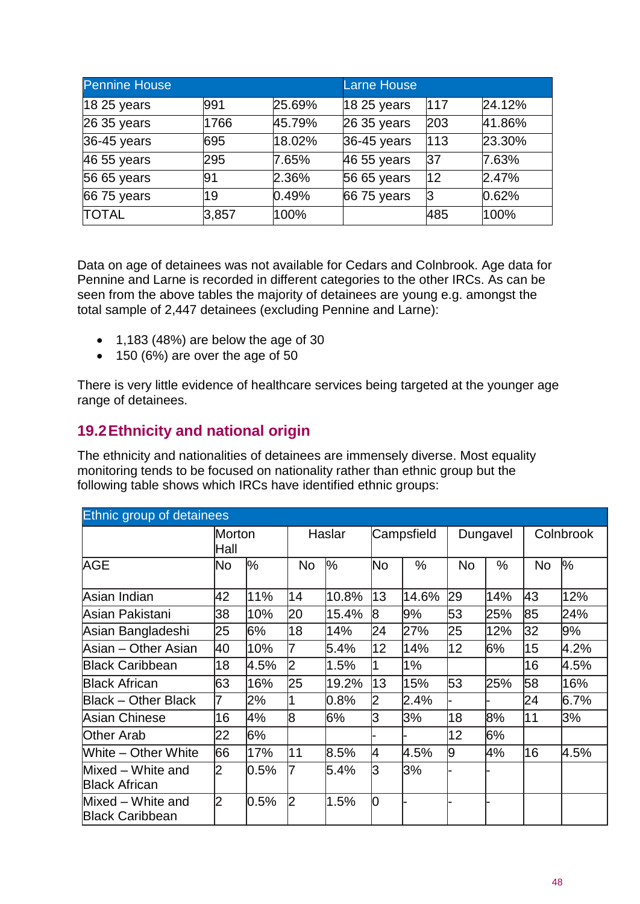| Pennine House | | | Larne House | | |
|---|---|---|---|---|---|
| 18 25 years | 991 | 25.69% | 18 25 years | 117 | 24.12% |
| 26 35 years | 1766 | 45.79% | 26 35 years | 203 | 41.86% |
| 36-45 years | 695 | 18.02% | 36-45 years | 113 | 23.30% |
| 46 55 years | 295 | 7.65% | 46 55 years | 37 | 7.63% |
| 56 65 years | 91 | 2.36% | 56 65 years | 12 | 2.47% |
| 66 75 years | 19 | 0.49% | 66 75 years | 3 | 0.62% |
| TOTAL | 3,857 | 100% | | 485 | 100% |

Data on age of detainees was not available for Cedars and Colnbrook. Age data for Pennine and Larne is recorded in different categories to the other IRCs. As can be seen from the above tables the majority of detainees are young e.g. amongst the total sample of 2,447 detainees (excluding Pennine and Larne):

- 1,183 (48%) are below the age of 30
- 150 (6%) are over the age of 50

There is very little evidence of healthcare services being targeted at the younger age range of detainees.

## 19.2 Ethnicity and national origin

The ethnicity and nationalities of detainees are immensely diverse. Most equality monitoring tends to be focused on nationality rather than ethnic group but the following table shows which IRCs have identified ethnic groups:

| Ethnic group of detainees | | | | | | | | | | |
|---|---|---|---|---|---|---|---|---|---|---|
| | Morton Hall | | Haslar | | Campsfield | | Dungavel | | Colnbrook | |
| AGE | No | % | No | % | No | % | No | % | No | % |
| Asian Indian | 42 | 11% | 14 | 10.8% | 13 | 14.6% | 29 | 14% | 43 | 12% |
| Asian Pakistani | 38 | 10% | 20 | 15.4% | 8 | 9% | 53 | 25% | 85 | 24% |
| Asian Bangladeshi | 25 | 6% | 18 | 14% | 24 | 27% | 25 | 12% | 32 | 9% |
| Asian – Other Asian | 40 | 10% | 7 | 5.4% | 12 | 14% | 12 | 6% | 15 | 4.2% |
| Black Caribbean | 18 | 4.5% | 2 | 1.5% | 1 | 1% | | | 16 | 4.5% |
| Black African | 63 | 16% | 25 | 19.2% | 13 | 15% | 53 | 25% | 58 | 16% |
| Black – Other Black | 7 | 2% | 1 | 0.8% | 2 | 2.4% | - | - | 24 | 6.7% |
| Asian Chinese | 16 | 4% | 8 | 6% | 3 | 3% | 18 | 8% | 11 | 3% |
| Other Arab | 22 | 6% | | | - | - | 12 | 6% | | |
| White – Other White | 66 | 17% | 11 | 8.5% | 4 | 4.5% | 9 | 4% | 16 | 4.5% |
| Mixed – White and Black African | 2 | 0.5% | 7 | 5.4% | 3 | 3% | - | - | | |
| Mixed – White and Black Caribbean | 2 | 0.5% | 2 | 1.5% | 0 | - | - | - | | |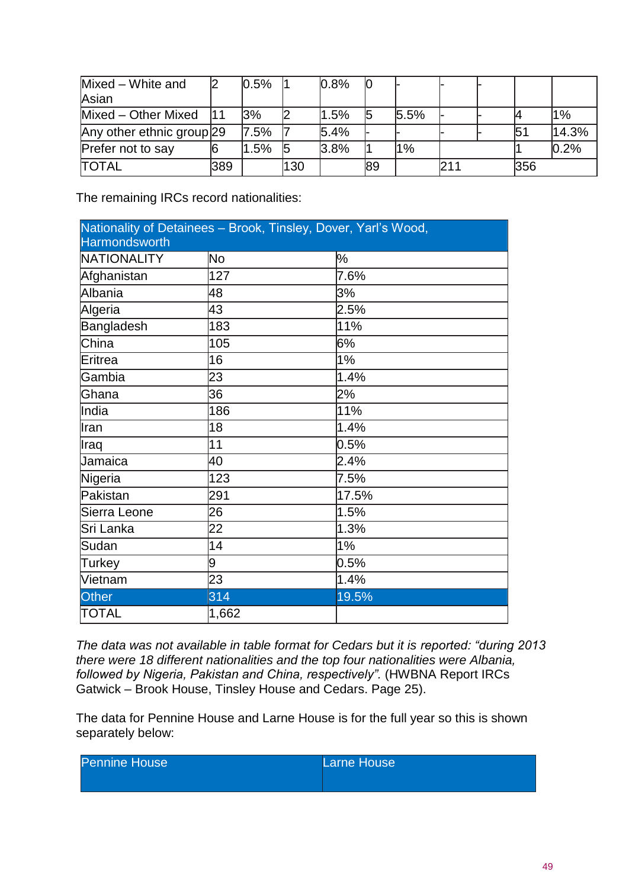| Mixed – White and Asian | 2 | 0.5% | 1 | 0.8% | 0 | - | - | - | | |
|---|---|---|---|---|---|---|---|---|---|---|
| Mixed – Other Mixed | 11 | 3% | 2 | 1.5% | 5 | 5.5% | - | - | 4 | 1% |
| Any other ethnic group | 29 | 7.5% | 7 | 5.4% | - | - | - | - | 51 | 14.3% |
| Prefer not to say | 6 | 1.5% | 5 | 3.8% | 1 | 1% | | | 1 | 0.2% |
| TOTAL | 389 | | 130 | | 89 | | 211 | | 356 | |

The remaining IRCs record nationalities:

| Nationality of Detainees – Brook, Tinsley, Dover, Yarl's Wood, Harmondsworth | | |
|---|---|---|
| NATIONALITY | No | % |
| Afghanistan | 127 | 7.6% |
| Albania | 48 | 3% |
| Algeria | 43 | 2.5% |
| Bangladesh | 183 | 11% |
| China | 105 | 6% |
| Eritrea | 16 | 1% |
| Gambia | 23 | 1.4% |
| Ghana | 36 | 2% |
| India | 186 | 11% |
| Iran | 18 | 1.4% |
| Iraq | 11 | 0.5% |
| Jamaica | 40 | 2.4% |
| Nigeria | 123 | 7.5% |
| Pakistan | 291 | 17.5% |
| Sierra Leone | 26 | 1.5% |
| Sri Lanka | 22 | 1.3% |
| Sudan | 14 | 1% |
| Turkey | 9 | 0.5% |
| Vietnam | 23 | 1.4% |
| Other | 314 | 19.5% |
| TOTAL | 1,662 | |

*The data was not available in table format for Cedars but it is reported: "during 2013 there were 18 different nationalities and the top four nationalities were Albania, followed by Nigeria, Pakistan and China, respectively".* (HWBNA Report IRCs Gatwick – Brook House, Tinsley House and Cedars. Page 25).

The data for Pennine House and Larne House is for the full year so this is shown separately below:

| Pennine House | Larne House |
|---|---|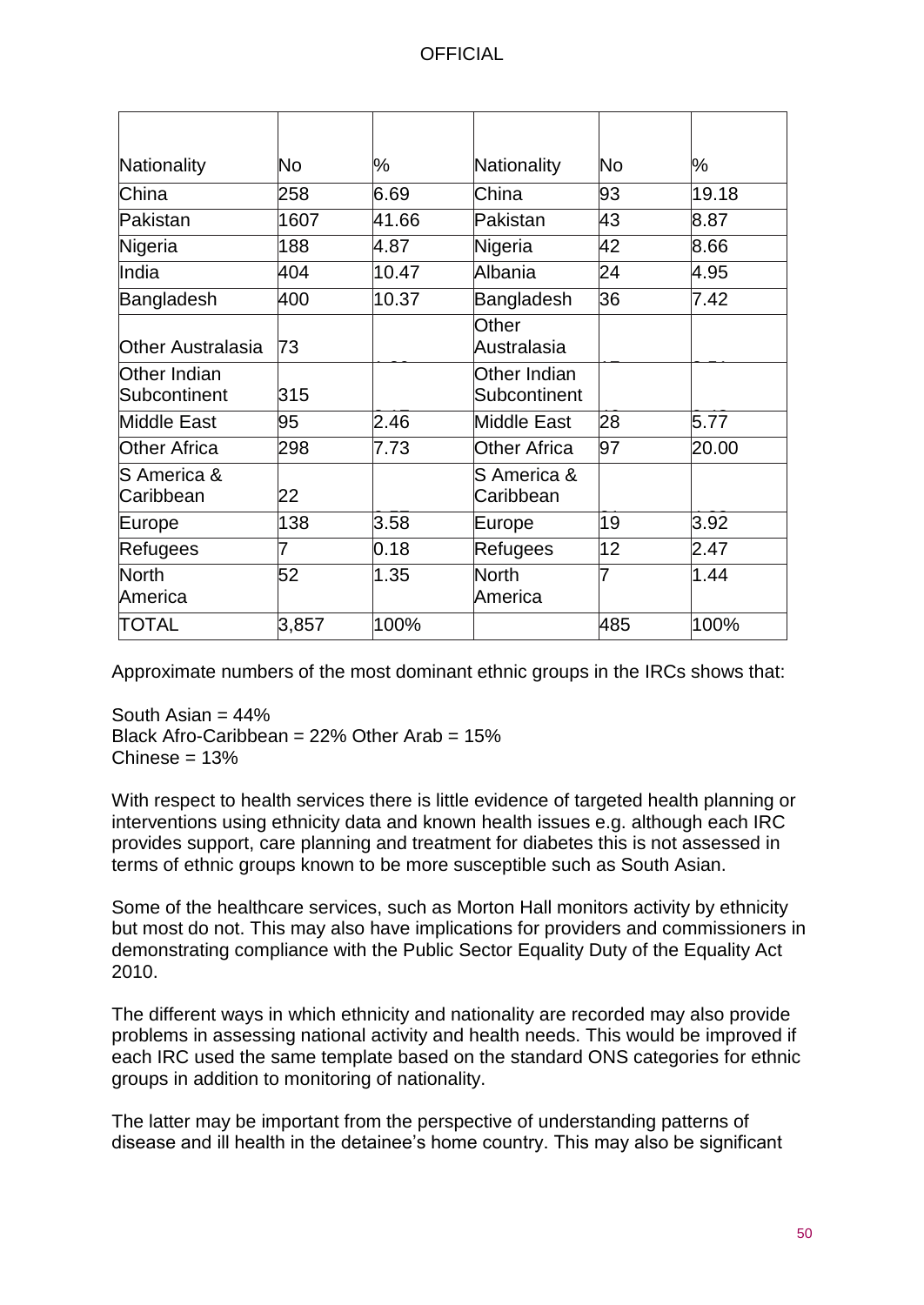| Nationality | No | % | Nationality | No | % |
|---|---|---|---|---|---|
| China | 258 | 6.69 | China | 93 | 19.18 |
| Pakistan | 1607 | 41.66 | Pakistan | 43 | 8.87 |
| Nigeria | 188 | 4.87 | Nigeria | 42 | 8.66 |
| India | 404 | 10.47 | Albania | 24 | 4.95 |
| Bangladesh | 400 | 10.37 | Bangladesh | 36 | 7.42 |
| Other Australasia | 73 | | Other Australasia | | |
| Other Indian Subcontinent | 315 | | Other Indian Subcontinent | | |
| Middle East | 95 | 2.46 | Middle East | 28 | 5.77 |
| Other Africa | 298 | 7.73 | Other Africa | 97 | 20.00 |
| S America & Caribbean | 22 | | S America & Caribbean | | |
| Europe | 138 | 3.58 | Europe | 19 | 3.92 |
| Refugees | 7 | 0.18 | Refugees | 12 | 2.47 |
| North America | 52 | 1.35 | North America | 7 | 1.44 |
| TOTAL | 3,857 | 100% | | 485 | 100% |

Approximate numbers of the most dominant ethnic groups in the IRCs shows that:

South Asian = 44%
Black Afro-Caribbean = 22% Other Arab = 15%
Chinese = 13%

With respect to health services there is little evidence of targeted health planning or interventions using ethnicity data and known health issues e.g. although each IRC provides support, care planning and treatment for diabetes this is not assessed in terms of ethnic groups known to be more susceptible such as South Asian.

Some of the healthcare services, such as Morton Hall monitors activity by ethnicity but most do not. This may also have implications for providers and commissioners in demonstrating compliance with the Public Sector Equality Duty of the Equality Act 2010.

The different ways in which ethnicity and nationality are recorded may also provide problems in assessing national activity and health needs. This would be improved if each IRC used the same template based on the standard ONS categories for ethnic groups in addition to monitoring of nationality.

The latter may be important from the perspective of understanding patterns of disease and ill health in the detainee's home country. This may also be significant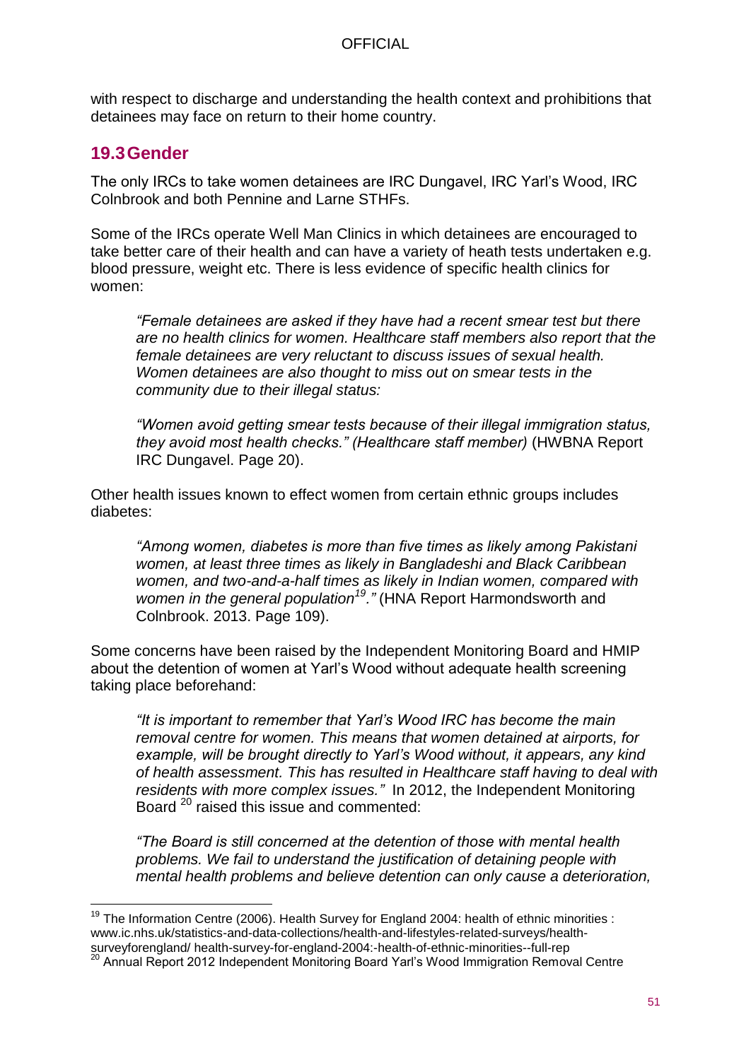with respect to discharge and understanding the health context and prohibitions that detainees may face on return to their home country.

## 19.3 Gender

The only IRCs to take women detainees are IRC Dungavel, IRC Yarl's Wood, IRC Colnbrook and both Pennine and Larne STHFs.

Some of the IRCs operate Well Man Clinics in which detainees are encouraged to take better care of their health and can have a variety of heath tests undertaken e.g. blood pressure, weight etc. There is less evidence of specific health clinics for women:

> *"Female detainees are asked if they have had a recent smear test but there are no health clinics for women. Healthcare staff members also report that the female detainees are very reluctant to discuss issues of sexual health. Women detainees are also thought to miss out on smear tests in the community due to their illegal status:*
>
> *"Women avoid getting smear tests because of their illegal immigration status, they avoid most health checks." (Healthcare staff member)* (HWBNA Report IRC Dungavel. Page 20).

Other health issues known to effect women from certain ethnic groups includes diabetes:

> *"Among women, diabetes is more than five times as likely among Pakistani women, at least three times as likely in Bangladeshi and Black Caribbean women, and two-and-a-half times as likely in Indian women, compared with women in the general population[19]."* (HNA Report Harmondsworth and Colnbrook. 2013. Page 109).

Some concerns have been raised by the Independent Monitoring Board and HMIP about the detention of women at Yarl's Wood without adequate health screening taking place beforehand:

> *"It is important to remember that Yarl's Wood IRC has become the main removal centre for women. This means that women detained at airports, for example, will be brought directly to Yarl's Wood without, it appears, any kind of health assessment. This has resulted in Healthcare staff having to deal with residents with more complex issues."* In 2012, the Independent Monitoring Board [20] raised this issue and commented:
>
> *"The Board is still concerned at the detention of those with mental health problems. We fail to understand the justification of detaining people with mental health problems and believe detention can only cause a deterioration,*

[19] The Information Centre (2006). Health Survey for England 2004: health of ethnic minorities : www.ic.nhs.uk/statistics-and-data-collections/health-and-lifestyles-related-surveys/health-surveyforengland/ health-survey-for-england-2004:-health-of-ethnic-minorities--full-rep

[20] Annual Report 2012 Independent Monitoring Board Yarl's Wood Immigration Removal Centre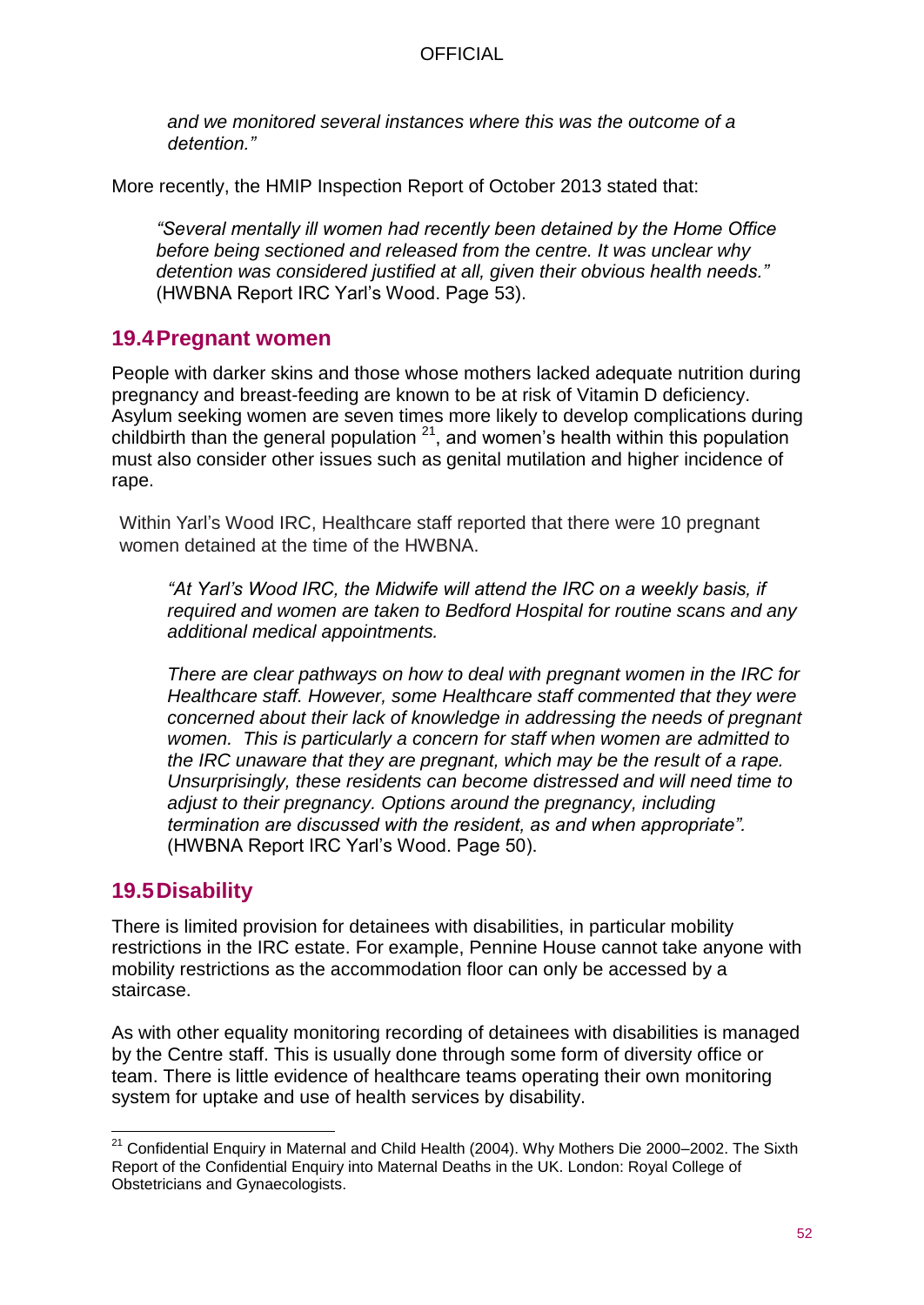*and we monitored several instances where this was the outcome of a detention."*

More recently, the HMIP Inspection Report of October 2013 stated that:

> *"Several mentally ill women had recently been detained by the Home Office before being sectioned and released from the centre. It was unclear why detention was considered justified at all, given their obvious health needs."* (HWBNA Report IRC Yarl's Wood. Page 53).

## 19.4 Pregnant women

People with darker skins and those whose mothers lacked adequate nutrition during pregnancy and breast-feeding are known to be at risk of Vitamin D deficiency. Asylum seeking women are seven times more likely to develop complications during childbirth than the general population [21], and women's health within this population must also consider other issues such as genital mutilation and higher incidence of rape.

Within Yarl's Wood IRC, Healthcare staff reported that there were 10 pregnant women detained at the time of the HWBNA.

> *"At Yarl's Wood IRC, the Midwife will attend the IRC on a weekly basis, if required and women are taken to Bedford Hospital for routine scans and any additional medical appointments.*
>
> *There are clear pathways on how to deal with pregnant women in the IRC for Healthcare staff. However, some Healthcare staff commented that they were concerned about their lack of knowledge in addressing the needs of pregnant women. This is particularly a concern for staff when women are admitted to the IRC unaware that they are pregnant, which may be the result of a rape. Unsurprisingly, these residents can become distressed and will need time to adjust to their pregnancy. Options around the pregnancy, including termination are discussed with the resident, as and when appropriate".* (HWBNA Report IRC Yarl's Wood. Page 50).

## 19.5 Disability

There is limited provision for detainees with disabilities, in particular mobility restrictions in the IRC estate. For example, Pennine House cannot take anyone with mobility restrictions as the accommodation floor can only be accessed by a staircase.

As with other equality monitoring recording of detainees with disabilities is managed by the Centre staff. This is usually done through some form of diversity office or team. There is little evidence of healthcare teams operating their own monitoring system for uptake and use of health services by disability.

---

[21] Confidential Enquiry in Maternal and Child Health (2004). Why Mothers Die 2000–2002. The Sixth Report of the Confidential Enquiry into Maternal Deaths in the UK. London: Royal College of Obstetricians and Gynaecologists.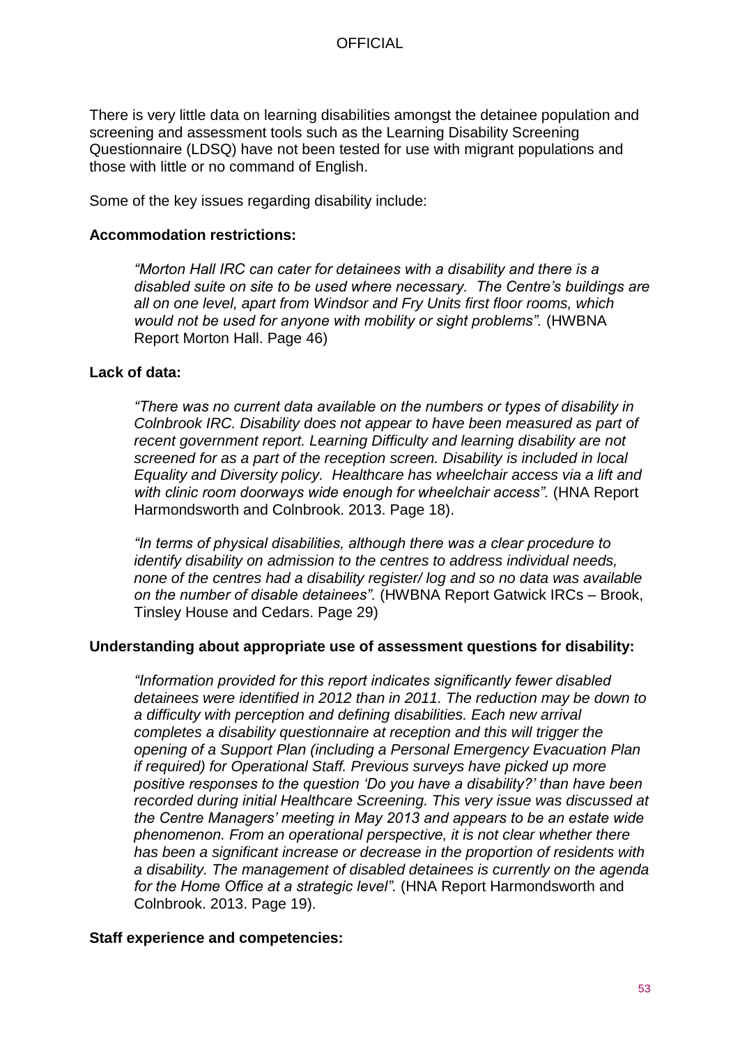There is very little data on learning disabilities amongst the detainee population and screening and assessment tools such as the Learning Disability Screening Questionnaire (LDSQ) have not been tested for use with migrant populations and those with little or no command of English.

Some of the key issues regarding disability include:

**Accommodation restrictions:**

> *"Morton Hall IRC can cater for detainees with a disability and there is a disabled suite on site to be used where necessary. The Centre's buildings are all on one level, apart from Windsor and Fry Units first floor rooms, which would not be used for anyone with mobility or sight problems".* (HWBNA Report Morton Hall. Page 46)

**Lack of data:**

> *"There was no current data available on the numbers or types of disability in Colnbrook IRC. Disability does not appear to have been measured as part of recent government report. Learning Difficulty and learning disability are not screened for as a part of the reception screen. Disability is included in local Equality and Diversity policy. Healthcare has wheelchair access via a lift and with clinic room doorways wide enough for wheelchair access".* (HNA Report Harmondsworth and Colnbrook. 2013. Page 18).

> *"In terms of physical disabilities, although there was a clear procedure to identify disability on admission to the centres to address individual needs, none of the centres had a disability register/ log and so no data was available on the number of disable detainees".* (HWBNA Report Gatwick IRCs – Brook, Tinsley House and Cedars. Page 29)

**Understanding about appropriate use of assessment questions for disability:**

> *"Information provided for this report indicates significantly fewer disabled detainees were identified in 2012 than in 2011. The reduction may be down to a difficulty with perception and defining disabilities. Each new arrival completes a disability questionnaire at reception and this will trigger the opening of a Support Plan (including a Personal Emergency Evacuation Plan if required) for Operational Staff. Previous surveys have picked up more positive responses to the question 'Do you have a disability?' than have been recorded during initial Healthcare Screening. This very issue was discussed at the Centre Managers' meeting in May 2013 and appears to be an estate wide phenomenon. From an operational perspective, it is not clear whether there has been a significant increase or decrease in the proportion of residents with a disability. The management of disabled detainees is currently on the agenda for the Home Office at a strategic level".* (HNA Report Harmondsworth and Colnbrook. 2013. Page 19).

**Staff experience and competencies:**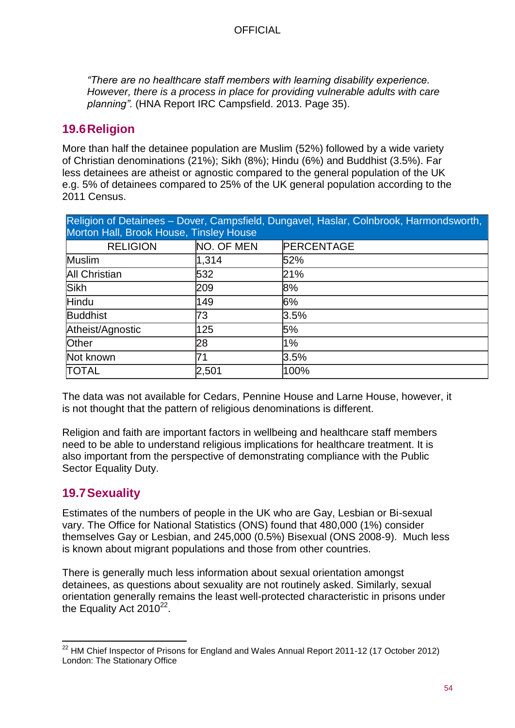*"There are no healthcare staff members with learning disability experience. However, there is a process in place for providing vulnerable adults with care planning".* (HNA Report IRC Campsfield. 2013. Page 35).

## 19.6 Religion

More than half the detainee population are Muslim (52%) followed by a wide variety of Christian denominations (21%); Sikh (8%); Hindu (6%) and Buddhist (3.5%). Far less detainees are atheist or agnostic compared to the general population of the UK e.g. 5% of detainees compared to 25% of the UK general population according to the 2011 Census.

| Religion of Detainees – Dover, Campsfield, Dungavel, Haslar, Colnbrook, Harmondsworth, Morton Hall, Brook House, Tinsley House | | |
|---|---|---|
| RELIGION | NO. OF MEN | PERCENTAGE |
| Muslim | 1,314 | 52% |
| All Christian | 532 | 21% |
| Sikh | 209 | 8% |
| Hindu | 149 | 6% |
| Buddhist | 73 | 3.5% |
| Atheist/Agnostic | 125 | 5% |
| Other | 28 | 1% |
| Not known | 71 | 3.5% |
| TOTAL | 2,501 | 100% |

The data was not available for Cedars, Pennine House and Larne House, however, it is not thought that the pattern of religious denominations is different.

Religion and faith are important factors in wellbeing and healthcare staff members need to be able to understand religious implications for healthcare treatment. It is also important from the perspective of demonstrating compliance with the Public Sector Equality Duty.

## 19.7 Sexuality

Estimates of the numbers of people in the UK who are Gay, Lesbian or Bi-sexual vary. The Office for National Statistics (ONS) found that 480,000 (1%) consider themselves Gay or Lesbian, and 245,000 (0.5%) Bisexual (ONS 2008-9). Much less is known about migrant populations and those from other countries.

There is generally much less information about sexual orientation amongst detainees, as questions about sexuality are not routinely asked. Similarly, sexual orientation generally remains the least well-protected characteristic in prisons under the Equality Act 2010[22].

[22] HM Chief Inspector of Prisons for England and Wales Annual Report 2011-12 (17 October 2012) London: The Stationary Office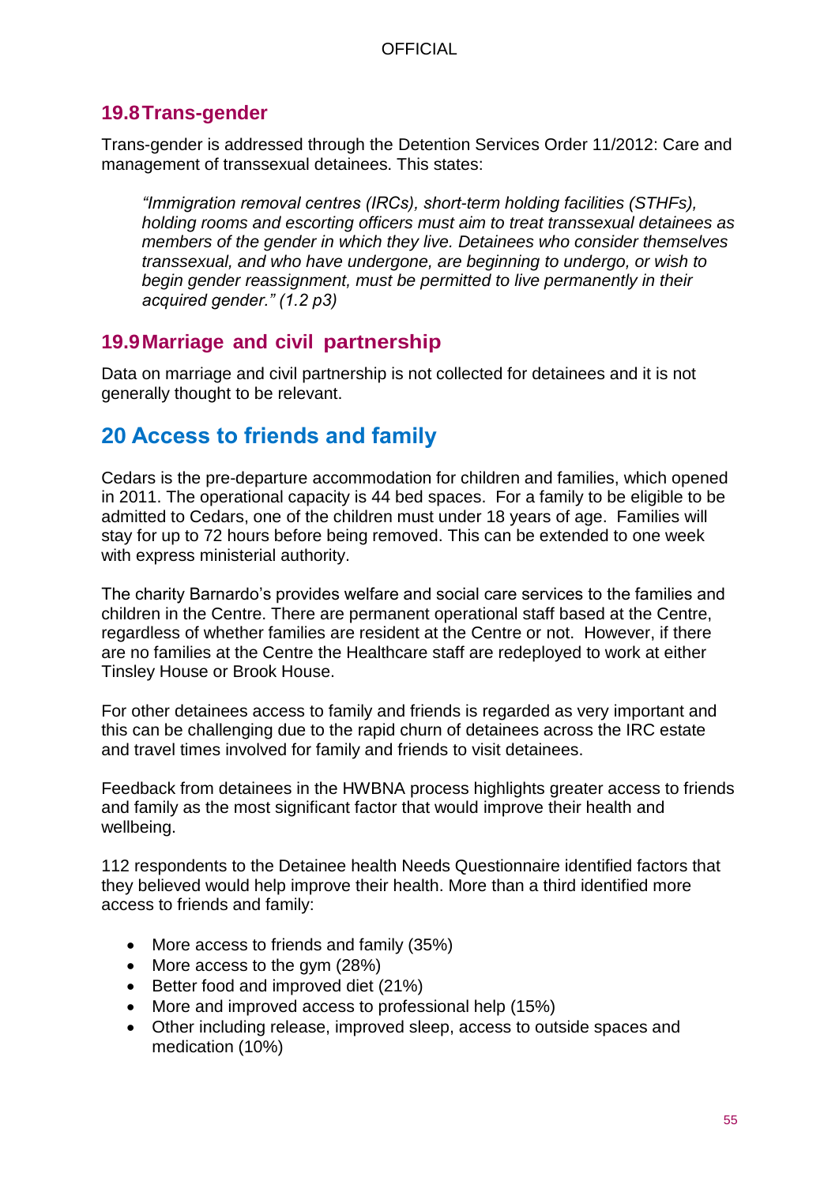## 19.8 Trans-gender

Trans-gender is addressed through the Detention Services Order 11/2012: Care and management of transsexual detainees. This states:

> *"Immigration removal centres (IRCs), short-term holding facilities (STHFs), holding rooms and escorting officers must aim to treat transsexual detainees as members of the gender in which they live. Detainees who consider themselves transsexual, and who have undergone, are beginning to undergo, or wish to begin gender reassignment, must be permitted to live permanently in their acquired gender." (1.2 p3)*

## 19.9 Marriage and civil partnership

Data on marriage and civil partnership is not collected for detainees and it is not generally thought to be relevant.

# 20 Access to friends and family

Cedars is the pre-departure accommodation for children and families, which opened in 2011. The operational capacity is 44 bed spaces. For a family to be eligible to be admitted to Cedars, one of the children must under 18 years of age. Families will stay for up to 72 hours before being removed. This can be extended to one week with express ministerial authority.

The charity Barnardo's provides welfare and social care services to the families and children in the Centre. There are permanent operational staff based at the Centre, regardless of whether families are resident at the Centre or not. However, if there are no families at the Centre the Healthcare staff are redeployed to work at either Tinsley House or Brook House.

For other detainees access to family and friends is regarded as very important and this can be challenging due to the rapid churn of detainees across the IRC estate and travel times involved for family and friends to visit detainees.

Feedback from detainees in the HWBNA process highlights greater access to friends and family as the most significant factor that would improve their health and wellbeing.

112 respondents to the Detainee health Needs Questionnaire identified factors that they believed would help improve their health. More than a third identified more access to friends and family:

- More access to friends and family (35%)
- More access to the gym (28%)
- Better food and improved diet (21%)
- More and improved access to professional help (15%)
- Other including release, improved sleep, access to outside spaces and medication (10%)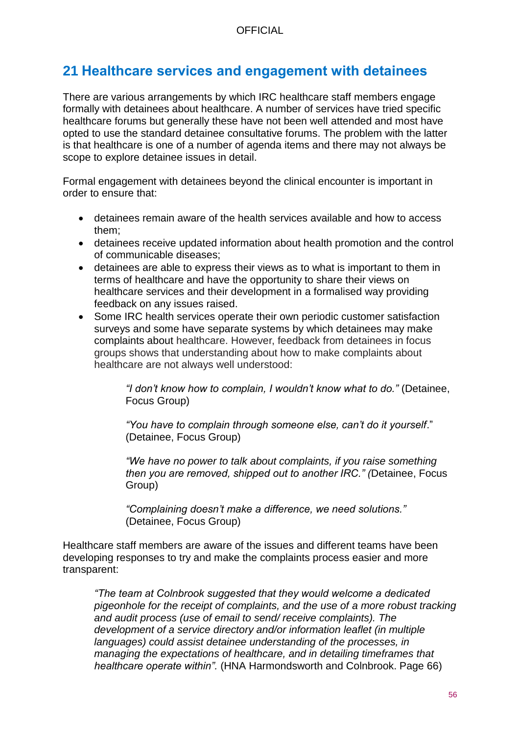## 21 Healthcare services and engagement with detainees

There are various arrangements by which IRC healthcare staff members engage formally with detainees about healthcare. A number of services have tried specific healthcare forums but generally these have not been well attended and most have opted to use the standard detainee consultative forums. The problem with the latter is that healthcare is one of a number of agenda items and there may not always be scope to explore detainee issues in detail.

Formal engagement with detainees beyond the clinical encounter is important in order to ensure that:

- detainees remain aware of the health services available and how to access them;
- detainees receive updated information about health promotion and the control of communicable diseases;
- detainees are able to express their views as to what is important to them in terms of healthcare and have the opportunity to share their views on healthcare services and their development in a formalised way providing feedback on any issues raised.
- Some IRC health services operate their own periodic customer satisfaction surveys and some have separate systems by which detainees may make complaints about healthcare. However, feedback from detainees in focus groups shows that understanding about how to make complaints about healthcare are not always well understood:

  > *"I don't know how to complain, I wouldn't know what to do."* (Detainee, Focus Group)
  >
  > *"You have to complain through someone else, can't do it yourself*." (Detainee, Focus Group)
  >
  > *"We have no power to talk about complaints, if you raise something then you are removed, shipped out to another IRC." (*Detainee, Focus Group)
  >
  > *"Complaining doesn't make a difference, we need solutions."* (Detainee, Focus Group)

Healthcare staff members are aware of the issues and different teams have been developing responses to try and make the complaints process easier and more transparent:

> *"The team at Colnbrook suggested that they would welcome a dedicated pigeonhole for the receipt of complaints, and the use of a more robust tracking and audit process (use of email to send/ receive complaints). The development of a service directory and/or information leaflet (in multiple languages) could assist detainee understanding of the processes, in managing the expectations of healthcare, and in detailing timeframes that healthcare operate within".* (HNA Harmondsworth and Colnbrook. Page 66)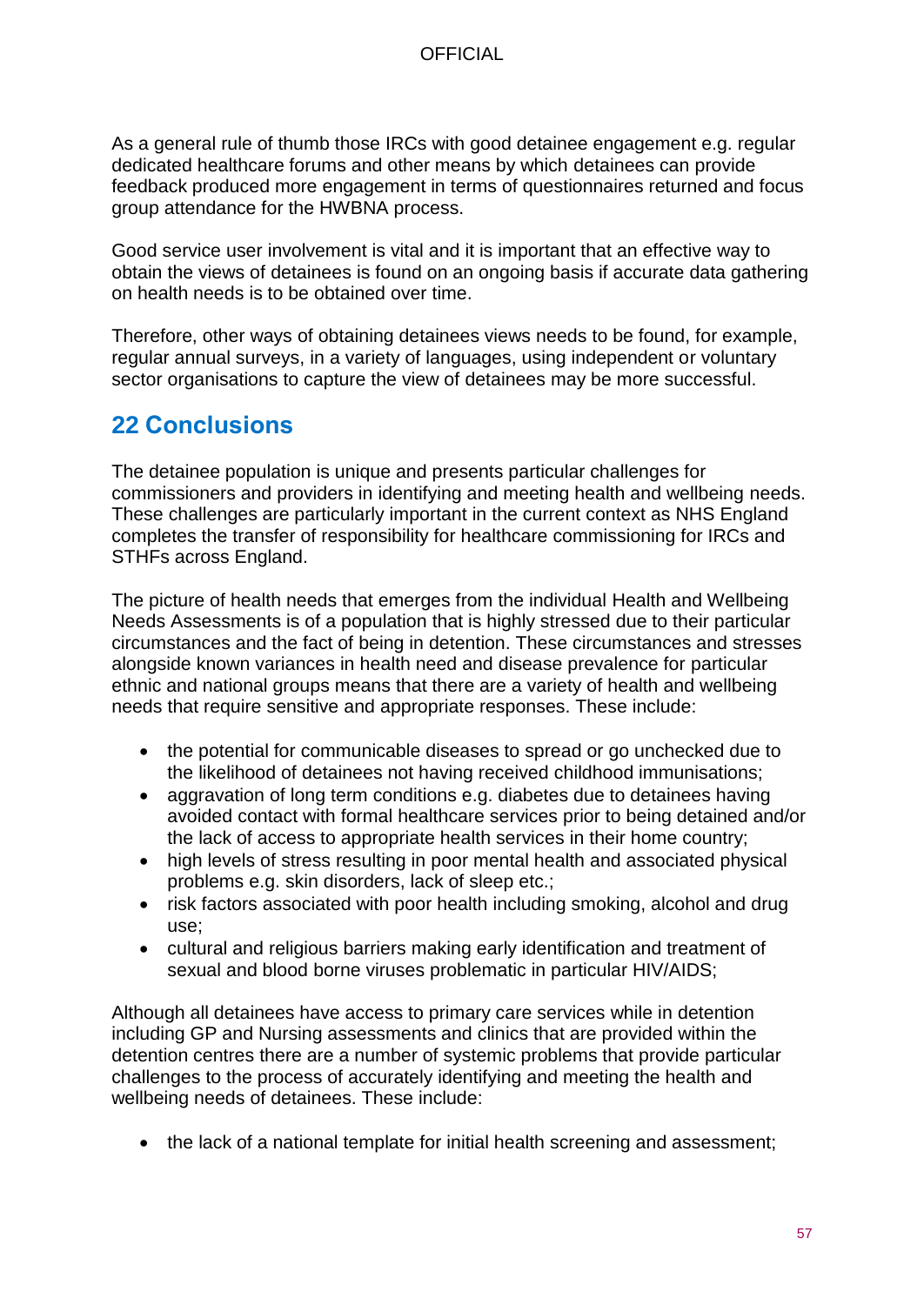As a general rule of thumb those IRCs with good detainee engagement e.g. regular dedicated healthcare forums and other means by which detainees can provide feedback produced more engagement in terms of questionnaires returned and focus group attendance for the HWBNA process.

Good service user involvement is vital and it is important that an effective way to obtain the views of detainees is found on an ongoing basis if accurate data gathering on health needs is to be obtained over time.

Therefore, other ways of obtaining detainees views needs to be found, for example, regular annual surveys, in a variety of languages, using independent or voluntary sector organisations to capture the view of detainees may be more successful.

## 22 Conclusions

The detainee population is unique and presents particular challenges for commissioners and providers in identifying and meeting health and wellbeing needs. These challenges are particularly important in the current context as NHS England completes the transfer of responsibility for healthcare commissioning for IRCs and STHFs across England.

The picture of health needs that emerges from the individual Health and Wellbeing Needs Assessments is of a population that is highly stressed due to their particular circumstances and the fact of being in detention. These circumstances and stresses alongside known variances in health need and disease prevalence for particular ethnic and national groups means that there are a variety of health and wellbeing needs that require sensitive and appropriate responses. These include:

- the potential for communicable diseases to spread or go unchecked due to the likelihood of detainees not having received childhood immunisations;
- aggravation of long term conditions e.g. diabetes due to detainees having avoided contact with formal healthcare services prior to being detained and/or the lack of access to appropriate health services in their home country;
- high levels of stress resulting in poor mental health and associated physical problems e.g. skin disorders, lack of sleep etc.;
- risk factors associated with poor health including smoking, alcohol and drug use;
- cultural and religious barriers making early identification and treatment of sexual and blood borne viruses problematic in particular HIV/AIDS;

Although all detainees have access to primary care services while in detention including GP and Nursing assessments and clinics that are provided within the detention centres there are a number of systemic problems that provide particular challenges to the process of accurately identifying and meeting the health and wellbeing needs of detainees. These include:

- the lack of a national template for initial health screening and assessment;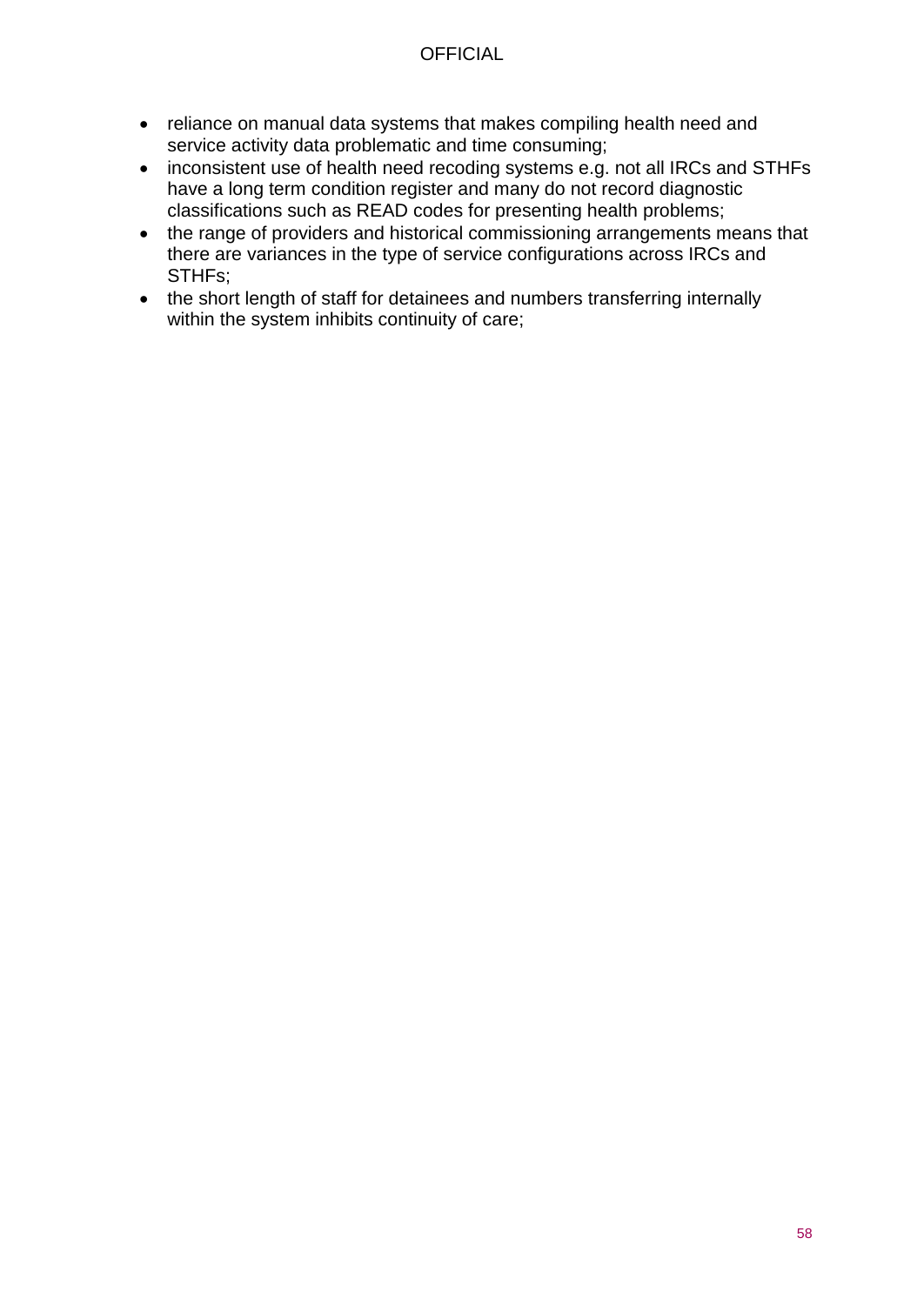- reliance on manual data systems that makes compiling health need and service activity data problematic and time consuming;
- inconsistent use of health need recoding systems e.g. not all IRCs and STHFs have a long term condition register and many do not record diagnostic classifications such as READ codes for presenting health problems;
- the range of providers and historical commissioning arrangements means that there are variances in the type of service configurations across IRCs and STHFs;
- the short length of staff for detainees and numbers transferring internally within the system inhibits continuity of care;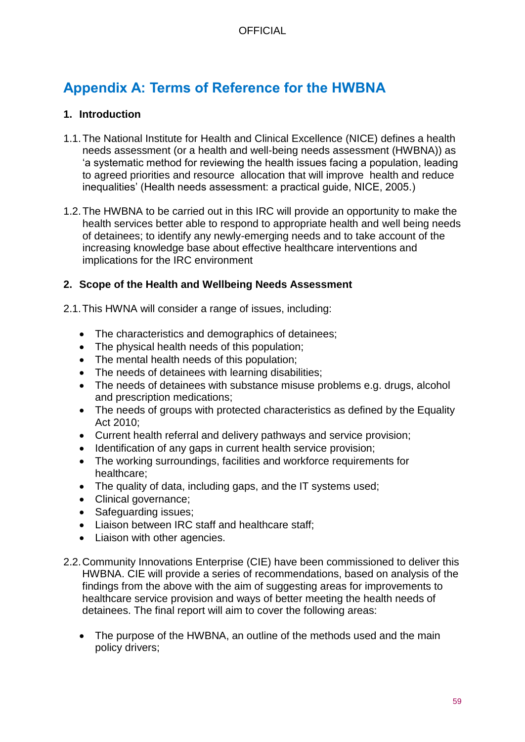## Appendix A: Terms of Reference for the HWBNA

### 1. Introduction

1.1. The National Institute for Health and Clinical Excellence (NICE) defines a health needs assessment (or a health and well-being needs assessment (HWBNA)) as 'a systematic method for reviewing the health issues facing a population, leading to agreed priorities and resource allocation that will improve health and reduce inequalities' (Health needs assessment: a practical guide, NICE, 2005.)

1.2. The HWBNA to be carried out in this IRC will provide an opportunity to make the health services better able to respond to appropriate health and well being needs of detainees; to identify any newly-emerging needs and to take account of the increasing knowledge base about effective healthcare interventions and implications for the IRC environment

### 2. Scope of the Health and Wellbeing Needs Assessment

2.1. This HWNA will consider a range of issues, including:

- The characteristics and demographics of detainees;
- The physical health needs of this population;
- The mental health needs of this population;
- The needs of detainees with learning disabilities;
- The needs of detainees with substance misuse problems e.g. drugs, alcohol and prescription medications;
- The needs of groups with protected characteristics as defined by the Equality Act 2010;
- Current health referral and delivery pathways and service provision;
- Identification of any gaps in current health service provision;
- The working surroundings, facilities and workforce requirements for healthcare;
- The quality of data, including gaps, and the IT systems used;
- Clinical governance;
- Safeguarding issues;
- Liaison between IRC staff and healthcare staff;
- Liaison with other agencies.

2.2. Community Innovations Enterprise (CIE) have been commissioned to deliver this HWBNA. CIE will provide a series of recommendations, based on analysis of the findings from the above with the aim of suggesting areas for improvements to healthcare service provision and ways of better meeting the health needs of detainees. The final report will aim to cover the following areas:

- The purpose of the HWBNA, an outline of the methods used and the main policy drivers;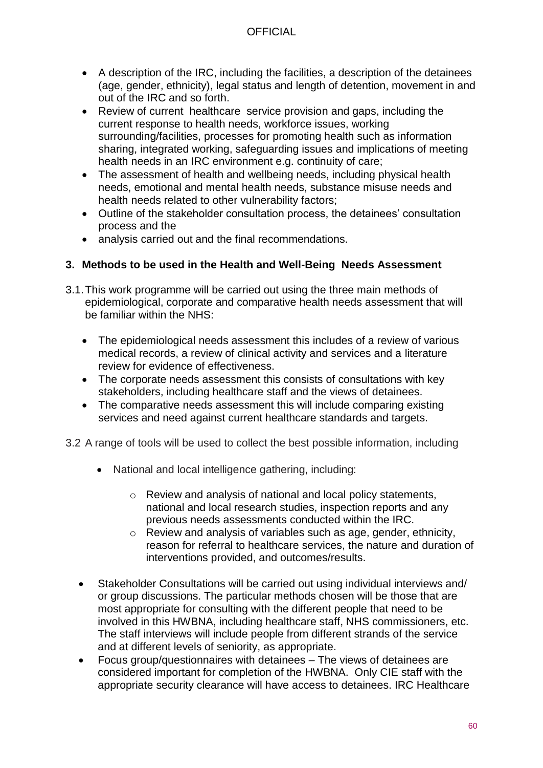- A description of the IRC, including the facilities, a description of the detainees (age, gender, ethnicity), legal status and length of detention, movement in and out of the IRC and so forth.
- Review of current healthcare service provision and gaps, including the current response to health needs, workforce issues, working surrounding/facilities, processes for promoting health such as information sharing, integrated working, safeguarding issues and implications of meeting health needs in an IRC environment e.g. continuity of care;
- The assessment of health and wellbeing needs, including physical health needs, emotional and mental health needs, substance misuse needs and health needs related to other vulnerability factors;
- Outline of the stakeholder consultation process, the detainees' consultation process and the
- analysis carried out and the final recommendations.

## 3. Methods to be used in the Health and Well-Being Needs Assessment

3.1. This work programme will be carried out using the three main methods of epidemiological, corporate and comparative health needs assessment that will be familiar within the NHS:

- The epidemiological needs assessment this includes of a review of various medical records, a review of clinical activity and services and a literature review for evidence of effectiveness.
- The corporate needs assessment this consists of consultations with key stakeholders, including healthcare staff and the views of detainees.
- The comparative needs assessment this will include comparing existing services and need against current healthcare standards and targets.

3.2 A range of tools will be used to collect the best possible information, including

- National and local intelligence gathering, including:
  - Review and analysis of national and local policy statements, national and local research studies, inspection reports and any previous needs assessments conducted within the IRC.
  - Review and analysis of variables such as age, gender, ethnicity, reason for referral to healthcare services, the nature and duration of interventions provided, and outcomes/results.
- Stakeholder Consultations will be carried out using individual interviews and/ or group discussions. The particular methods chosen will be those that are most appropriate for consulting with the different people that need to be involved in this HWBNA, including healthcare staff, NHS commissioners, etc. The staff interviews will include people from different strands of the service and at different levels of seniority, as appropriate.
- Focus group/questionnaires with detainees – The views of detainees are considered important for completion of the HWBNA. Only CIE staff with the appropriate security clearance will have access to detainees. IRC Healthcare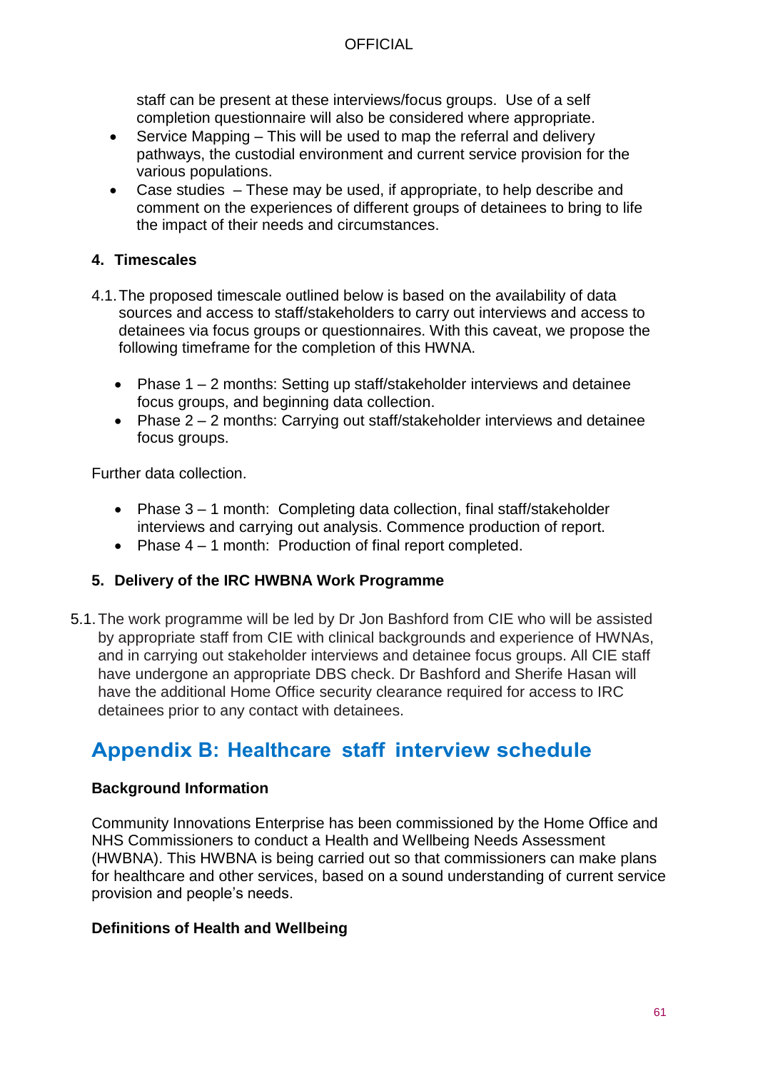staff can be present at these interviews/focus groups. Use of a self completion questionnaire will also be considered where appropriate.

- Service Mapping – This will be used to map the referral and delivery pathways, the custodial environment and current service provision for the various populations.
- Case studies – These may be used, if appropriate, to help describe and comment on the experiences of different groups of detainees to bring to life the impact of their needs and circumstances.

#### 4. Timescales

4.1. The proposed timescale outlined below is based on the availability of data sources and access to staff/stakeholders to carry out interviews and access to detainees via focus groups or questionnaires. With this caveat, we propose the following timeframe for the completion of this HWNA.

- Phase 1 – 2 months: Setting up staff/stakeholder interviews and detainee focus groups, and beginning data collection.
- Phase 2 – 2 months: Carrying out staff/stakeholder interviews and detainee focus groups.

Further data collection.

- Phase 3 – 1 month: Completing data collection, final staff/stakeholder interviews and carrying out analysis. Commence production of report.
- Phase 4 – 1 month: Production of final report completed.

#### 5. Delivery of the IRC HWBNA Work Programme

5.1. The work programme will be led by Dr Jon Bashford from CIE who will be assisted by appropriate staff from CIE with clinical backgrounds and experience of HWNAs, and in carrying out stakeholder interviews and detainee focus groups. All CIE staff have undergone an appropriate DBS check. Dr Bashford and Sherife Hasan will have the additional Home Office security clearance required for access to IRC detainees prior to any contact with detainees.

## Appendix B: Healthcare staff interview schedule

#### Background Information

Community Innovations Enterprise has been commissioned by the Home Office and NHS Commissioners to conduct a Health and Wellbeing Needs Assessment (HWBNA). This HWBNA is being carried out so that commissioners can make plans for healthcare and other services, based on a sound understanding of current service provision and people's needs.

#### Definitions of Health and Wellbeing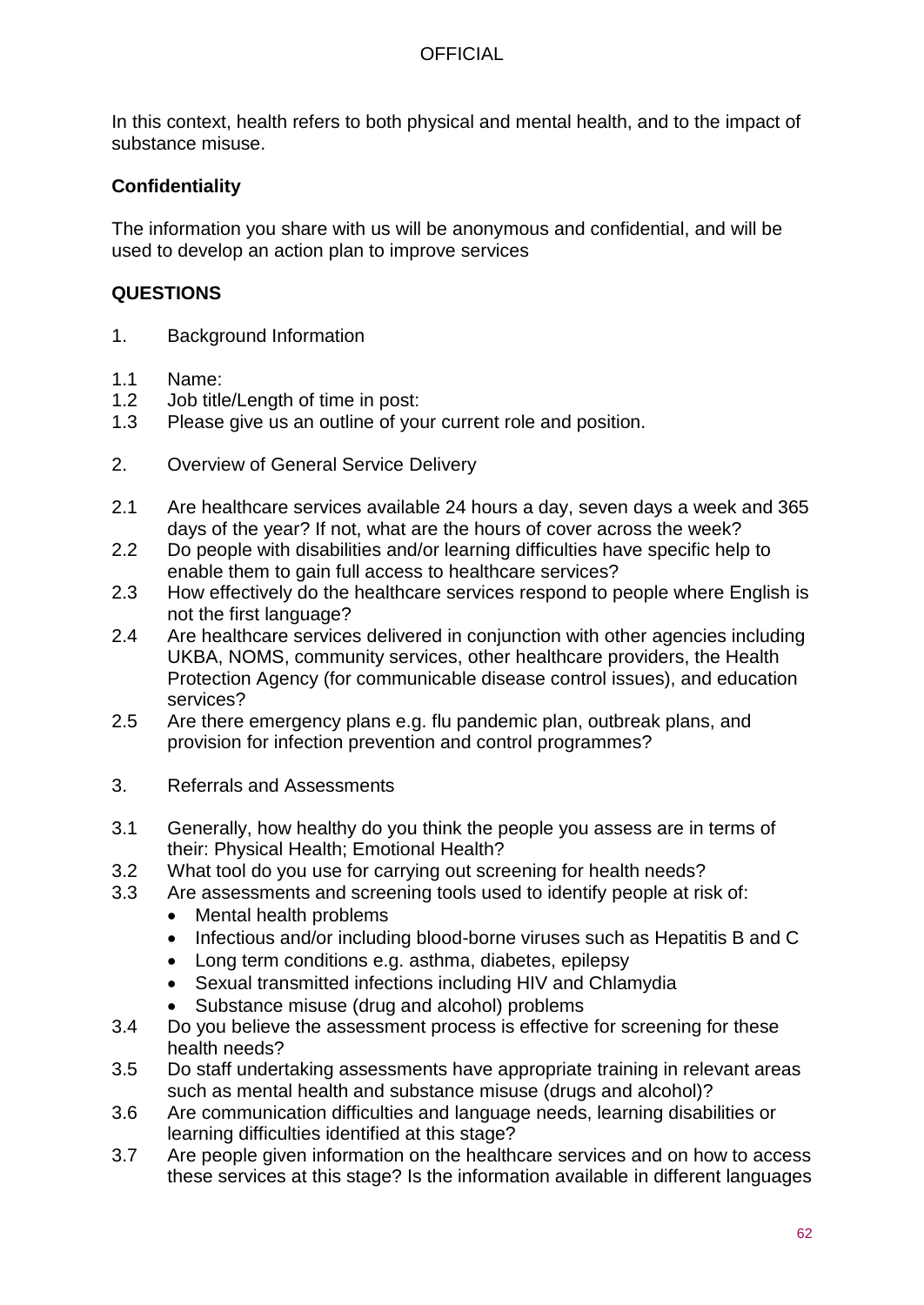In this context, health refers to both physical and mental health, and to the impact of substance misuse.

**Confidentiality**

The information you share with us will be anonymous and confidential, and will be used to develop an action plan to improve services

**QUESTIONS**

1. Background Information

1.1 Name:
1.2 Job title/Length of time in post:
1.3 Please give us an outline of your current role and position.

2. Overview of General Service Delivery

2.1 Are healthcare services available 24 hours a day, seven days a week and 365 days of the year? If not, what are the hours of cover across the week?
2.2 Do people with disabilities and/or learning difficulties have specific help to enable them to gain full access to healthcare services?
2.3 How effectively do the healthcare services respond to people where English is not the first language?
2.4 Are healthcare services delivered in conjunction with other agencies including UKBA, NOMS, community services, other healthcare providers, the Health Protection Agency (for communicable disease control issues), and education services?
2.5 Are there emergency plans e.g. flu pandemic plan, outbreak plans, and provision for infection prevention and control programmes?

3. Referrals and Assessments

3.1 Generally, how healthy do you think the people you assess are in terms of their: Physical Health; Emotional Health?
3.2 What tool do you use for carrying out screening for health needs?
3.3 Are assessments and screening tools used to identify people at risk of:
    - Mental health problems
    - Infectious and/or including blood-borne viruses such as Hepatitis B and C
    - Long term conditions e.g. asthma, diabetes, epilepsy
    - Sexual transmitted infections including HIV and Chlamydia
    - Substance misuse (drug and alcohol) problems
3.4 Do you believe the assessment process is effective for screening for these health needs?
3.5 Do staff undertaking assessments have appropriate training in relevant areas such as mental health and substance misuse (drugs and alcohol)?
3.6 Are communication difficulties and language needs, learning disabilities or learning difficulties identified at this stage?
3.7 Are people given information on the healthcare services and on how to access these services at this stage? Is the information available in different languages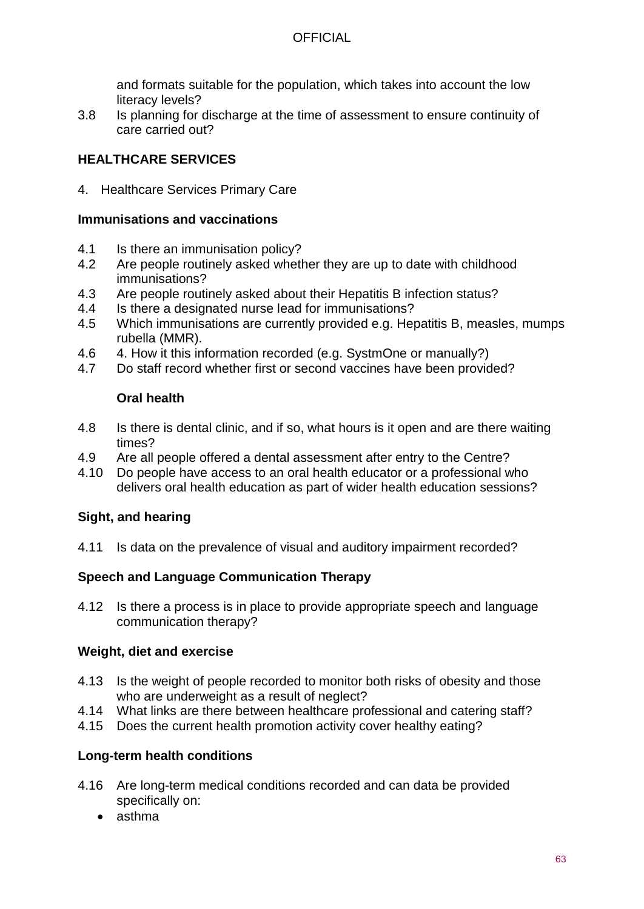and formats suitable for the population, which takes into account the low literacy levels?

3.8 Is planning for discharge at the time of assessment to ensure continuity of care carried out?

## HEALTHCARE SERVICES

4. Healthcare Services Primary Care

### Immunisations and vaccinations

4.1 Is there an immunisation policy?
4.2 Are people routinely asked whether they are up to date with childhood immunisations?
4.3 Are people routinely asked about their Hepatitis B infection status?
4.4 Is there a designated nurse lead for immunisations?
4.5 Which immunisations are currently provided e.g. Hepatitis B, measles, mumps rubella (MMR).
4.6 4. How it this information recorded (e.g. SystmOne or manually?)
4.7 Do staff record whether first or second vaccines have been provided?

### Oral health

4.8 Is there is dental clinic, and if so, what hours is it open and are there waiting times?
4.9 Are all people offered a dental assessment after entry to the Centre?
4.10 Do people have access to an oral health educator or a professional who delivers oral health education as part of wider health education sessions?

### Sight, and hearing

4.11 Is data on the prevalence of visual and auditory impairment recorded?

### Speech and Language Communication Therapy

4.12 Is there a process is in place to provide appropriate speech and language communication therapy?

### Weight, diet and exercise

4.13 Is the weight of people recorded to monitor both risks of obesity and those who are underweight as a result of neglect?
4.14 What links are there between healthcare professional and catering staff?
4.15 Does the current health promotion activity cover healthy eating?

### Long-term health conditions

4.16 Are long-term medical conditions recorded and can data be provided specifically on:

- asthma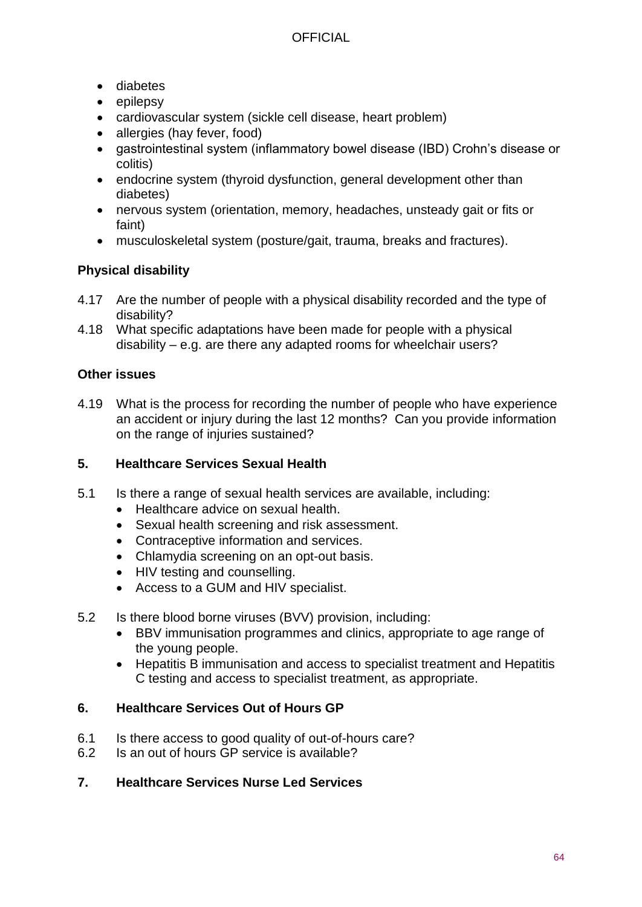- diabetes
- epilepsy
- cardiovascular system (sickle cell disease, heart problem)
- allergies (hay fever, food)
- gastrointestinal system (inflammatory bowel disease (IBD) Crohn's disease or colitis)
- endocrine system (thyroid dysfunction, general development other than diabetes)
- nervous system (orientation, memory, headaches, unsteady gait or fits or faint)
- musculoskeletal system (posture/gait, trauma, breaks and fractures).

**Physical disability**

4.17 Are the number of people with a physical disability recorded and the type of disability?

4.18 What specific adaptations have been made for people with a physical disability – e.g. are there any adapted rooms for wheelchair users?

**Other issues**

4.19 What is the process for recording the number of people who have experience an accident or injury during the last 12 months? Can you provide information on the range of injuries sustained?

## 5. Healthcare Services Sexual Health

5.1 Is there a range of sexual health services are available, including:

- Healthcare advice on sexual health.
- Sexual health screening and risk assessment.
- Contraceptive information and services.
- Chlamydia screening on an opt-out basis.
- HIV testing and counselling.
- Access to a GUM and HIV specialist.

5.2 Is there blood borne viruses (BVV) provision, including:

- BBV immunisation programmes and clinics, appropriate to age range of the young people.
- Hepatitis B immunisation and access to specialist treatment and Hepatitis C testing and access to specialist treatment, as appropriate.

## 6. Healthcare Services Out of Hours GP

6.1 Is there access to good quality of out-of-hours care?

6.2 Is an out of hours GP service is available?

## 7. Healthcare Services Nurse Led Services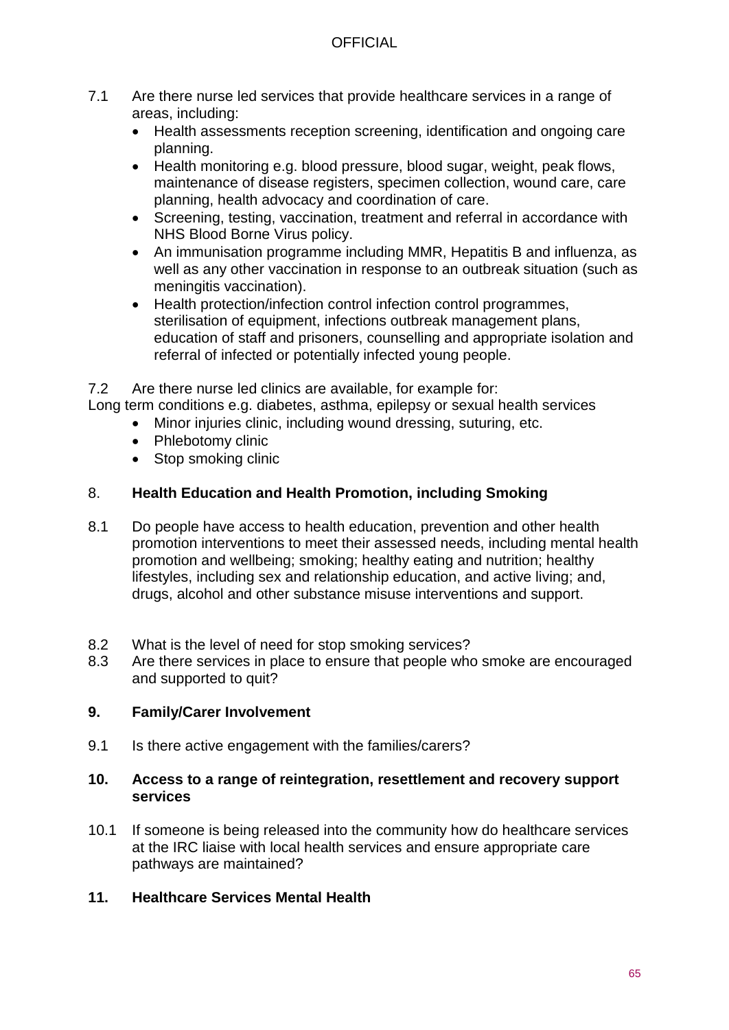7.1 Are there nurse led services that provide healthcare services in a range of areas, including:

- Health assessments reception screening, identification and ongoing care planning.
- Health monitoring e.g. blood pressure, blood sugar, weight, peak flows, maintenance of disease registers, specimen collection, wound care, care planning, health advocacy and coordination of care.
- Screening, testing, vaccination, treatment and referral in accordance with NHS Blood Borne Virus policy.
- An immunisation programme including MMR, Hepatitis B and influenza, as well as any other vaccination in response to an outbreak situation (such as meningitis vaccination).
- Health protection/infection control infection control programmes, sterilisation of equipment, infections outbreak management plans, education of staff and prisoners, counselling and appropriate isolation and referral of infected or potentially infected young people.

7.2 Are there nurse led clinics are available, for example for:
Long term conditions e.g. diabetes, asthma, epilepsy or sexual health services

- Minor injuries clinic, including wound dressing, suturing, etc.
- Phlebotomy clinic
- Stop smoking clinic

## 8. **Health Education and Health Promotion, including Smoking**

8.1 Do people have access to health education, prevention and other health promotion interventions to meet their assessed needs, including mental health promotion and wellbeing; smoking; healthy eating and nutrition; healthy lifestyles, including sex and relationship education, and active living; and, drugs, alcohol and other substance misuse interventions and support.

8.2 What is the level of need for stop smoking services?

8.3 Are there services in place to ensure that people who smoke are encouraged and supported to quit?

## 9. Family/Carer Involvement

9.1 Is there active engagement with the families/carers?

## 10. Access to a range of reintegration, resettlement and recovery support services

10.1 If someone is being released into the community how do healthcare services at the IRC liaise with local health services and ensure appropriate care pathways are maintained?

## 11. Healthcare Services Mental Health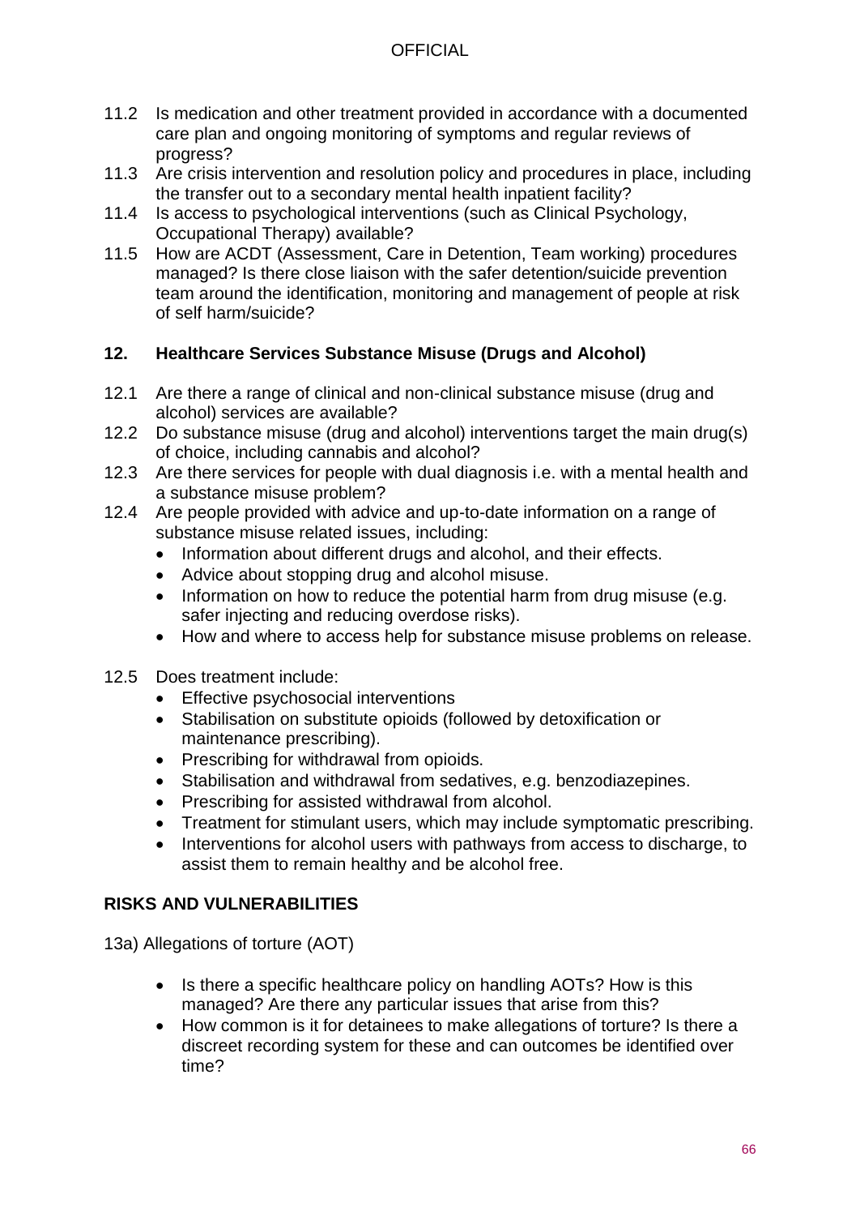11.2 Is medication and other treatment provided in accordance with a documented care plan and ongoing monitoring of symptoms and regular reviews of progress?

11.3 Are crisis intervention and resolution policy and procedures in place, including the transfer out to a secondary mental health inpatient facility?

11.4 Is access to psychological interventions (such as Clinical Psychology, Occupational Therapy) available?

11.5 How are ACDT (Assessment, Care in Detention, Team working) procedures managed? Is there close liaison with the safer detention/suicide prevention team around the identification, monitoring and management of people at risk of self harm/suicide?

## 12. Healthcare Services Substance Misuse (Drugs and Alcohol)

12.1 Are there a range of clinical and non-clinical substance misuse (drug and alcohol) services are available?

12.2 Do substance misuse (drug and alcohol) interventions target the main drug(s) of choice, including cannabis and alcohol?

12.3 Are there services for people with dual diagnosis i.e. with a mental health and a substance misuse problem?

12.4 Are people provided with advice and up-to-date information on a range of substance misuse related issues, including:

- Information about different drugs and alcohol, and their effects.
- Advice about stopping drug and alcohol misuse.
- Information on how to reduce the potential harm from drug misuse (e.g. safer injecting and reducing overdose risks).
- How and where to access help for substance misuse problems on release.

12.5 Does treatment include:

- Effective psychosocial interventions
- Stabilisation on substitute opioids (followed by detoxification or maintenance prescribing).
- Prescribing for withdrawal from opioids.
- Stabilisation and withdrawal from sedatives, e.g. benzodiazepines.
- Prescribing for assisted withdrawal from alcohol.
- Treatment for stimulant users, which may include symptomatic prescribing.
- Interventions for alcohol users with pathways from access to discharge, to assist them to remain healthy and be alcohol free.

## RISKS AND VULNERABILITIES

13a) Allegations of torture (AOT)

- Is there a specific healthcare policy on handling AOTs? How is this managed? Are there any particular issues that arise from this?
- How common is it for detainees to make allegations of torture? Is there a discreet recording system for these and can outcomes be identified over time?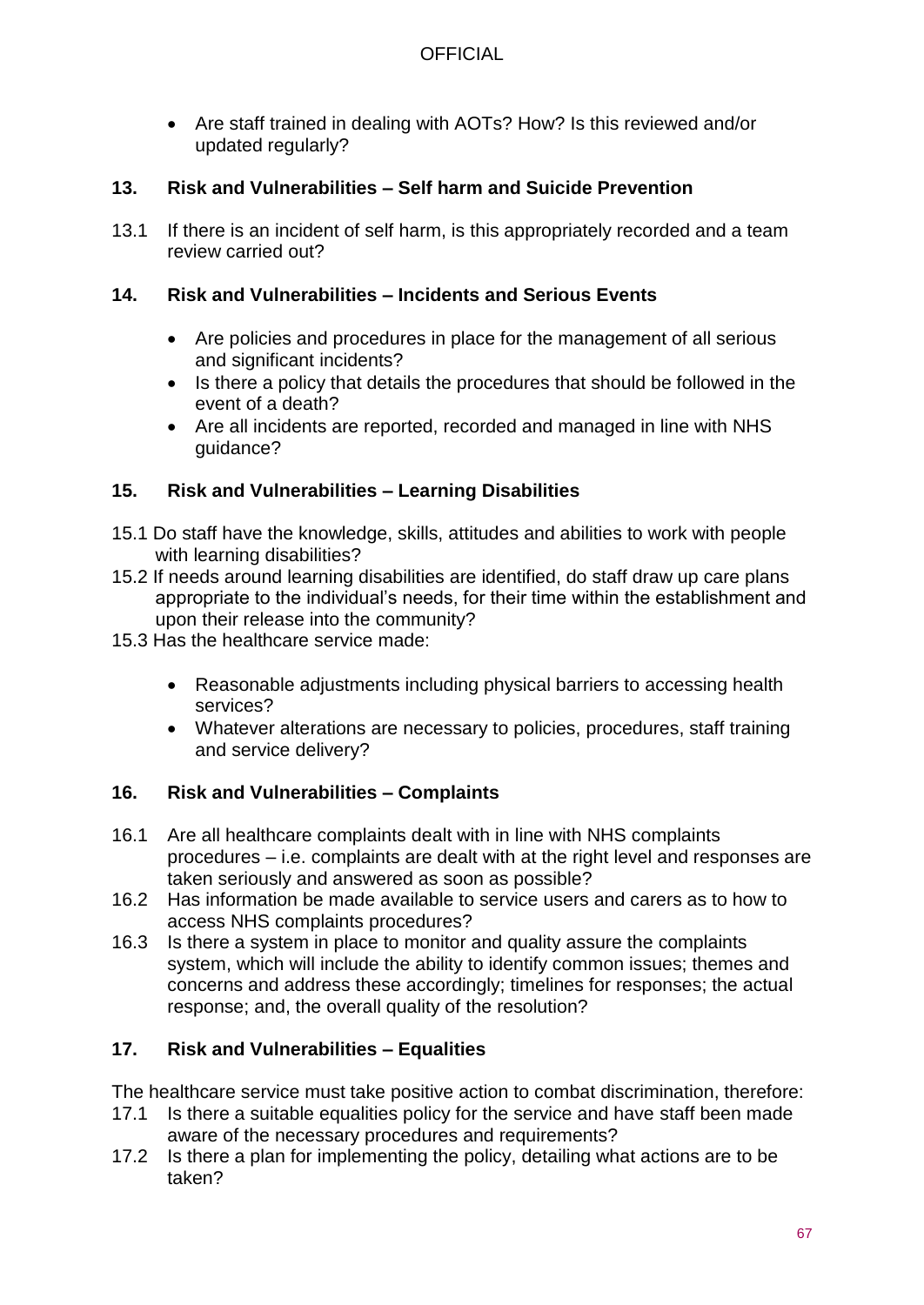- Are staff trained in dealing with AOTs? How? Is this reviewed and/or updated regularly?

## 13. Risk and Vulnerabilities – Self harm and Suicide Prevention

13.1 If there is an incident of self harm, is this appropriately recorded and a team review carried out?

## 14. Risk and Vulnerabilities – Incidents and Serious Events

- Are policies and procedures in place for the management of all serious and significant incidents?
- Is there a policy that details the procedures that should be followed in the event of a death?
- Are all incidents are reported, recorded and managed in line with NHS guidance?

## 15. Risk and Vulnerabilities – Learning Disabilities

15.1 Do staff have the knowledge, skills, attitudes and abilities to work with people with learning disabilities?

15.2 If needs around learning disabilities are identified, do staff draw up care plans appropriate to the individual's needs, for their time within the establishment and upon their release into the community?

15.3 Has the healthcare service made:

- Reasonable adjustments including physical barriers to accessing health services?
- Whatever alterations are necessary to policies, procedures, staff training and service delivery?

## 16. Risk and Vulnerabilities – Complaints

16.1 Are all healthcare complaints dealt with in line with NHS complaints procedures – i.e. complaints are dealt with at the right level and responses are taken seriously and answered as soon as possible?

16.2 Has information be made available to service users and carers as to how to access NHS complaints procedures?

16.3 Is there a system in place to monitor and quality assure the complaints system, which will include the ability to identify common issues; themes and concerns and address these accordingly; timelines for responses; the actual response; and, the overall quality of the resolution?

## 17. Risk and Vulnerabilities – Equalities

The healthcare service must take positive action to combat discrimination, therefore:

17.1 Is there a suitable equalities policy for the service and have staff been made aware of the necessary procedures and requirements?

17.2 Is there a plan for implementing the policy, detailing what actions are to be taken?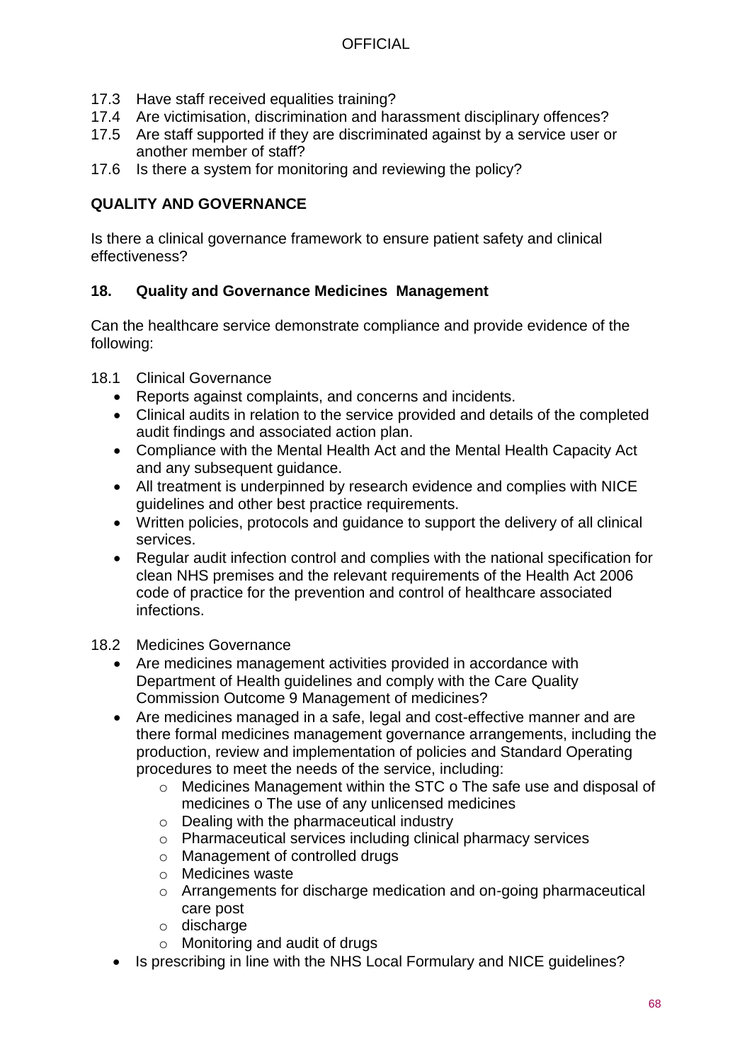17.3 Have staff received equalities training?

17.4 Are victimisation, discrimination and harassment disciplinary offences?

17.5 Are staff supported if they are discriminated against by a service user or another member of staff?

17.6 Is there a system for monitoring and reviewing the policy?

**QUALITY AND GOVERNANCE**

Is there a clinical governance framework to ensure patient safety and clinical effectiveness?

**18. Quality and Governance Medicines Management**

Can the healthcare service demonstrate compliance and provide evidence of the following:

18.1 Clinical Governance

- Reports against complaints, and concerns and incidents.
- Clinical audits in relation to the service provided and details of the completed audit findings and associated action plan.
- Compliance with the Mental Health Act and the Mental Health Capacity Act and any subsequent guidance.
- All treatment is underpinned by research evidence and complies with NICE guidelines and other best practice requirements.
- Written policies, protocols and guidance to support the delivery of all clinical services.
- Regular audit infection control and complies with the national specification for clean NHS premises and the relevant requirements of the Health Act 2006 code of practice for the prevention and control of healthcare associated infections.

18.2 Medicines Governance

- Are medicines management activities provided in accordance with Department of Health guidelines and comply with the Care Quality Commission Outcome 9 Management of medicines?
- Are medicines managed in a safe, legal and cost-effective manner and are there formal medicines management governance arrangements, including the production, review and implementation of policies and Standard Operating procedures to meet the needs of the service, including:
  - Medicines Management within the STC o The safe use and disposal of medicines o The use of any unlicensed medicines
  - Dealing with the pharmaceutical industry
  - Pharmaceutical services including clinical pharmacy services
  - Management of controlled drugs
  - Medicines waste
  - Arrangements for discharge medication and on-going pharmaceutical care post
  - discharge
  - Monitoring and audit of drugs
- Is prescribing in line with the NHS Local Formulary and NICE guidelines?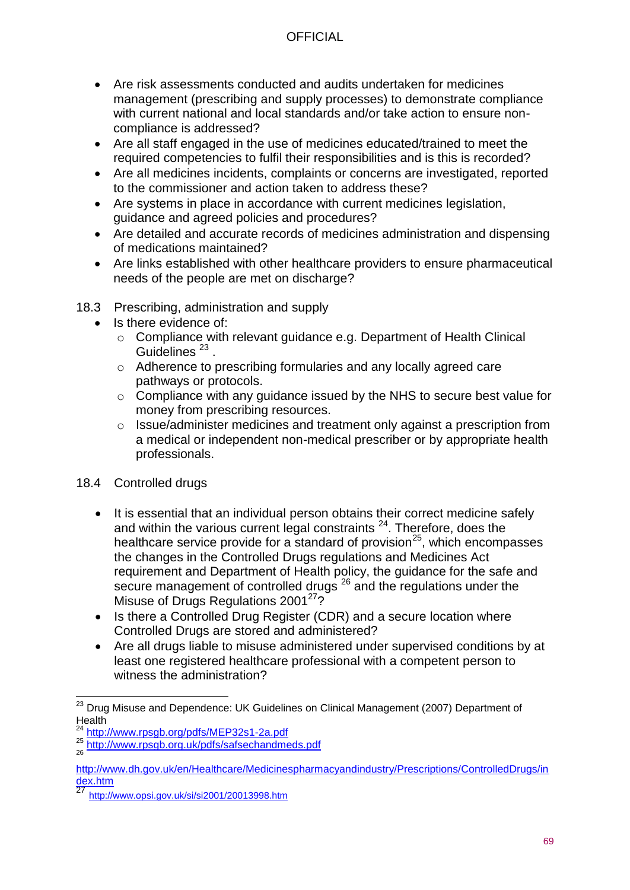- Are risk assessments conducted and audits undertaken for medicines management (prescribing and supply processes) to demonstrate compliance with current national and local standards and/or take action to ensure non-compliance is addressed?
- Are all staff engaged in the use of medicines educated/trained to meet the required competencies to fulfil their responsibilities and is this is recorded?
- Are all medicines incidents, complaints or concerns are investigated, reported to the commissioner and action taken to address these?
- Are systems in place in accordance with current medicines legislation, guidance and agreed policies and procedures?
- Are detailed and accurate records of medicines administration and dispensing of medications maintained?
- Are links established with other healthcare providers to ensure pharmaceutical needs of the people are met on discharge?

18.3 Prescribing, administration and supply

- Is there evidence of:
  - Compliance with relevant guidance e.g. Department of Health Clinical Guidelines [23] .
  - Adherence to prescribing formularies and any locally agreed care pathways or protocols.
  - Compliance with any guidance issued by the NHS to secure best value for money from prescribing resources.
  - Issue/administer medicines and treatment only against a prescription from a medical or independent non-medical prescriber or by appropriate health professionals.

18.4 Controlled drugs

- It is essential that an individual person obtains their correct medicine safely and within the various current legal constraints [24]. Therefore, does the healthcare service provide for a standard of provision[25], which encompasses the changes in the Controlled Drugs regulations and Medicines Act requirement and Department of Health policy, the guidance for the safe and secure management of controlled drugs [26] and the regulations under the Misuse of Drugs Regulations 2001[27]?
- Is there a Controlled Drug Register (CDR) and a secure location where Controlled Drugs are stored and administered?
- Are all drugs liable to misuse administered under supervised conditions by at least one registered healthcare professional with a competent person to witness the administration?

---

[23] Drug Misuse and Dependence: UK Guidelines on Clinical Management (2007) Department of Health

[24] http://www.rpsgb.org/pdfs/MEP32s1-2a.pdf

[25] http://www.rpsgb.org.uk/pdfs/safsechandmeds.pdf

[26] http://www.dh.gov.uk/en/Healthcare/Medicinespharmacyandindustry/Prescriptions/ControlledDrugs/index.htm

[27] http://www.opsi.gov.uk/si/si2001/20013998.htm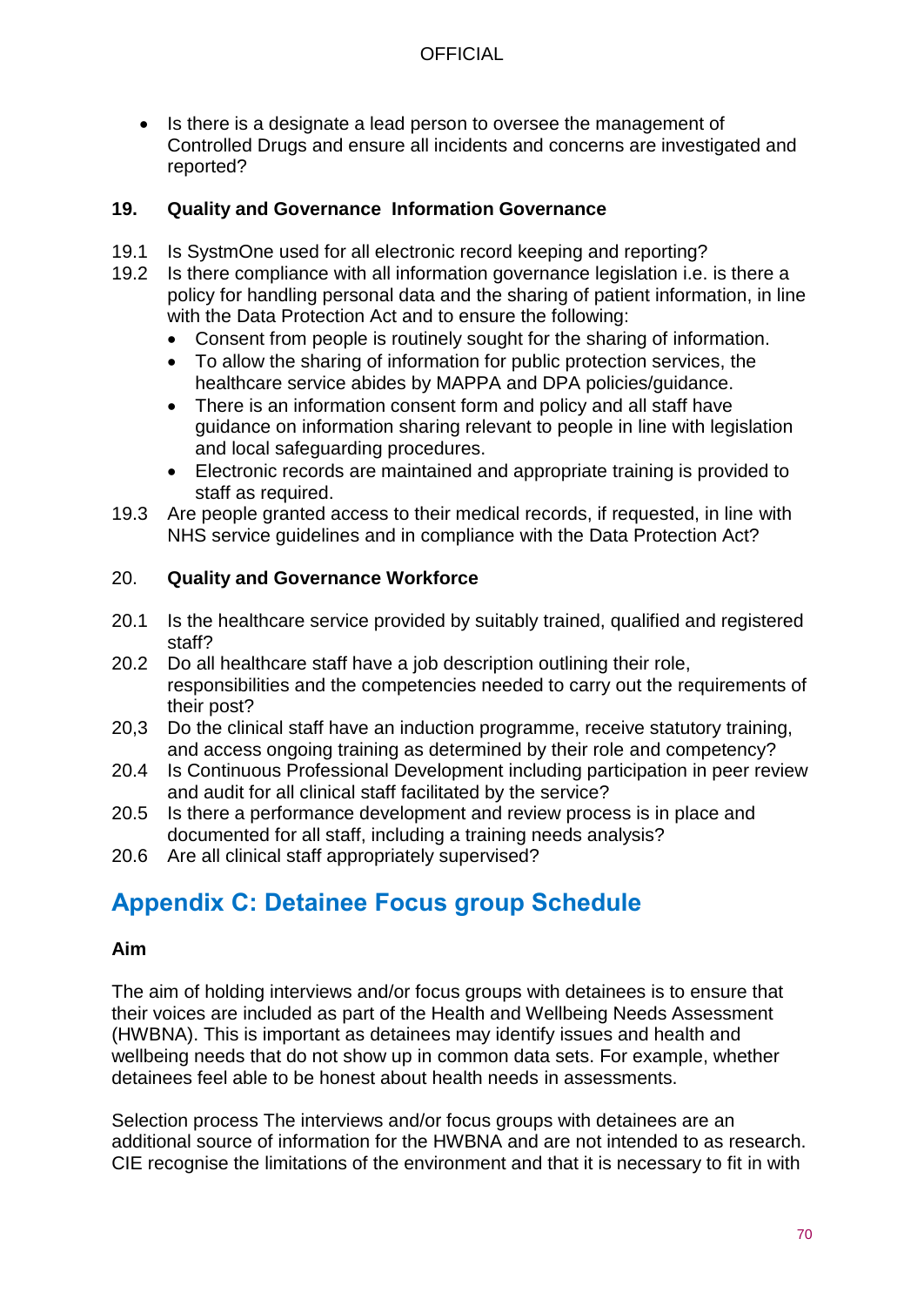- Is there is a designate a lead person to oversee the management of Controlled Drugs and ensure all incidents and concerns are investigated and reported?

**19. Quality and Governance Information Governance**

19.1 Is SystmOne used for all electronic record keeping and reporting?

19.2 Is there compliance with all information governance legislation i.e. is there a policy for handling personal data and the sharing of patient information, in line with the Data Protection Act and to ensure the following:

- Consent from people is routinely sought for the sharing of information.
- To allow the sharing of information for public protection services, the healthcare service abides by MAPPA and DPA policies/guidance.
- There is an information consent form and policy and all staff have guidance on information sharing relevant to people in line with legislation and local safeguarding procedures.
- Electronic records are maintained and appropriate training is provided to staff as required.

19.3 Are people granted access to their medical records, if requested, in line with NHS service guidelines and in compliance with the Data Protection Act?

20. **Quality and Governance Workforce**

20.1 Is the healthcare service provided by suitably trained, qualified and registered staff?

20.2 Do all healthcare staff have a job description outlining their role, responsibilities and the competencies needed to carry out the requirements of their post?

20,3 Do the clinical staff have an induction programme, receive statutory training, and access ongoing training as determined by their role and competency?

20.4 Is Continuous Professional Development including participation in peer review and audit for all clinical staff facilitated by the service?

20.5 Is there a performance development and review process is in place and documented for all staff, including a training needs analysis?

20.6 Are all clinical staff appropriately supervised?

## Appendix C: Detainee Focus group Schedule

**Aim**

The aim of holding interviews and/or focus groups with detainees is to ensure that their voices are included as part of the Health and Wellbeing Needs Assessment (HWBNA). This is important as detainees may identify issues and health and wellbeing needs that do not show up in common data sets. For example, whether detainees feel able to be honest about health needs in assessments.

Selection process The interviews and/or focus groups with detainees are an additional source of information for the HWBNA and are not intended to as research. CIE recognise the limitations of the environment and that it is necessary to fit in with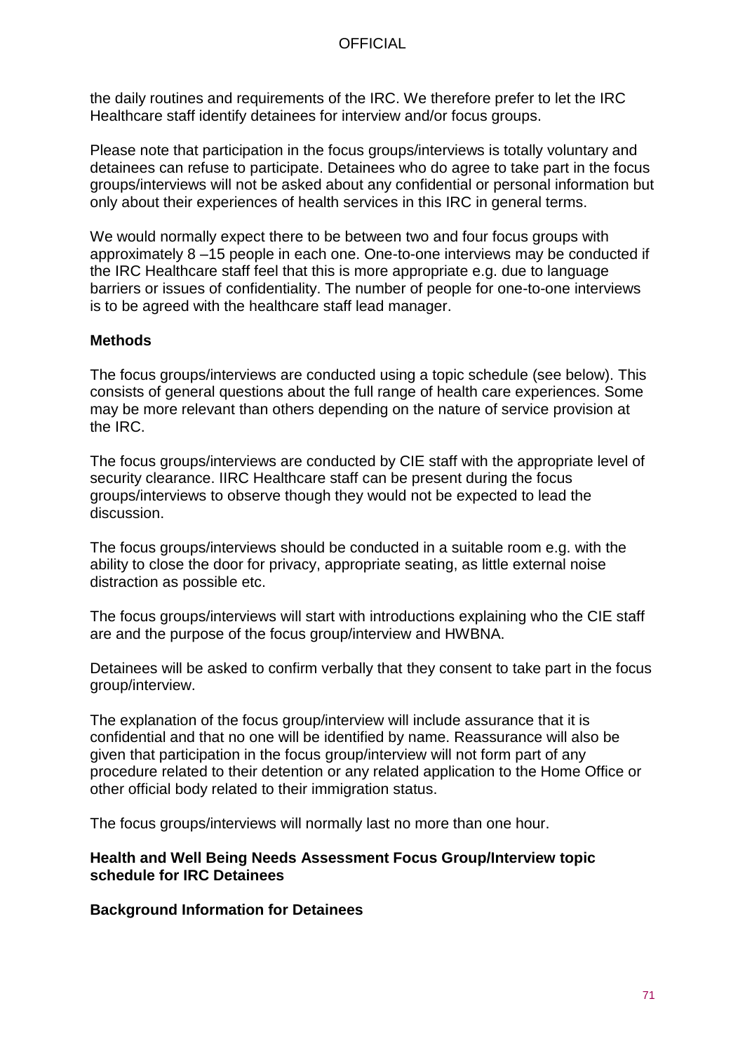the daily routines and requirements of the IRC. We therefore prefer to let the IRC Healthcare staff identify detainees for interview and/or focus groups.

Please note that participation in the focus groups/interviews is totally voluntary and detainees can refuse to participate. Detainees who do agree to take part in the focus groups/interviews will not be asked about any confidential or personal information but only about their experiences of health services in this IRC in general terms.

We would normally expect there to be between two and four focus groups with approximately 8 –15 people in each one. One-to-one interviews may be conducted if the IRC Healthcare staff feel that this is more appropriate e.g. due to language barriers or issues of confidentiality. The number of people for one-to-one interviews is to be agreed with the healthcare staff lead manager.

**Methods**

The focus groups/interviews are conducted using a topic schedule (see below). This consists of general questions about the full range of health care experiences. Some may be more relevant than others depending on the nature of service provision at the IRC.

The focus groups/interviews are conducted by CIE staff with the appropriate level of security clearance. IIRC Healthcare staff can be present during the focus groups/interviews to observe though they would not be expected to lead the discussion.

The focus groups/interviews should be conducted in a suitable room e.g. with the ability to close the door for privacy, appropriate seating, as little external noise distraction as possible etc.

The focus groups/interviews will start with introductions explaining who the CIE staff are and the purpose of the focus group/interview and HWBNA.

Detainees will be asked to confirm verbally that they consent to take part in the focus group/interview.

The explanation of the focus group/interview will include assurance that it is confidential and that no one will be identified by name. Reassurance will also be given that participation in the focus group/interview will not form part of any procedure related to their detention or any related application to the Home Office or other official body related to their immigration status.

The focus groups/interviews will normally last no more than one hour.

**Health and Well Being Needs Assessment Focus Group/Interview topic schedule for IRC Detainees**

**Background Information for Detainees**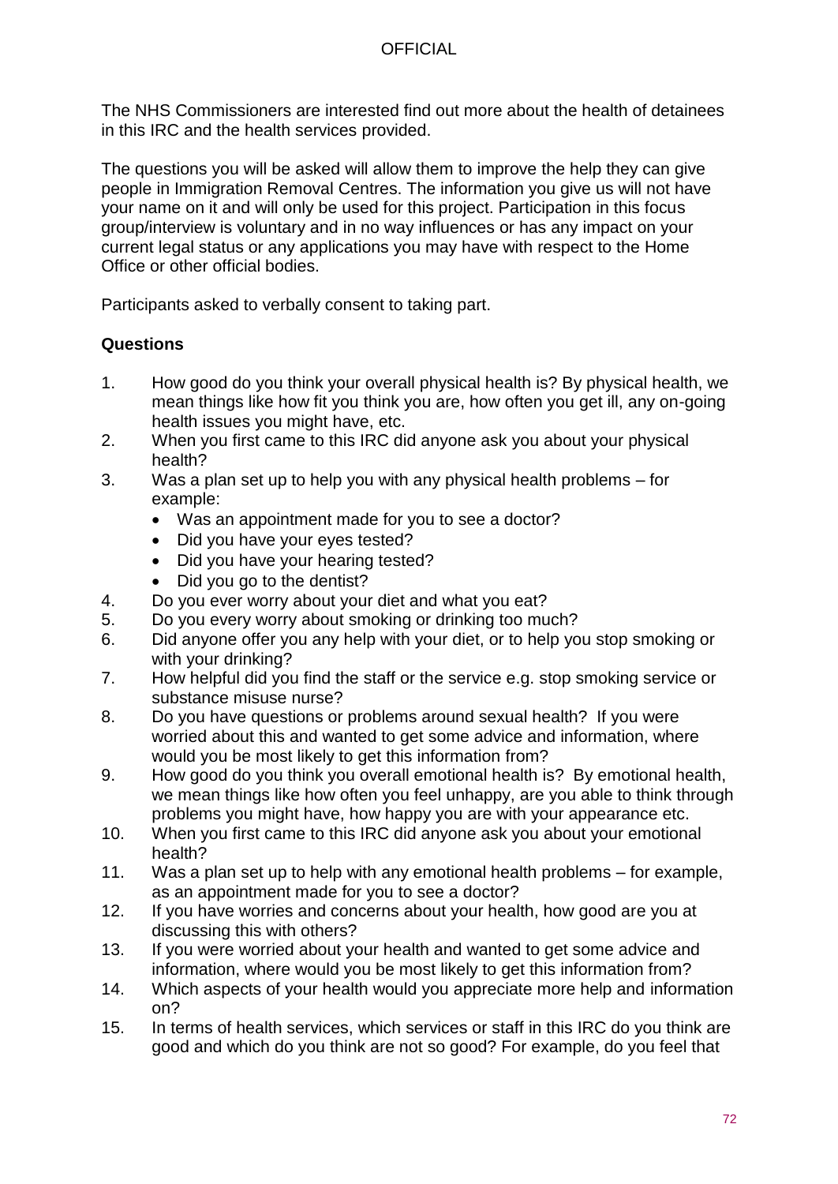The NHS Commissioners are interested find out more about the health of detainees in this IRC and the health services provided.

The questions you will be asked will allow them to improve the help they can give people in Immigration Removal Centres. The information you give us will not have your name on it and will only be used for this project. Participation in this focus group/interview is voluntary and in no way influences or has any impact on your current legal status or any applications you may have with respect to the Home Office or other official bodies.

Participants asked to verbally consent to taking part.

**Questions**

1. How good do you think your overall physical health is? By physical health, we mean things like how fit you think you are, how often you get ill, any on-going health issues you might have, etc.
2. When you first came to this IRC did anyone ask you about your physical health?
3. Was a plan set up to help you with any physical health problems – for example:
   - Was an appointment made for you to see a doctor?
   - Did you have your eyes tested?
   - Did you have your hearing tested?
   - Did you go to the dentist?
4. Do you ever worry about your diet and what you eat?
5. Do you every worry about smoking or drinking too much?
6. Did anyone offer you any help with your diet, or to help you stop smoking or with your drinking?
7. How helpful did you find the staff or the service e.g. stop smoking service or substance misuse nurse?
8. Do you have questions or problems around sexual health? If you were worried about this and wanted to get some advice and information, where would you be most likely to get this information from?
9. How good do you think you overall emotional health is? By emotional health, we mean things like how often you feel unhappy, are you able to think through problems you might have, how happy you are with your appearance etc.
10. When you first came to this IRC did anyone ask you about your emotional health?
11. Was a plan set up to help with any emotional health problems – for example, as an appointment made for you to see a doctor?
12. If you have worries and concerns about your health, how good are you at discussing this with others?
13. If you were worried about your health and wanted to get some advice and information, where would you be most likely to get this information from?
14. Which aspects of your health would you appreciate more help and information on?
15. In terms of health services, which services or staff in this IRC do you think are good and which do you think are not so good? For example, do you feel that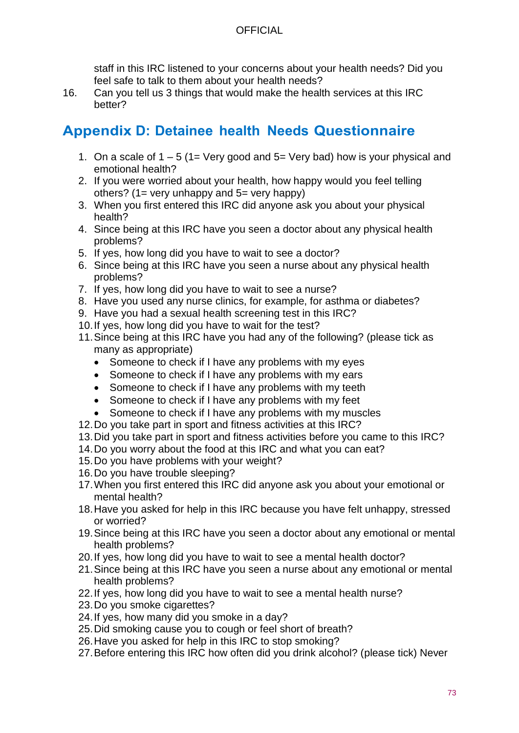staff in this IRC listened to your concerns about your health needs? Did you feel safe to talk to them about your health needs?

16. Can you tell us 3 things that would make the health services at this IRC better?

## Appendix D: Detainee health Needs Questionnaire

1. On a scale of 1 – 5 (1= Very good and 5= Very bad) how is your physical and emotional health?
2. If you were worried about your health, how happy would you feel telling others? (1= very unhappy and 5= very happy)
3. When you first entered this IRC did anyone ask you about your physical health?
4. Since being at this IRC have you seen a doctor about any physical health problems?
5. If yes, how long did you have to wait to see a doctor?
6. Since being at this IRC have you seen a nurse about any physical health problems?
7. If yes, how long did you have to wait to see a nurse?
8. Have you used any nurse clinics, for example, for asthma or diabetes?
9. Have you had a sexual health screening test in this IRC?
10. If yes, how long did you have to wait for the test?
11. Since being at this IRC have you had any of the following? (please tick as many as appropriate)
    - Someone to check if I have any problems with my eyes
    - Someone to check if I have any problems with my ears
    - Someone to check if I have any problems with my teeth
    - Someone to check if I have any problems with my feet
    - Someone to check if I have any problems with my muscles
12. Do you take part in sport and fitness activities at this IRC?
13. Did you take part in sport and fitness activities before you came to this IRC?
14. Do you worry about the food at this IRC and what you can eat?
15. Do you have problems with your weight?
16. Do you have trouble sleeping?
17. When you first entered this IRC did anyone ask you about your emotional or mental health?
18. Have you asked for help in this IRC because you have felt unhappy, stressed or worried?
19. Since being at this IRC have you seen a doctor about any emotional or mental health problems?
20. If yes, how long did you have to wait to see a mental health doctor?
21. Since being at this IRC have you seen a nurse about any emotional or mental health problems?
22. If yes, how long did you have to wait to see a mental health nurse?
23. Do you smoke cigarettes?
24. If yes, how many did you smoke in a day?
25. Did smoking cause you to cough or feel short of breath?
26. Have you asked for help in this IRC to stop smoking?
27. Before entering this IRC how often did you drink alcohol? (please tick) Never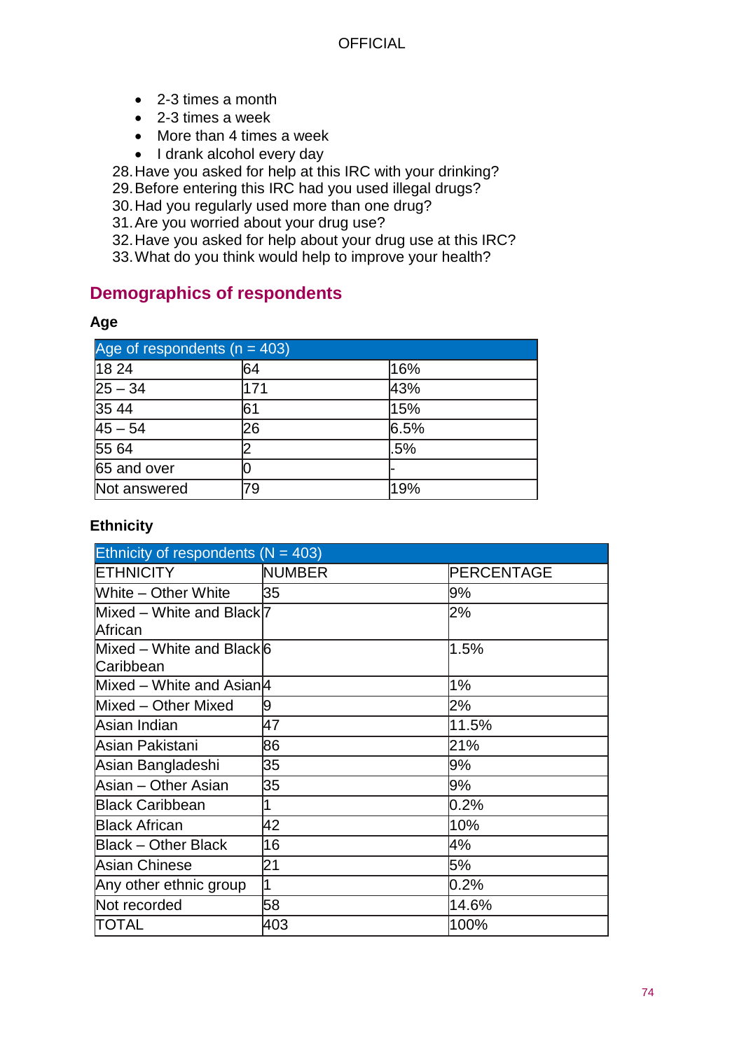- 2-3 times a month
- 2-3 times a week
- More than 4 times a week
- I drank alcohol every day

28. Have you asked for help at this IRC with your drinking?
29. Before entering this IRC had you used illegal drugs?
30. Had you regularly used more than one drug?
31. Are you worried about your drug use?
32. Have you asked for help about your drug use at this IRC?
33. What do you think would help to improve your health?

## Demographics of respondents

### Age

| Age of respondents (n = 403) | | |
|---|---|---|
| 18 24 | 64 | 16% |
| 25 – 34 | 171 | 43% |
| 35 44 | 61 | 15% |
| 45 – 54 | 26 | 6.5% |
| 55 64 | 2 | .5% |
| 65 and over | 0 | - |
| Not answered | 79 | 19% |

### Ethnicity

| Ethnicity of respondents (N = 403) | | |
|---|---|---|
| ETHNICITY | NUMBER | PERCENTAGE |
| White – Other White | 35 | 9% |
| Mixed – White and Black African | 7 | 2% |
| Mixed – White and Black Caribbean | 6 | 1.5% |
| Mixed – White and Asian | 4 | 1% |
| Mixed – Other Mixed | 9 | 2% |
| Asian Indian | 47 | 11.5% |
| Asian Pakistani | 86 | 21% |
| Asian Bangladeshi | 35 | 9% |
| Asian – Other Asian | 35 | 9% |
| Black Caribbean | 1 | 0.2% |
| Black African | 42 | 10% |
| Black – Other Black | 16 | 4% |
| Asian Chinese | 21 | 5% |
| Any other ethnic group | 1 | 0.2% |
| Not recorded | 58 | 14.6% |
| TOTAL | 403 | 100% |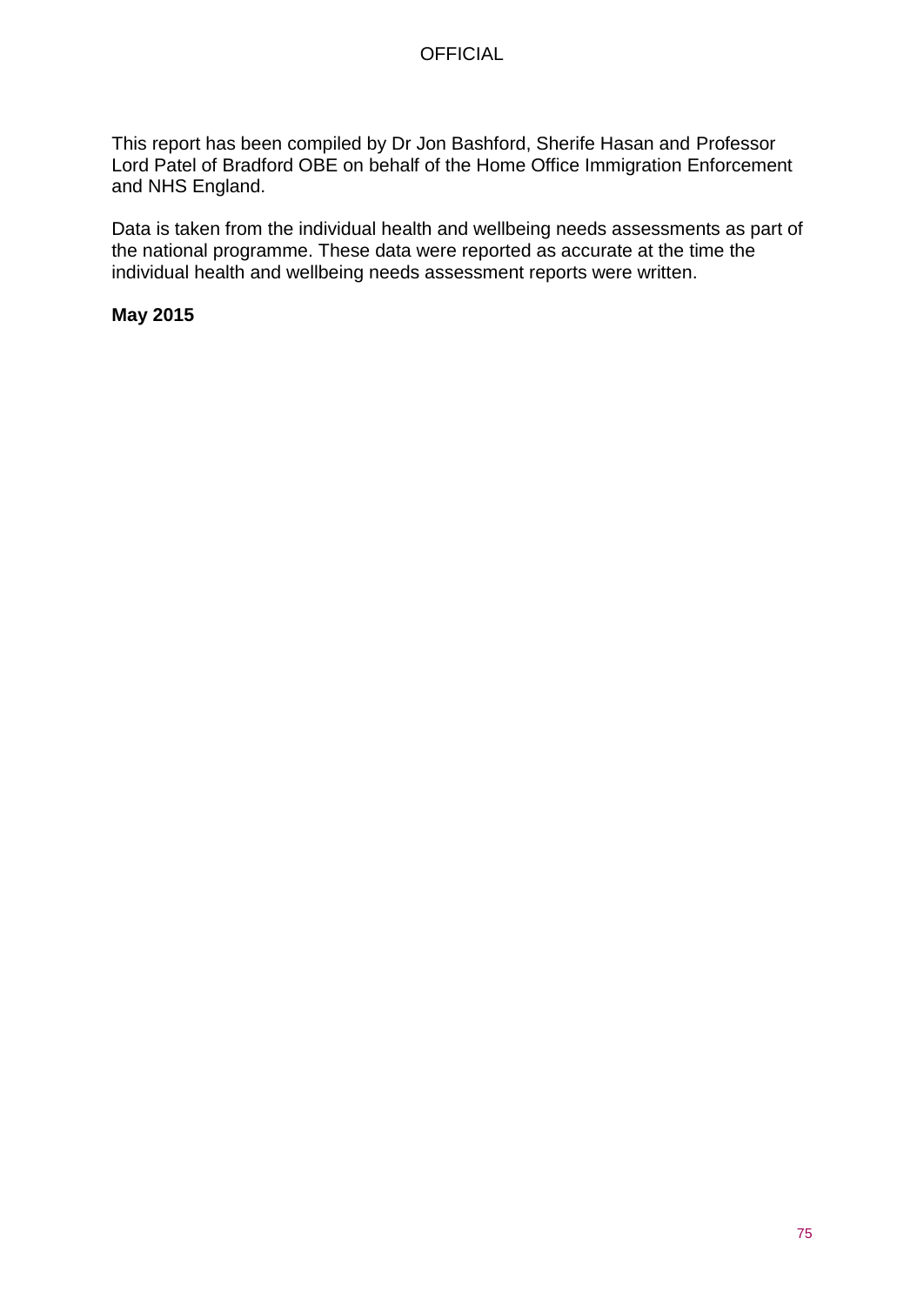This report has been compiled by Dr Jon Bashford, Sherife Hasan and Professor Lord Patel of Bradford OBE on behalf of the Home Office Immigration Enforcement and NHS England.

Data is taken from the individual health and wellbeing needs assessments as part of the national programme. These data were reported as accurate at the time the individual health and wellbeing needs assessment reports were written.

**May 2015**